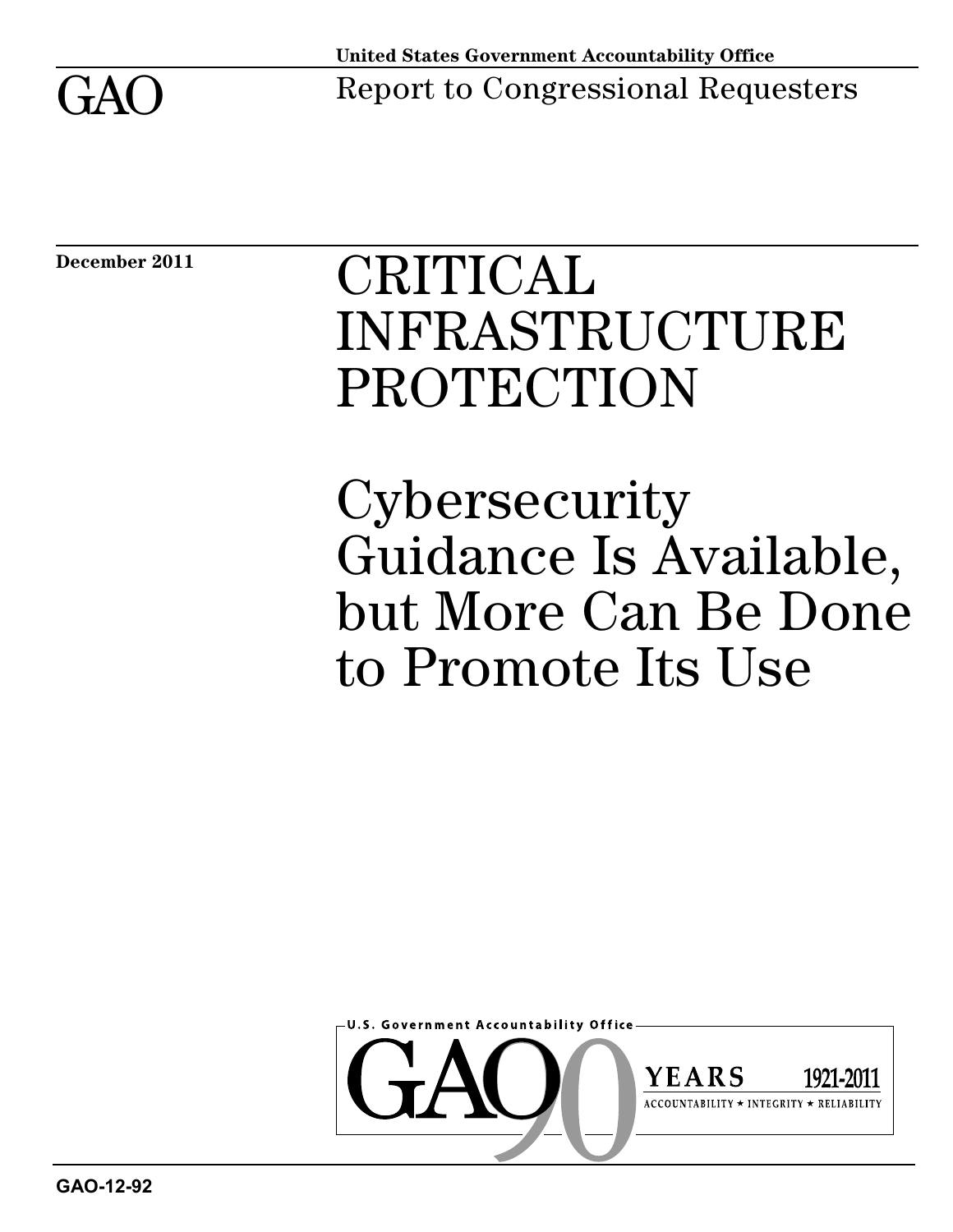United States Government Accountability Office

GAO

Report to Congressional Requesters

December 2011

# CRITICAL INFRASTRUCTURE PROTECTION

## Cybersecurity Guidance Is Available, but More Can Be Done to Promote Its Use

GAO-12-92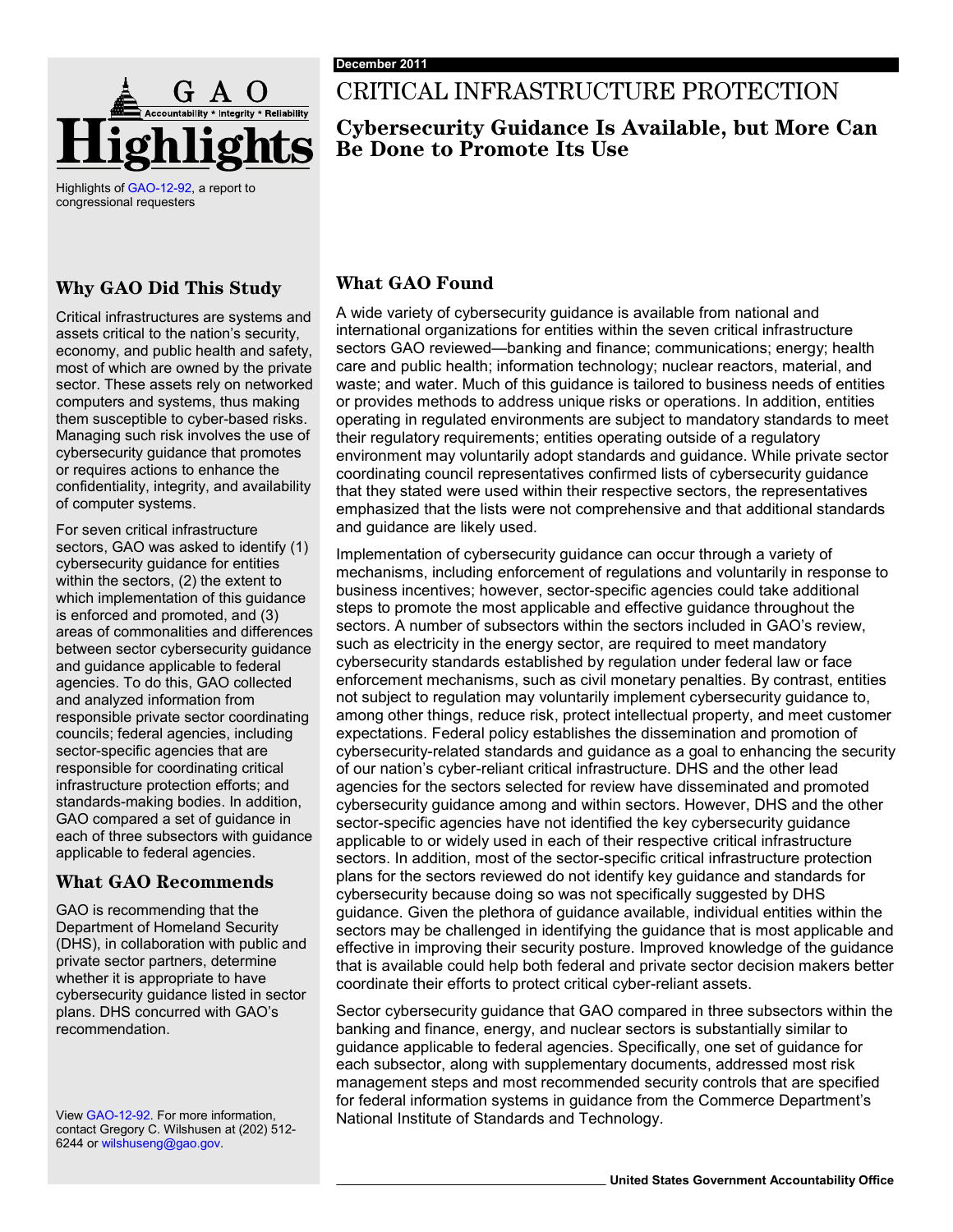December 2011

# CRITICAL INFRASTRUCTURE PROTECTION

## Cybersecurity Guidance Is Available, but More Can Be Done to Promote Its Use

Highlights of GAO-12-92, a report to congressional requesters

### Why GAO Did This Study

Critical infrastructures are systems and assets critical to the nation's security, economy, and public health and safety, most of which are owned by the private sector. These assets rely on networked computers and systems, thus making them susceptible to cyber-based risks. Managing such risk involves the use of cybersecurity guidance that promotes or requires actions to enhance the confidentiality, integrity, and availability of computer systems.

For seven critical infrastructure sectors, GAO was asked to identify (1) cybersecurity guidance for entities within the sectors, (2) the extent to which implementation of this guidance is enforced and promoted, and (3) areas of commonalities and differences between sector cybersecurity guidance and guidance applicable to federal agencies. To do this, GAO collected and analyzed information from responsible private sector coordinating councils; federal agencies, including sector-specific agencies that are responsible for coordinating critical infrastructure protection efforts; and standards-making bodies. In addition, GAO compared a set of guidance in each of three subsectors with guidance applicable to federal agencies.

### What GAO Recommends

GAO is recommending that the Department of Homeland Security (DHS), in collaboration with public and private sector partners, determine whether it is appropriate to have cybersecurity guidance listed in sector plans. DHS concurred with GAO's recommendation.

View GAO-12-92. For more information, contact Gregory C. Wilshusen at (202) 512-6244 or wilshuseng@gao.gov.

### What GAO Found

A wide variety of cybersecurity guidance is available from national and international organizations for entities within the seven critical infrastructure sectors GAO reviewed—banking and finance; communications; energy; health care and public health; information technology; nuclear reactors, material, and waste; and water. Much of this guidance is tailored to business needs of entities or provides methods to address unique risks or operations. In addition, entities operating in regulated environments are subject to mandatory standards to meet their regulatory requirements; entities operating outside of a regulatory environment may voluntarily adopt standards and guidance. While private sector coordinating council representatives confirmed lists of cybersecurity guidance that they stated were used within their respective sectors, the representatives emphasized that the lists were not comprehensive and that additional standards and guidance are likely used.

Implementation of cybersecurity guidance can occur through a variety of mechanisms, including enforcement of regulations and voluntarily in response to business incentives; however, sector-specific agencies could take additional steps to promote the most applicable and effective guidance throughout the sectors. A number of subsectors within the sectors included in GAO's review, such as electricity in the energy sector, are required to meet mandatory cybersecurity standards established by regulation under federal law or face enforcement mechanisms, such as civil monetary penalties. By contrast, entities not subject to regulation may voluntarily implement cybersecurity guidance to, among other things, reduce risk, protect intellectual property, and meet customer expectations. Federal policy establishes the dissemination and promotion of cybersecurity-related standards and guidance as a goal to enhancing the security of our nation's cyber-reliant critical infrastructure. DHS and the other lead agencies for the sectors selected for review have disseminated and promoted cybersecurity guidance among and within sectors. However, DHS and the other sector-specific agencies have not identified the key cybersecurity guidance applicable to or widely used in each of their respective critical infrastructure sectors. In addition, most of the sector-specific critical infrastructure protection plans for the sectors reviewed do not identify key guidance and standards for cybersecurity because doing so was not specifically suggested by DHS guidance. Given the plethora of guidance available, individual entities within the sectors may be challenged in identifying the guidance that is most applicable and effective in improving their security posture. Improved knowledge of the guidance that is available could help both federal and private sector decision makers better coordinate their efforts to protect critical cyber-reliant assets.

Sector cybersecurity guidance that GAO compared in three subsectors within the banking and finance, energy, and nuclear sectors is substantially similar to guidance applicable to federal agencies. Specifically, one set of guidance for each subsector, along with supplementary documents, addressed most risk management steps and most recommended security controls that are specified for federal information systems in guidance from the Commerce Department's National Institute of Standards and Technology.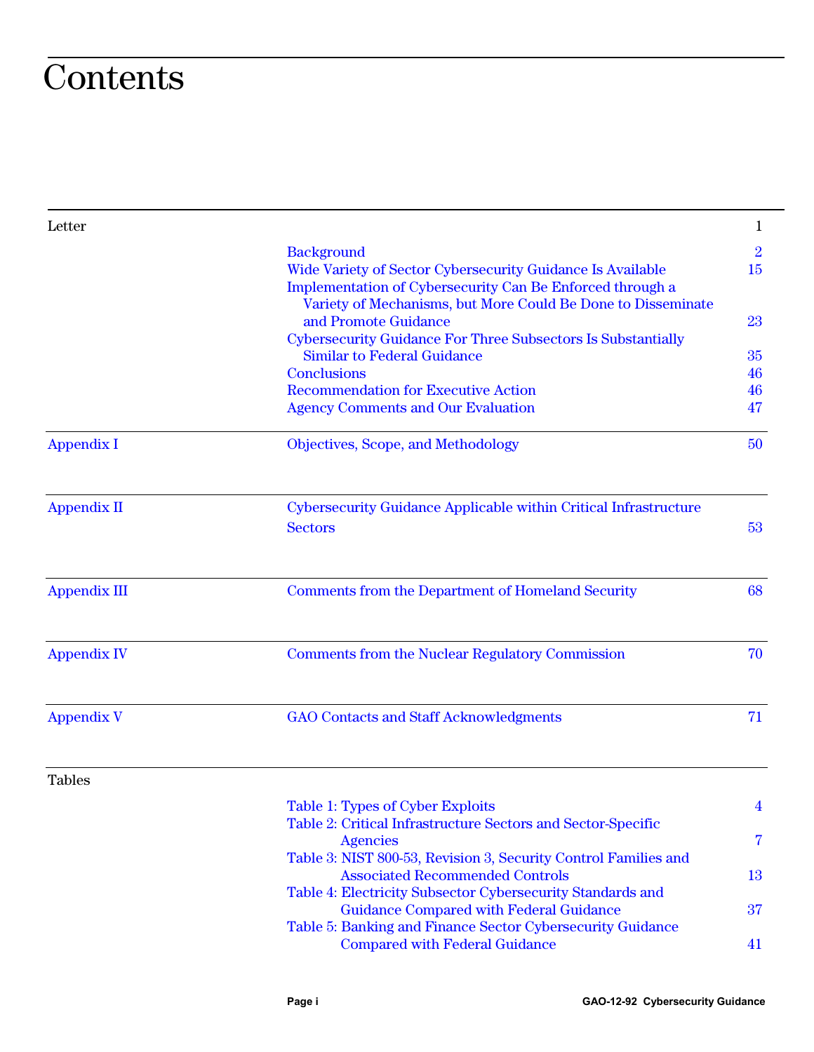# Contents

| | | |
|---|---|---|
| Letter | | 1 |
| | Background | 2 |
| | Wide Variety of Sector Cybersecurity Guidance Is Available | 15 |
| | Implementation of Cybersecurity Can Be Enforced through a Variety of Mechanisms, but More Could Be Done to Disseminate and Promote Guidance | 23 |
| | Cybersecurity Guidance For Three Subsectors Is Substantially Similar to Federal Guidance | 35 |
| | Conclusions | 46 |
| | Recommendation for Executive Action | 46 |
| | Agency Comments and Our Evaluation | 47 |
| Appendix I | Objectives, Scope, and Methodology | 50 |
| Appendix II | Cybersecurity Guidance Applicable within Critical Infrastructure Sectors | 53 |
| Appendix III | Comments from the Department of Homeland Security | 68 |
| Appendix IV | Comments from the Nuclear Regulatory Commission | 70 |
| Appendix V | GAO Contacts and Staff Acknowledgments | 71 |
| Tables | | |
| | Table 1: Types of Cyber Exploits | 4 |
| | Table 2: Critical Infrastructure Sectors and Sector-Specific Agencies | 7 |
| | Table 3: NIST 800-53, Revision 3, Security Control Families and Associated Recommended Controls | 13 |
| | Table 4: Electricity Subsector Cybersecurity Standards and Guidance Compared with Federal Guidance | 37 |
| | Table 5: Banking and Finance Sector Cybersecurity Guidance Compared with Federal Guidance | 41 |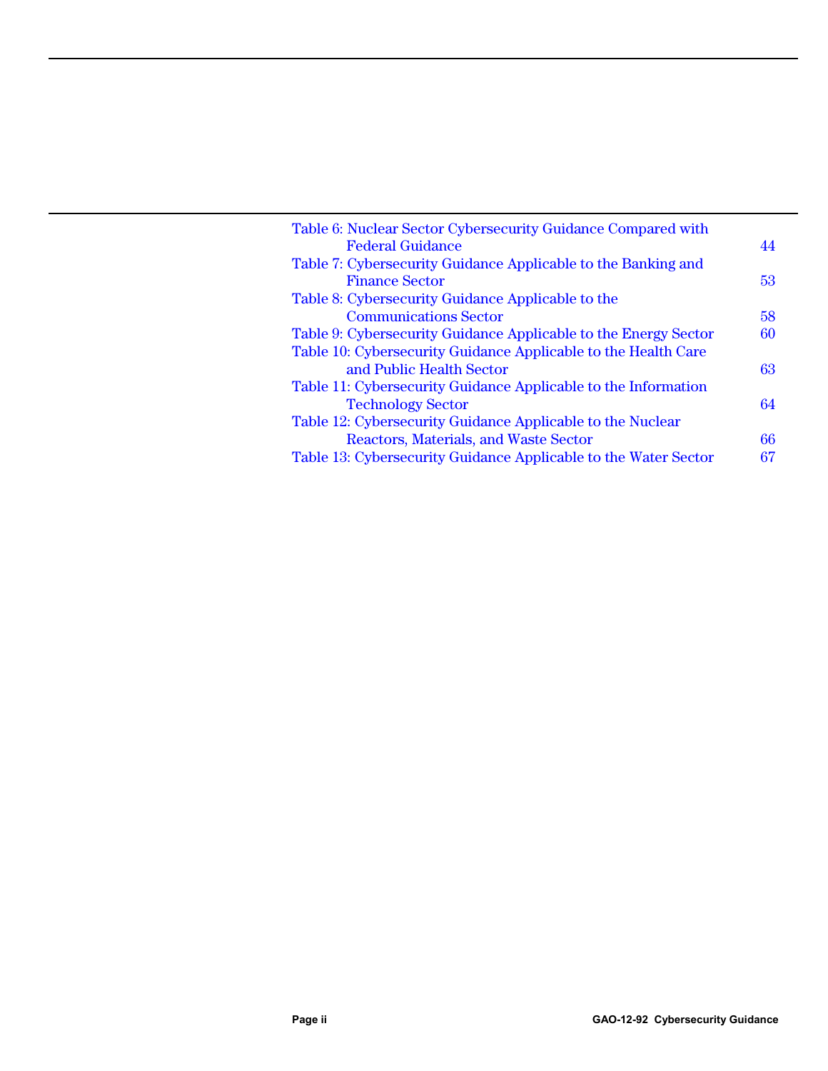Table 6: Nuclear Sector Cybersecurity Guidance Compared with Federal Guidance 44
Table 7: Cybersecurity Guidance Applicable to the Banking and Finance Sector 53
Table 8: Cybersecurity Guidance Applicable to the Communications Sector 58
Table 9: Cybersecurity Guidance Applicable to the Energy Sector 60
Table 10: Cybersecurity Guidance Applicable to the Health Care and Public Health Sector 63
Table 11: Cybersecurity Guidance Applicable to the Information Technology Sector 64
Table 12: Cybersecurity Guidance Applicable to the Nuclear Reactors, Materials, and Waste Sector 66
Table 13: Cybersecurity Guidance Applicable to the Water Sector 67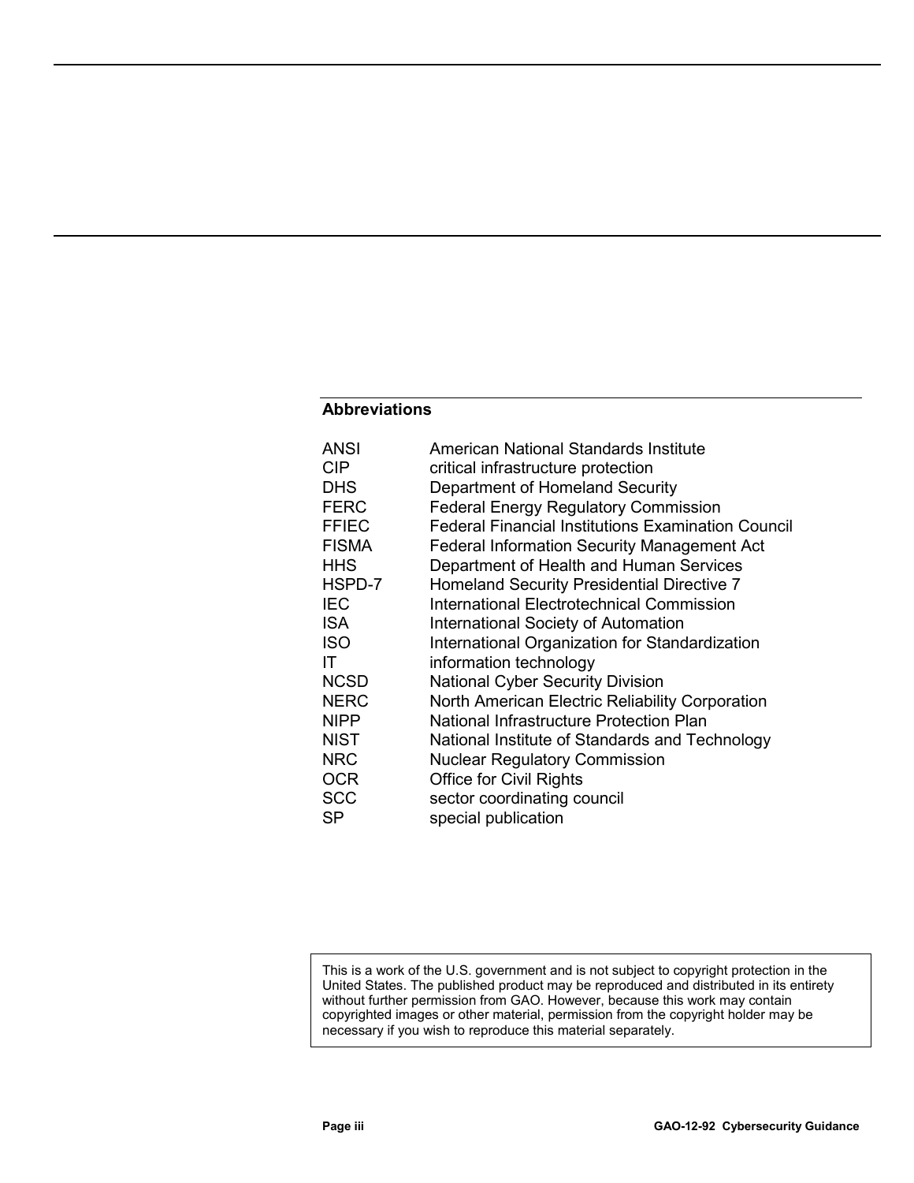## Abbreviations

| | |
|---|---|
| ANSI | American National Standards Institute |
| CIP | critical infrastructure protection |
| DHS | Department of Homeland Security |
| FERC | Federal Energy Regulatory Commission |
| FFIEC | Federal Financial Institutions Examination Council |
| FISMA | Federal Information Security Management Act |
| HHS | Department of Health and Human Services |
| HSPD-7 | Homeland Security Presidential Directive 7 |
| IEC | International Electrotechnical Commission |
| ISA | International Society of Automation |
| ISO | International Organization for Standardization |
| IT | information technology |
| NCSD | National Cyber Security Division |
| NERC | North American Electric Reliability Corporation |
| NIPP | National Infrastructure Protection Plan |
| NIST | National Institute of Standards and Technology |
| NRC | Nuclear Regulatory Commission |
| OCR | Office for Civil Rights |
| SCC | sector coordinating council |
| SP | special publication |

This is a work of the U.S. government and is not subject to copyright protection in the United States. The published product may be reproduced and distributed in its entirety without further permission from GAO. However, because this work may contain copyrighted images or other material, permission from the copyright holder may be necessary if you wish to reproduce this material separately.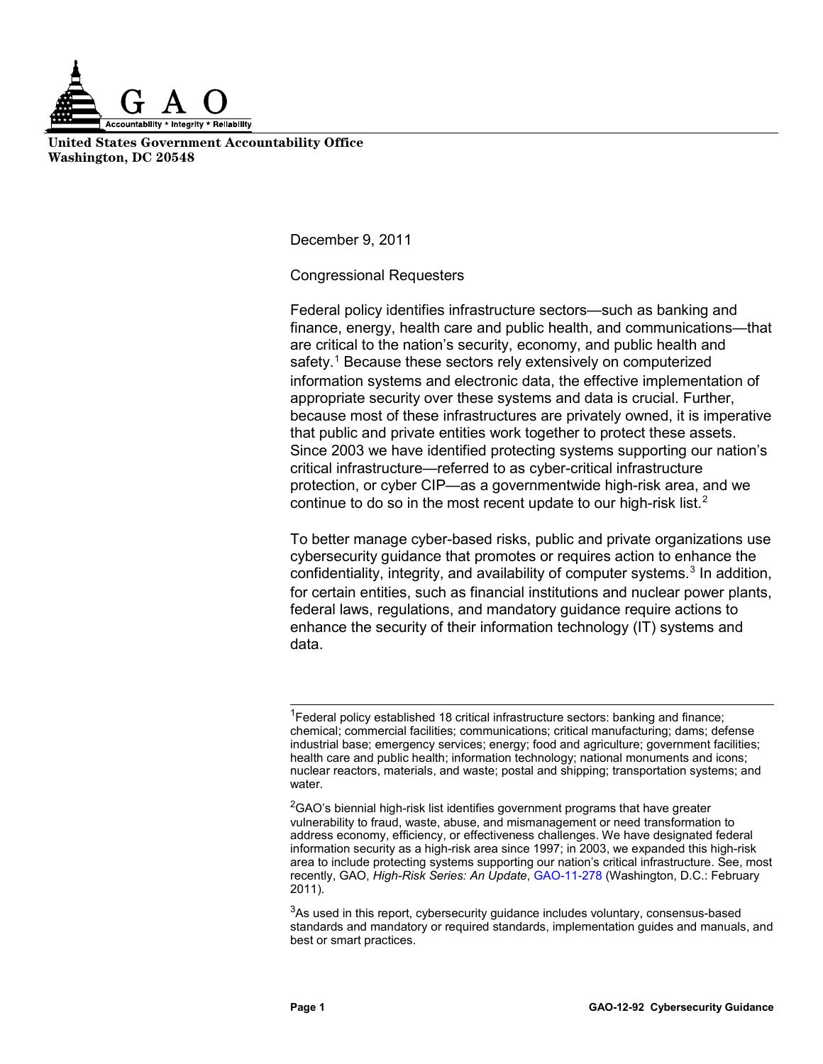**United States Government Accountability Office**
**Washington, DC 20548**

December 9, 2011

Congressional Requesters

Federal policy identifies infrastructure sectors—such as banking and finance, energy, health care and public health, and communications—that are critical to the nation's security, economy, and public health and safety.[1] Because these sectors rely extensively on computerized information systems and electronic data, the effective implementation of appropriate security over these systems and data is crucial. Further, because most of these infrastructures are privately owned, it is imperative that public and private entities work together to protect these assets. Since 2003 we have identified protecting systems supporting our nation's critical infrastructure—referred to as cyber-critical infrastructure protection, or cyber CIP—as a governmentwide high-risk area, and we continue to do so in the most recent update to our high-risk list.[2]

To better manage cyber-based risks, public and private organizations use cybersecurity guidance that promotes or requires action to enhance the confidentiality, integrity, and availability of computer systems.[3] In addition, for certain entities, such as financial institutions and nuclear power plants, federal laws, regulations, and mandatory guidance require actions to enhance the security of their information technology (IT) systems and data.

---

[1] Federal policy established 18 critical infrastructure sectors: banking and finance; chemical; commercial facilities; communications; critical manufacturing; dams; defense industrial base; emergency services; energy; food and agriculture; government facilities; health care and public health; information technology; national monuments and icons; nuclear reactors, materials, and waste; postal and shipping; transportation systems; and water.

[2] GAO's biennial high-risk list identifies government programs that have greater vulnerability to fraud, waste, abuse, and mismanagement or need transformation to address economy, efficiency, or effectiveness challenges. We have designated federal information security as a high-risk area since 1997; in 2003, we expanded this high-risk area to include protecting systems supporting our nation's critical infrastructure. See, most recently, GAO, *High-Risk Series: An Update*, GAO-11-278 (Washington, D.C.: February 2011).

[3] As used in this report, cybersecurity guidance includes voluntary, consensus-based standards and mandatory or required standards, implementation guides and manuals, and best or smart practices.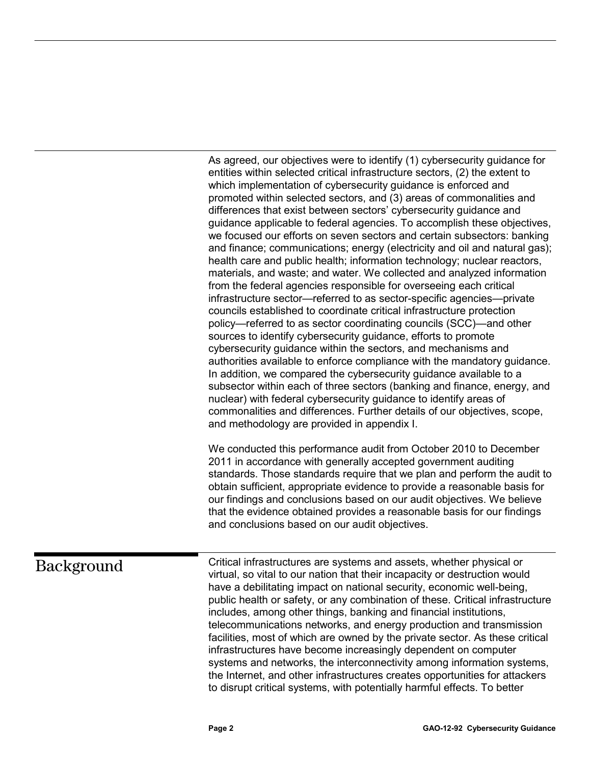As agreed, our objectives were to identify (1) cybersecurity guidance for entities within selected critical infrastructure sectors, (2) the extent to which implementation of cybersecurity guidance is enforced and promoted within selected sectors, and (3) areas of commonalities and differences that exist between sectors' cybersecurity guidance and guidance applicable to federal agencies. To accomplish these objectives, we focused our efforts on seven sectors and certain subsectors: banking and finance; communications; energy (electricity and oil and natural gas); health care and public health; information technology; nuclear reactors, materials, and waste; and water. We collected and analyzed information from the federal agencies responsible for overseeing each critical infrastructure sector—referred to as sector-specific agencies—private councils established to coordinate critical infrastructure protection policy—referred to as sector coordinating councils (SCC)—and other sources to identify cybersecurity guidance, efforts to promote cybersecurity guidance within the sectors, and mechanisms and authorities available to enforce compliance with the mandatory guidance. In addition, we compared the cybersecurity guidance available to a subsector within each of three sectors (banking and finance, energy, and nuclear) with federal cybersecurity guidance to identify areas of commonalities and differences. Further details of our objectives, scope, and methodology are provided in appendix I.

We conducted this performance audit from October 2010 to December 2011 in accordance with generally accepted government auditing standards. Those standards require that we plan and perform the audit to obtain sufficient, appropriate evidence to provide a reasonable basis for our findings and conclusions based on our audit objectives. We believe that the evidence obtained provides a reasonable basis for our findings and conclusions based on our audit objectives.

## Background

Critical infrastructures are systems and assets, whether physical or virtual, so vital to our nation that their incapacity or destruction would have a debilitating impact on national security, economic well-being, public health or safety, or any combination of these. Critical infrastructure includes, among other things, banking and financial institutions, telecommunications networks, and energy production and transmission facilities, most of which are owned by the private sector. As these critical infrastructures have become increasingly dependent on computer systems and networks, the interconnectivity among information systems, the Internet, and other infrastructures creates opportunities for attackers to disrupt critical systems, with potentially harmful effects. To better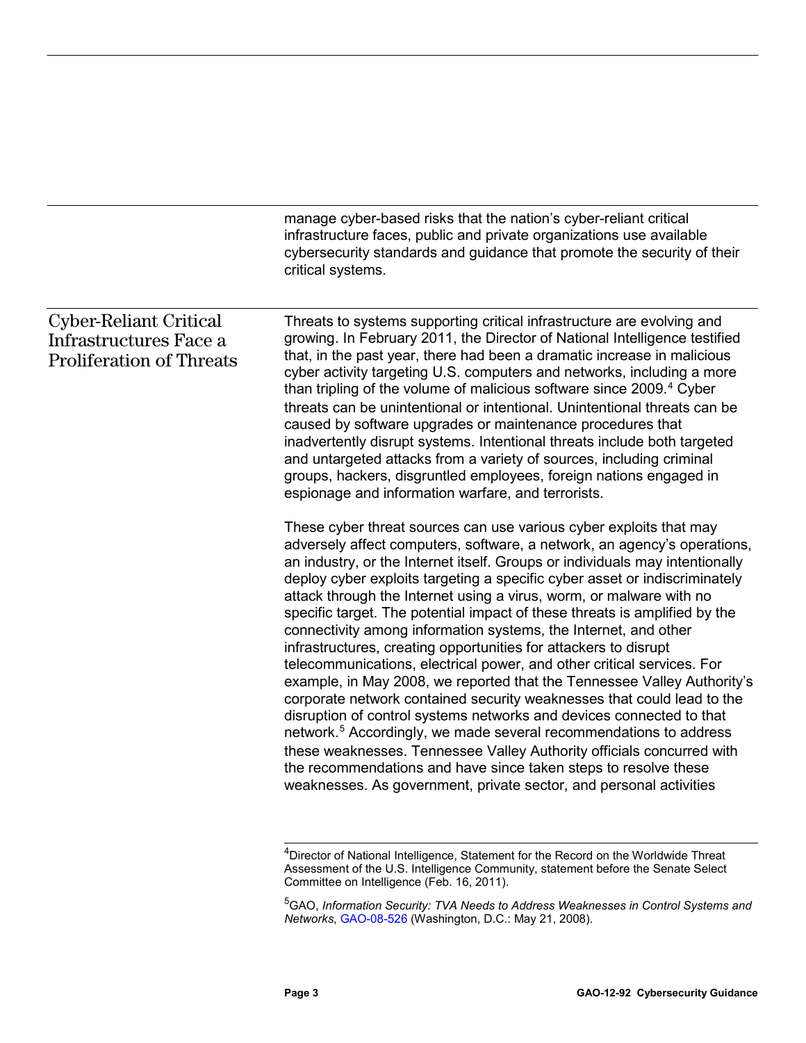manage cyber-based risks that the nation's cyber-reliant critical infrastructure faces, public and private organizations use available cybersecurity standards and guidance that promote the security of their critical systems.

## Cyber-Reliant Critical Infrastructures Face a Proliferation of Threats

Threats to systems supporting critical infrastructure are evolving and growing. In February 2011, the Director of National Intelligence testified that, in the past year, there had been a dramatic increase in malicious cyber activity targeting U.S. computers and networks, including a more than tripling of the volume of malicious software since 2009.[4] Cyber threats can be unintentional or intentional. Unintentional threats can be caused by software upgrades or maintenance procedures that inadvertently disrupt systems. Intentional threats include both targeted and untargeted attacks from a variety of sources, including criminal groups, hackers, disgruntled employees, foreign nations engaged in espionage and information warfare, and terrorists.

These cyber threat sources can use various cyber exploits that may adversely affect computers, software, a network, an agency's operations, an industry, or the Internet itself. Groups or individuals may intentionally deploy cyber exploits targeting a specific cyber asset or indiscriminately attack through the Internet using a virus, worm, or malware with no specific target. The potential impact of these threats is amplified by the connectivity among information systems, the Internet, and other infrastructures, creating opportunities for attackers to disrupt telecommunications, electrical power, and other critical services. For example, in May 2008, we reported that the Tennessee Valley Authority's corporate network contained security weaknesses that could lead to the disruption of control systems networks and devices connected to that network.[5] Accordingly, we made several recommendations to address these weaknesses. Tennessee Valley Authority officials concurred with the recommendations and have since taken steps to resolve these weaknesses. As government, private sector, and personal activities

---

[4] Director of National Intelligence, Statement for the Record on the Worldwide Threat Assessment of the U.S. Intelligence Community, statement before the Senate Select Committee on Intelligence (Feb. 16, 2011).

[5] GAO, *Information Security: TVA Needs to Address Weaknesses in Control Systems and Networks*, GAO-08-526 (Washington, D.C.: May 21, 2008).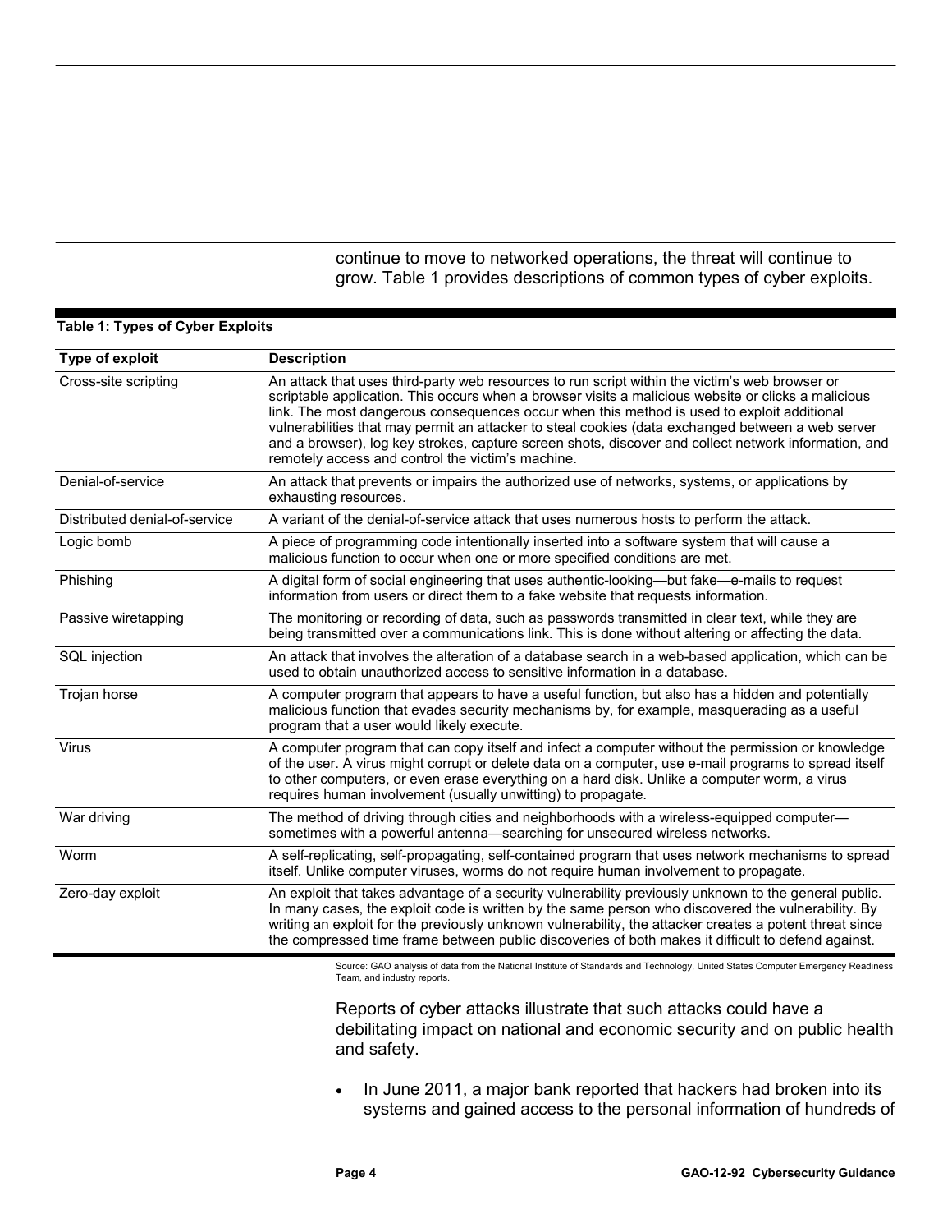continue to move to networked operations, the threat will continue to grow. Table 1 provides descriptions of common types of cyber exploits.

**Table 1: Types of Cyber Exploits**

| Type of exploit | Description |
|---|---|
| Cross-site scripting | An attack that uses third-party web resources to run script within the victim's web browser or scriptable application. This occurs when a browser visits a malicious website or clicks a malicious link. The most dangerous consequences occur when this method is used to exploit additional vulnerabilities that may permit an attacker to steal cookies (data exchanged between a web server and a browser), log key strokes, capture screen shots, discover and collect network information, and remotely access and control the victim's machine. |
| Denial-of-service | An attack that prevents or impairs the authorized use of networks, systems, or applications by exhausting resources. |
| Distributed denial-of-service | A variant of the denial-of-service attack that uses numerous hosts to perform the attack. |
| Logic bomb | A piece of programming code intentionally inserted into a software system that will cause a malicious function to occur when one or more specified conditions are met. |
| Phishing | A digital form of social engineering that uses authentic-looking—but fake—e-mails to request information from users or direct them to a fake website that requests information. |
| Passive wiretapping | The monitoring or recording of data, such as passwords transmitted in clear text, while they are being transmitted over a communications link. This is done without altering or affecting the data. |
| SQL injection | An attack that involves the alteration of a database search in a web-based application, which can be used to obtain unauthorized access to sensitive information in a database. |
| Trojan horse | A computer program that appears to have a useful function, but also has a hidden and potentially malicious function that evades security mechanisms by, for example, masquerading as a useful program that a user would likely execute. |
| Virus | A computer program that can copy itself and infect a computer without the permission or knowledge of the user. A virus might corrupt or delete data on a computer, use e-mail programs to spread itself to other computers, or even erase everything on a hard disk. Unlike a computer worm, a virus requires human involvement (usually unwitting) to propagate. |
| War driving | The method of driving through cities and neighborhoods with a wireless-equipped computer—sometimes with a powerful antenna—searching for unsecured wireless networks. |
| Worm | A self-replicating, self-propagating, self-contained program that uses network mechanisms to spread itself. Unlike computer viruses, worms do not require human involvement to propagate. |
| Zero-day exploit | An exploit that takes advantage of a security vulnerability previously unknown to the general public. In many cases, the exploit code is written by the same person who discovered the vulnerability. By writing an exploit for the previously unknown vulnerability, the attacker creates a potent threat since the compressed time frame between public discoveries of both makes it difficult to defend against. |

Source: GAO analysis of data from the National Institute of Standards and Technology, United States Computer Emergency Readiness Team, and industry reports.

Reports of cyber attacks illustrate that such attacks could have a debilitating impact on national and economic security and on public health and safety.

- In June 2011, a major bank reported that hackers had broken into its systems and gained access to the personal information of hundreds of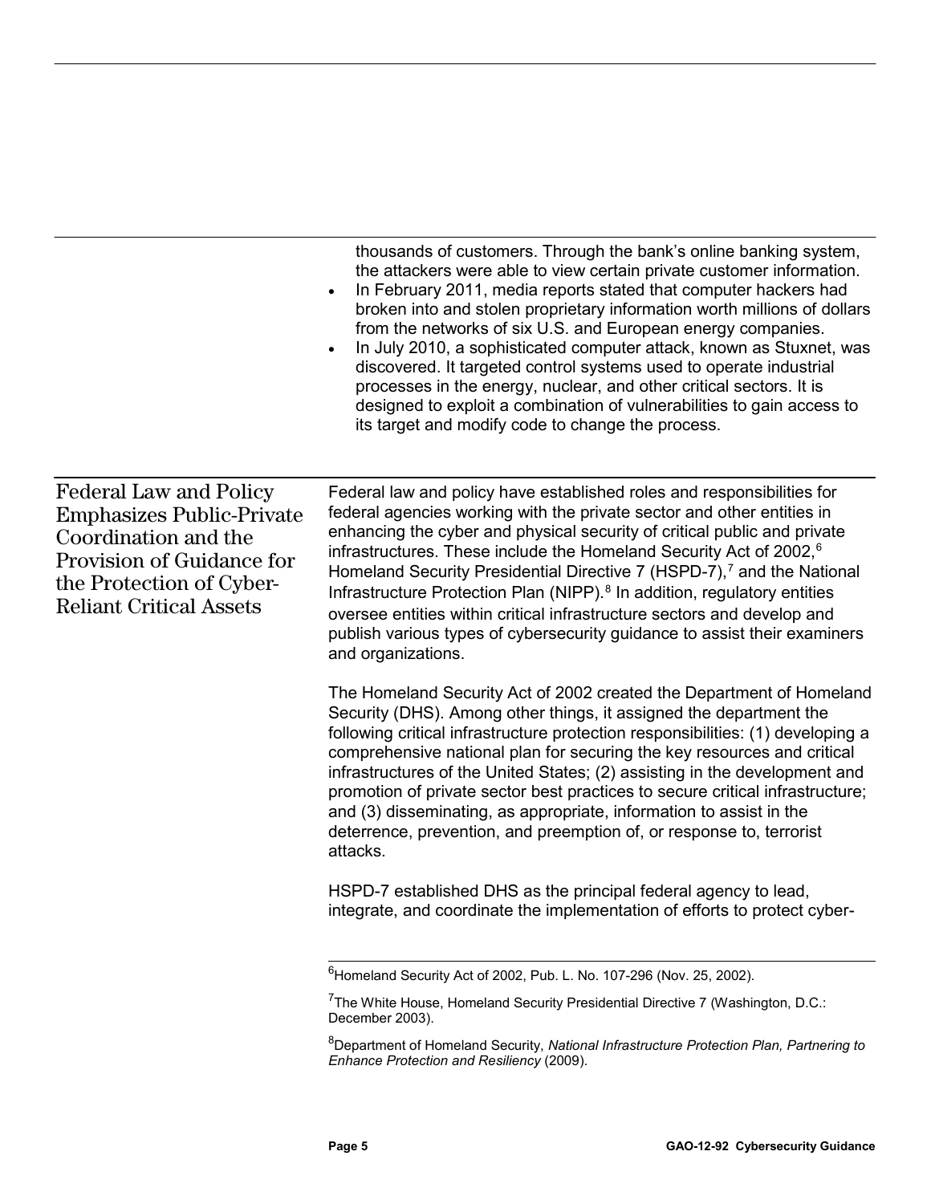thousands of customers. Through the bank's online banking system, the attackers were able to view certain private customer information.

- In February 2011, media reports stated that computer hackers had broken into and stolen proprietary information worth millions of dollars from the networks of six U.S. and European energy companies.
- In July 2010, a sophisticated computer attack, known as Stuxnet, was discovered. It targeted control systems used to operate industrial processes in the energy, nuclear, and other critical sectors. It is designed to exploit a combination of vulnerabilities to gain access to its target and modify code to change the process.

## Federal Law and Policy Emphasizes Public-Private Coordination and the Provision of Guidance for the Protection of Cyber-Reliant Critical Assets

Federal law and policy have established roles and responsibilities for federal agencies working with the private sector and other entities in enhancing the cyber and physical security of critical public and private infrastructures. These include the Homeland Security Act of 2002,[6] Homeland Security Presidential Directive 7 (HSPD-7),[7] and the National Infrastructure Protection Plan (NIPP).[8] In addition, regulatory entities oversee entities within critical infrastructure sectors and develop and publish various types of cybersecurity guidance to assist their examiners and organizations.

The Homeland Security Act of 2002 created the Department of Homeland Security (DHS). Among other things, it assigned the department the following critical infrastructure protection responsibilities: (1) developing a comprehensive national plan for securing the key resources and critical infrastructures of the United States; (2) assisting in the development and promotion of private sector best practices to secure critical infrastructure; and (3) disseminating, as appropriate, information to assist in the deterrence, prevention, and preemption of, or response to, terrorist attacks.

HSPD-7 established DHS as the principal federal agency to lead, integrate, and coordinate the implementation of efforts to protect cyber-

---

[6] Homeland Security Act of 2002, Pub. L. No. 107-296 (Nov. 25, 2002).

[7] The White House, Homeland Security Presidential Directive 7 (Washington, D.C.: December 2003).

[8] Department of Homeland Security, *National Infrastructure Protection Plan, Partnering to Enhance Protection and Resiliency* (2009).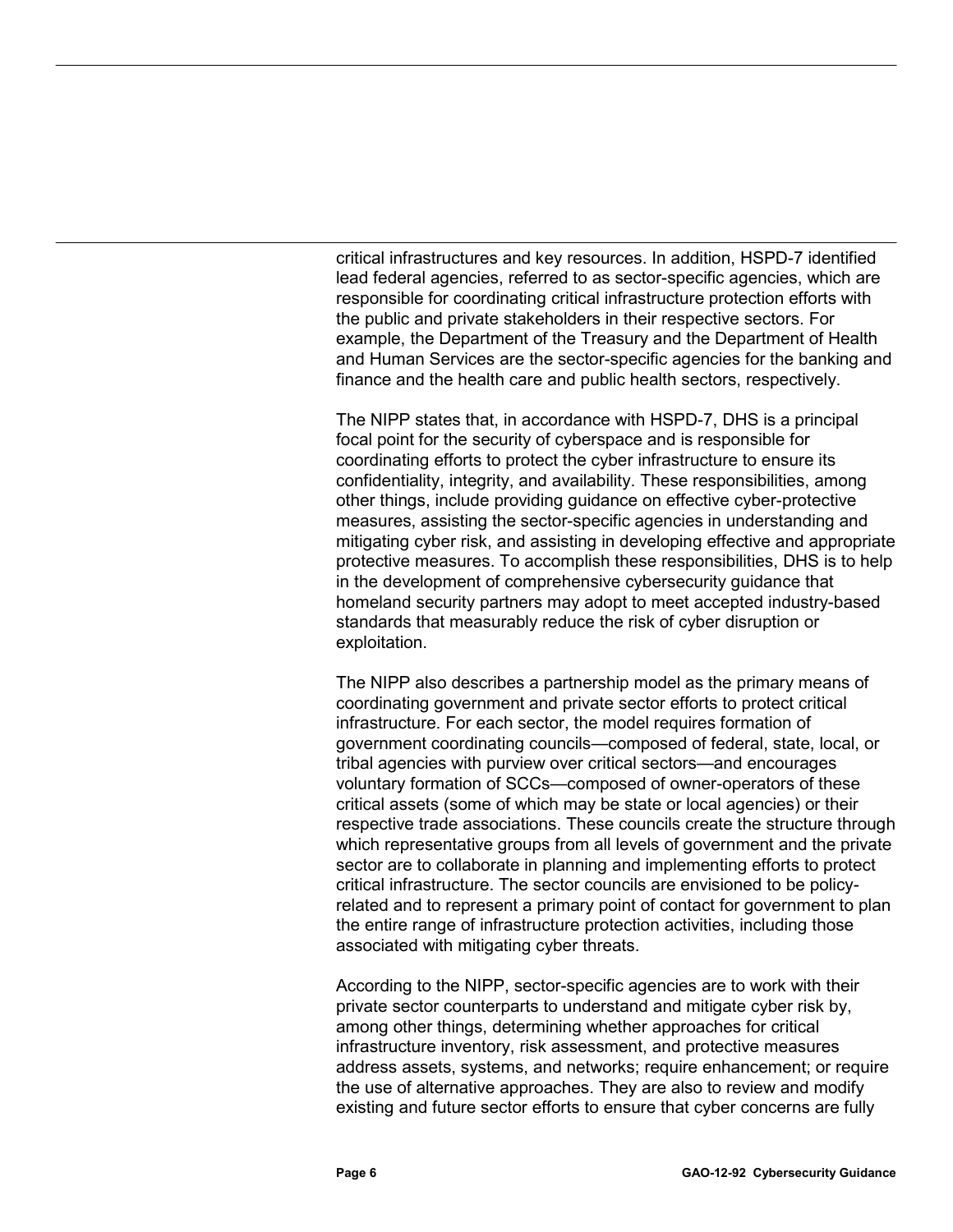critical infrastructures and key resources. In addition, HSPD-7 identified lead federal agencies, referred to as sector-specific agencies, which are responsible for coordinating critical infrastructure protection efforts with the public and private stakeholders in their respective sectors. For example, the Department of the Treasury and the Department of Health and Human Services are the sector-specific agencies for the banking and finance and the health care and public health sectors, respectively.

The NIPP states that, in accordance with HSPD-7, DHS is a principal focal point for the security of cyberspace and is responsible for coordinating efforts to protect the cyber infrastructure to ensure its confidentiality, integrity, and availability. These responsibilities, among other things, include providing guidance on effective cyber-protective measures, assisting the sector-specific agencies in understanding and mitigating cyber risk, and assisting in developing effective and appropriate protective measures. To accomplish these responsibilities, DHS is to help in the development of comprehensive cybersecurity guidance that homeland security partners may adopt to meet accepted industry-based standards that measurably reduce the risk of cyber disruption or exploitation.

The NIPP also describes a partnership model as the primary means of coordinating government and private sector efforts to protect critical infrastructure. For each sector, the model requires formation of government coordinating councils—composed of federal, state, local, or tribal agencies with purview over critical sectors—and encourages voluntary formation of SCCs—composed of owner-operators of these critical assets (some of which may be state or local agencies) or their respective trade associations. These councils create the structure through which representative groups from all levels of government and the private sector are to collaborate in planning and implementing efforts to protect critical infrastructure. The sector councils are envisioned to be policy-related and to represent a primary point of contact for government to plan the entire range of infrastructure protection activities, including those associated with mitigating cyber threats.

According to the NIPP, sector-specific agencies are to work with their private sector counterparts to understand and mitigate cyber risk by, among other things, determining whether approaches for critical infrastructure inventory, risk assessment, and protective measures address assets, systems, and networks; require enhancement; or require the use of alternative approaches. They are also to review and modify existing and future sector efforts to ensure that cyber concerns are fully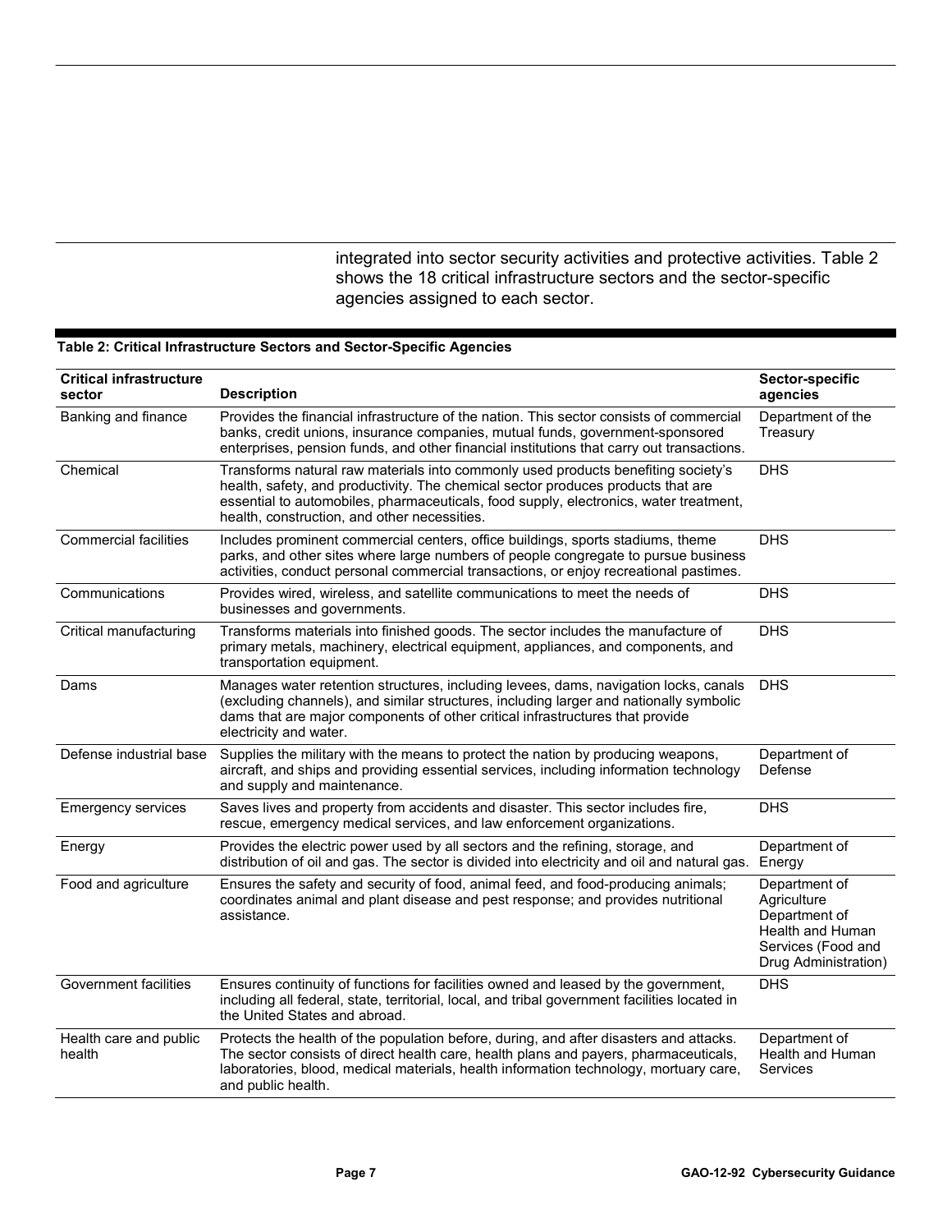integrated into sector security activities and protective activities. Table 2 shows the 18 critical infrastructure sectors and the sector-specific agencies assigned to each sector.

**Table 2: Critical Infrastructure Sectors and Sector-Specific Agencies**

| Critical infrastructure sector | Description | Sector-specific agencies |
|---|---|---|
| Banking and finance | Provides the financial infrastructure of the nation. This sector consists of commercial banks, credit unions, insurance companies, mutual funds, government-sponsored enterprises, pension funds, and other financial institutions that carry out transactions. | Department of the Treasury |
| Chemical | Transforms natural raw materials into commonly used products benefiting society's health, safety, and productivity. The chemical sector produces products that are essential to automobiles, pharmaceuticals, food supply, electronics, water treatment, health, construction, and other necessities. | DHS |
| Commercial facilities | Includes prominent commercial centers, office buildings, sports stadiums, theme parks, and other sites where large numbers of people congregate to pursue business activities, conduct personal commercial transactions, or enjoy recreational pastimes. | DHS |
| Communications | Provides wired, wireless, and satellite communications to meet the needs of businesses and governments. | DHS |
| Critical manufacturing | Transforms materials into finished goods. The sector includes the manufacture of primary metals, machinery, electrical equipment, appliances, and components, and transportation equipment. | DHS |
| Dams | Manages water retention structures, including levees, dams, navigation locks, canals (excluding channels), and similar structures, including larger and nationally symbolic dams that are major components of other critical infrastructures that provide electricity and water. | DHS |
| Defense industrial base | Supplies the military with the means to protect the nation by producing weapons, aircraft, and ships and providing essential services, including information technology and supply and maintenance. | Department of Defense |
| Emergency services | Saves lives and property from accidents and disaster. This sector includes fire, rescue, emergency medical services, and law enforcement organizations. | DHS |
| Energy | Provides the electric power used by all sectors and the refining, storage, and distribution of oil and gas. The sector is divided into electricity and oil and natural gas. | Department of Energy |
| Food and agriculture | Ensures the safety and security of food, animal feed, and food-producing animals; coordinates animal and plant disease and pest response; and provides nutritional assistance. | Department of Agriculture Department of Health and Human Services (Food and Drug Administration) |
| Government facilities | Ensures continuity of functions for facilities owned and leased by the government, including all federal, state, territorial, local, and tribal government facilities located in the United States and abroad. | DHS |
| Health care and public health | Protects the health of the population before, during, and after disasters and attacks. The sector consists of direct health care, health plans and payers, pharmaceuticals, laboratories, blood, medical materials, health information technology, mortuary care, and public health. | Department of Health and Human Services |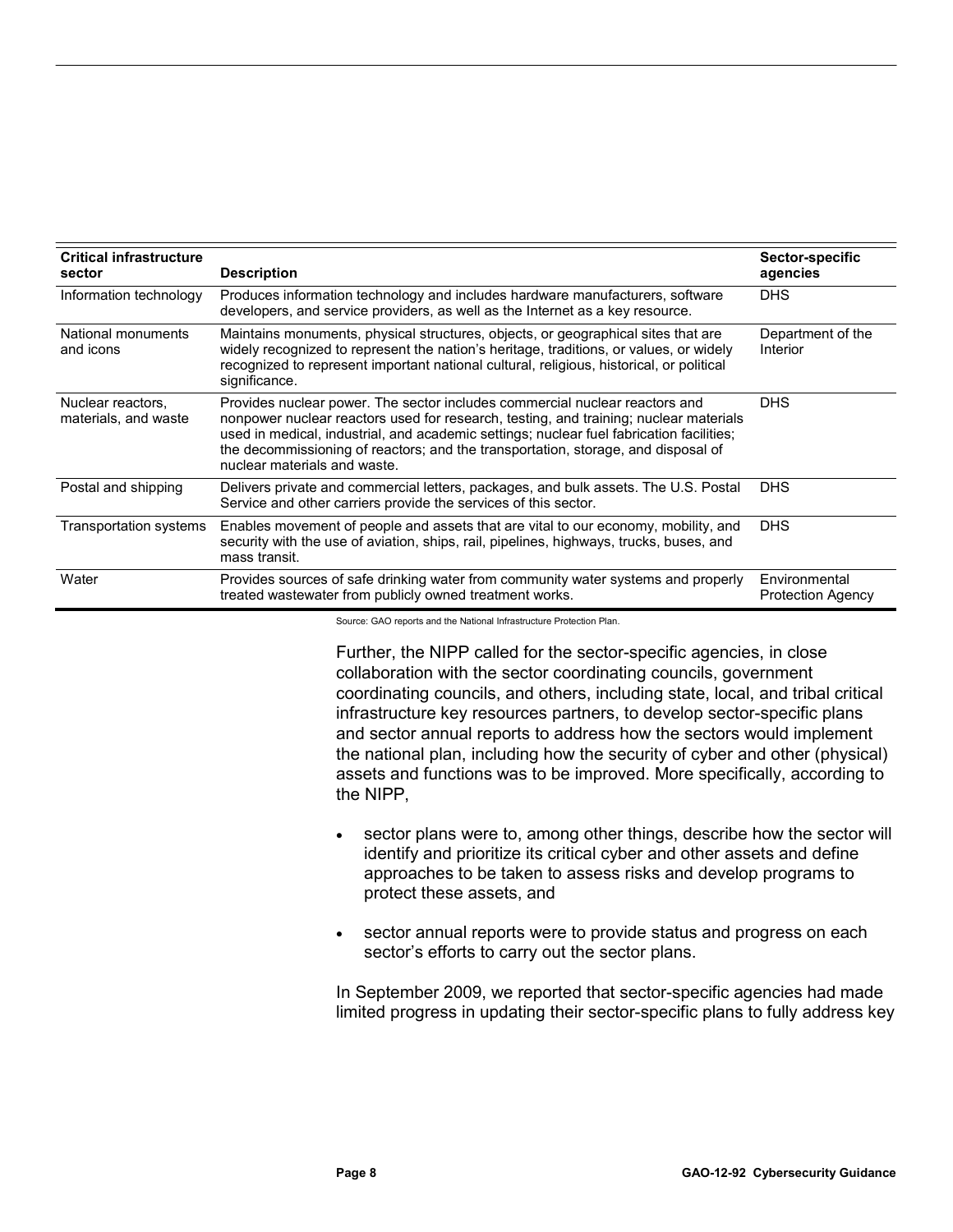| Critical infrastructure sector | Description | Sector-specific agencies |
|---|---|---|
| Information technology | Produces information technology and includes hardware manufacturers, software developers, and service providers, as well as the Internet as a key resource. | DHS |
| National monuments and icons | Maintains monuments, physical structures, objects, or geographical sites that are widely recognized to represent the nation's heritage, traditions, or values, or widely recognized to represent important national cultural, religious, historical, or political significance. | Department of the Interior |
| Nuclear reactors, materials, and waste | Provides nuclear power. The sector includes commercial nuclear reactors and nonpower nuclear reactors used for research, testing, and training; nuclear materials used in medical, industrial, and academic settings; nuclear fuel fabrication facilities; the decommissioning of reactors; and the transportation, storage, and disposal of nuclear materials and waste. | DHS |
| Postal and shipping | Delivers private and commercial letters, packages, and bulk assets. The U.S. Postal Service and other carriers provide the services of this sector. | DHS |
| Transportation systems | Enables movement of people and assets that are vital to our economy, mobility, and security with the use of aviation, ships, rail, pipelines, highways, trucks, buses, and mass transit. | DHS |
| Water | Provides sources of safe drinking water from community water systems and properly treated wastewater from publicly owned treatment works. | Environmental Protection Agency |

Source: GAO reports and the National Infrastructure Protection Plan.

Further, the NIPP called for the sector-specific agencies, in close collaboration with the sector coordinating councils, government coordinating councils, and others, including state, local, and tribal critical infrastructure key resources partners, to develop sector-specific plans and sector annual reports to address how the sectors would implement the national plan, including how the security of cyber and other (physical) assets and functions was to be improved. More specifically, according to the NIPP,

- sector plans were to, among other things, describe how the sector will identify and prioritize its critical cyber and other assets and define approaches to be taken to assess risks and develop programs to protect these assets, and
- sector annual reports were to provide status and progress on each sector's efforts to carry out the sector plans.

In September 2009, we reported that sector-specific agencies had made limited progress in updating their sector-specific plans to fully address key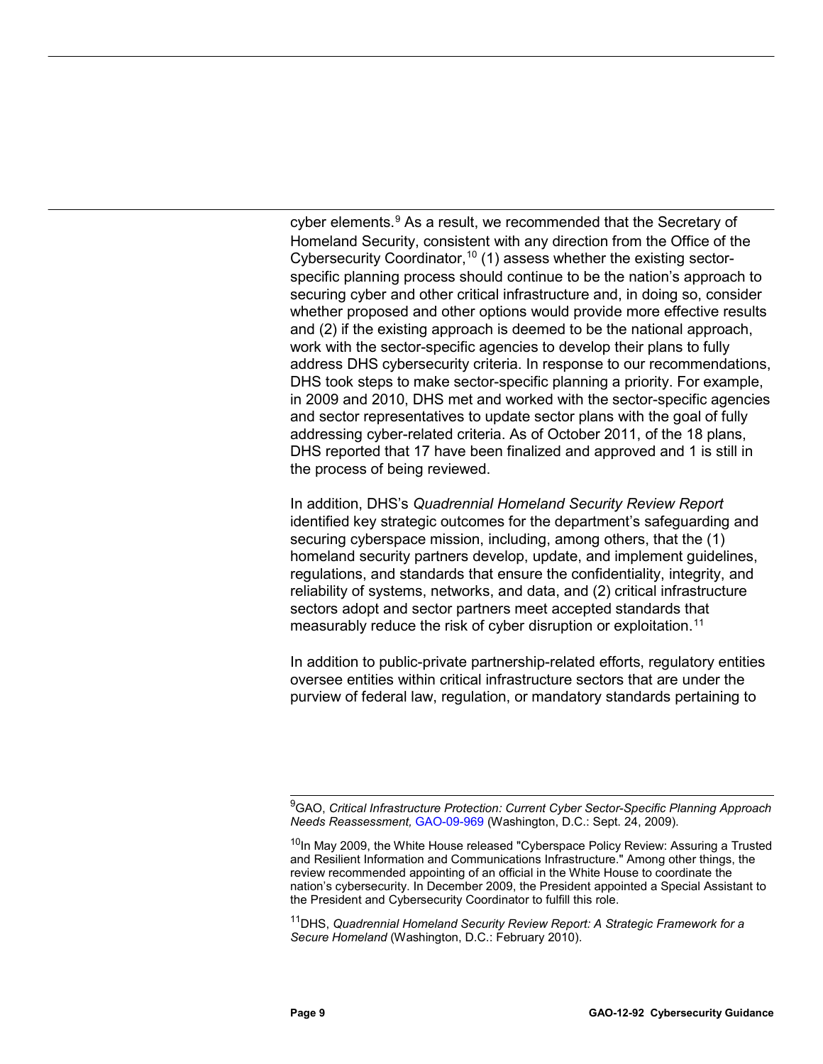cyber elements.[9] As a result, we recommended that the Secretary of Homeland Security, consistent with any direction from the Office of the Cybersecurity Coordinator,[10] (1) assess whether the existing sector-specific planning process should continue to be the nation's approach to securing cyber and other critical infrastructure and, in doing so, consider whether proposed and other options would provide more effective results and (2) if the existing approach is deemed to be the national approach, work with the sector-specific agencies to develop their plans to fully address DHS cybersecurity criteria. In response to our recommendations, DHS took steps to make sector-specific planning a priority. For example, in 2009 and 2010, DHS met and worked with the sector-specific agencies and sector representatives to update sector plans with the goal of fully addressing cyber-related criteria. As of October 2011, of the 18 plans, DHS reported that 17 have been finalized and approved and 1 is still in the process of being reviewed.

In addition, DHS's *Quadrennial Homeland Security Review Report* identified key strategic outcomes for the department's safeguarding and securing cyberspace mission, including, among others, that the (1) homeland security partners develop, update, and implement guidelines, regulations, and standards that ensure the confidentiality, integrity, and reliability of systems, networks, and data, and (2) critical infrastructure sectors adopt and sector partners meet accepted standards that measurably reduce the risk of cyber disruption or exploitation.[11]

In addition to public-private partnership-related efforts, regulatory entities oversee entities within critical infrastructure sectors that are under the purview of federal law, regulation, or mandatory standards pertaining to

---

[9] GAO, *Critical Infrastructure Protection: Current Cyber Sector-Specific Planning Approach Needs Reassessment,* GAO-09-969 (Washington, D.C.: Sept. 24, 2009).

[10] In May 2009, the White House released "Cyberspace Policy Review: Assuring a Trusted and Resilient Information and Communications Infrastructure." Among other things, the review recommended appointing of an official in the White House to coordinate the nation's cybersecurity. In December 2009, the President appointed a Special Assistant to the President and Cybersecurity Coordinator to fulfill this role.

[11] DHS, *Quadrennial Homeland Security Review Report: A Strategic Framework for a Secure Homeland* (Washington, D.C.: February 2010).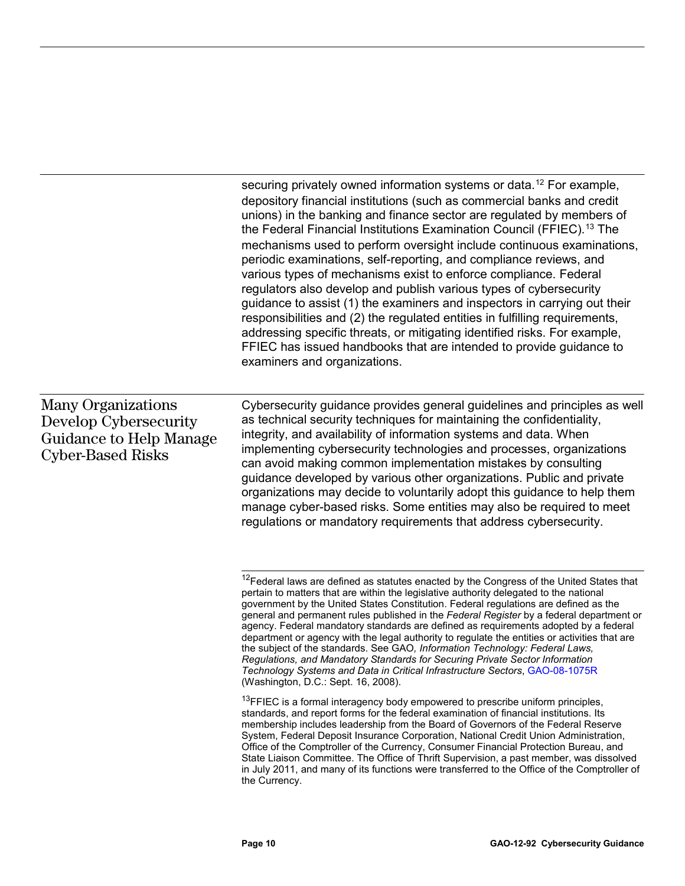securing privately owned information systems or data.[12] For example, depository financial institutions (such as commercial banks and credit unions) in the banking and finance sector are regulated by members of the Federal Financial Institutions Examination Council (FFIEC).[13] The mechanisms used to perform oversight include continuous examinations, periodic examinations, self-reporting, and compliance reviews, and various types of mechanisms exist to enforce compliance. Federal regulators also develop and publish various types of cybersecurity guidance to assist (1) the examiners and inspectors in carrying out their responsibilities and (2) the regulated entities in fulfilling requirements, addressing specific threats, or mitigating identified risks. For example, FFIEC has issued handbooks that are intended to provide guidance to examiners and organizations.

## Many Organizations Develop Cybersecurity Guidance to Help Manage Cyber-Based Risks

Cybersecurity guidance provides general guidelines and principles as well as technical security techniques for maintaining the confidentiality, integrity, and availability of information systems and data. When implementing cybersecurity technologies and processes, organizations can avoid making common implementation mistakes by consulting guidance developed by various other organizations. Public and private organizations may decide to voluntarily adopt this guidance to help them manage cyber-based risks. Some entities may also be required to meet regulations or mandatory requirements that address cybersecurity.

---

[12] Federal laws are defined as statutes enacted by the Congress of the United States that pertain to matters that are within the legislative authority delegated to the national government by the United States Constitution. Federal regulations are defined as the general and permanent rules published in the *Federal Register* by a federal department or agency. Federal mandatory standards are defined as requirements adopted by a federal department or agency with the legal authority to regulate the entities or activities that are the subject of the standards. See GAO, *Information Technology: Federal Laws, Regulations, and Mandatory Standards for Securing Private Sector Information Technology Systems and Data in Critical Infrastructure Sectors*, GAO-08-1075R (Washington, D.C.: Sept. 16, 2008).

[13] FFIEC is a formal interagency body empowered to prescribe uniform principles, standards, and report forms for the federal examination of financial institutions. Its membership includes leadership from the Board of Governors of the Federal Reserve System, Federal Deposit Insurance Corporation, National Credit Union Administration, Office of the Comptroller of the Currency, Consumer Financial Protection Bureau, and State Liaison Committee. The Office of Thrift Supervision, a past member, was dissolved in July 2011, and many of its functions were transferred to the Office of the Comptroller of the Currency.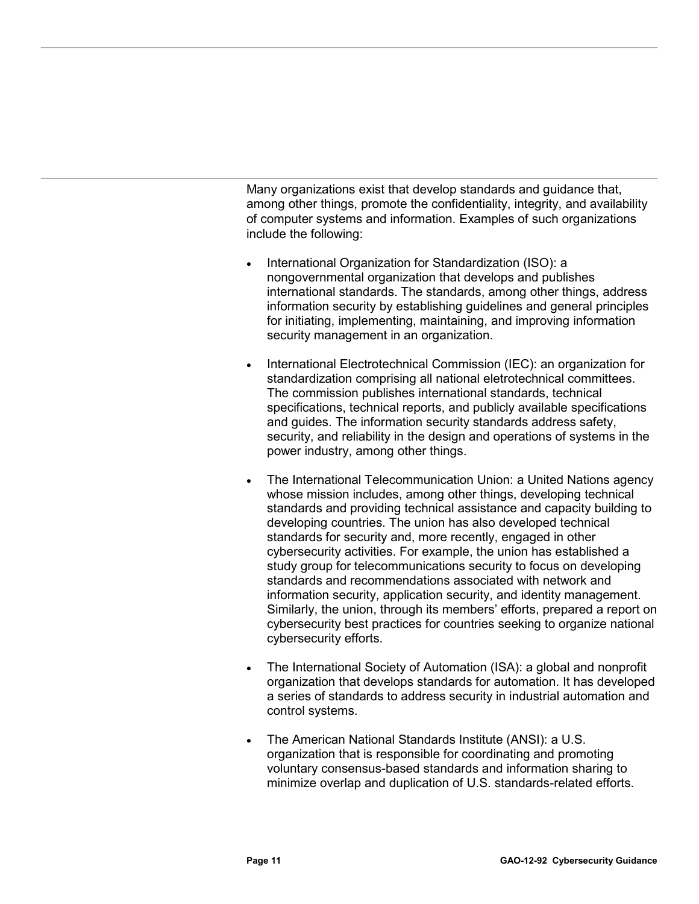Many organizations exist that develop standards and guidance that, among other things, promote the confidentiality, integrity, and availability of computer systems and information. Examples of such organizations include the following:

- International Organization for Standardization (ISO): a nongovernmental organization that develops and publishes international standards. The standards, among other things, address information security by establishing guidelines and general principles for initiating, implementing, maintaining, and improving information security management in an organization.

- International Electrotechnical Commission (IEC): an organization for standardization comprising all national eletrotechnical committees. The commission publishes international standards, technical specifications, technical reports, and publicly available specifications and guides. The information security standards address safety, security, and reliability in the design and operations of systems in the power industry, among other things.

- The International Telecommunication Union: a United Nations agency whose mission includes, among other things, developing technical standards and providing technical assistance and capacity building to developing countries. The union has also developed technical standards for security and, more recently, engaged in other cybersecurity activities. For example, the union has established a study group for telecommunications security to focus on developing standards and recommendations associated with network and information security, application security, and identity management. Similarly, the union, through its members' efforts, prepared a report on cybersecurity best practices for countries seeking to organize national cybersecurity efforts.

- The International Society of Automation (ISA): a global and nonprofit organization that develops standards for automation. It has developed a series of standards to address security in industrial automation and control systems.

- The American National Standards Institute (ANSI): a U.S. organization that is responsible for coordinating and promoting voluntary consensus-based standards and information sharing to minimize overlap and duplication of U.S. standards-related efforts.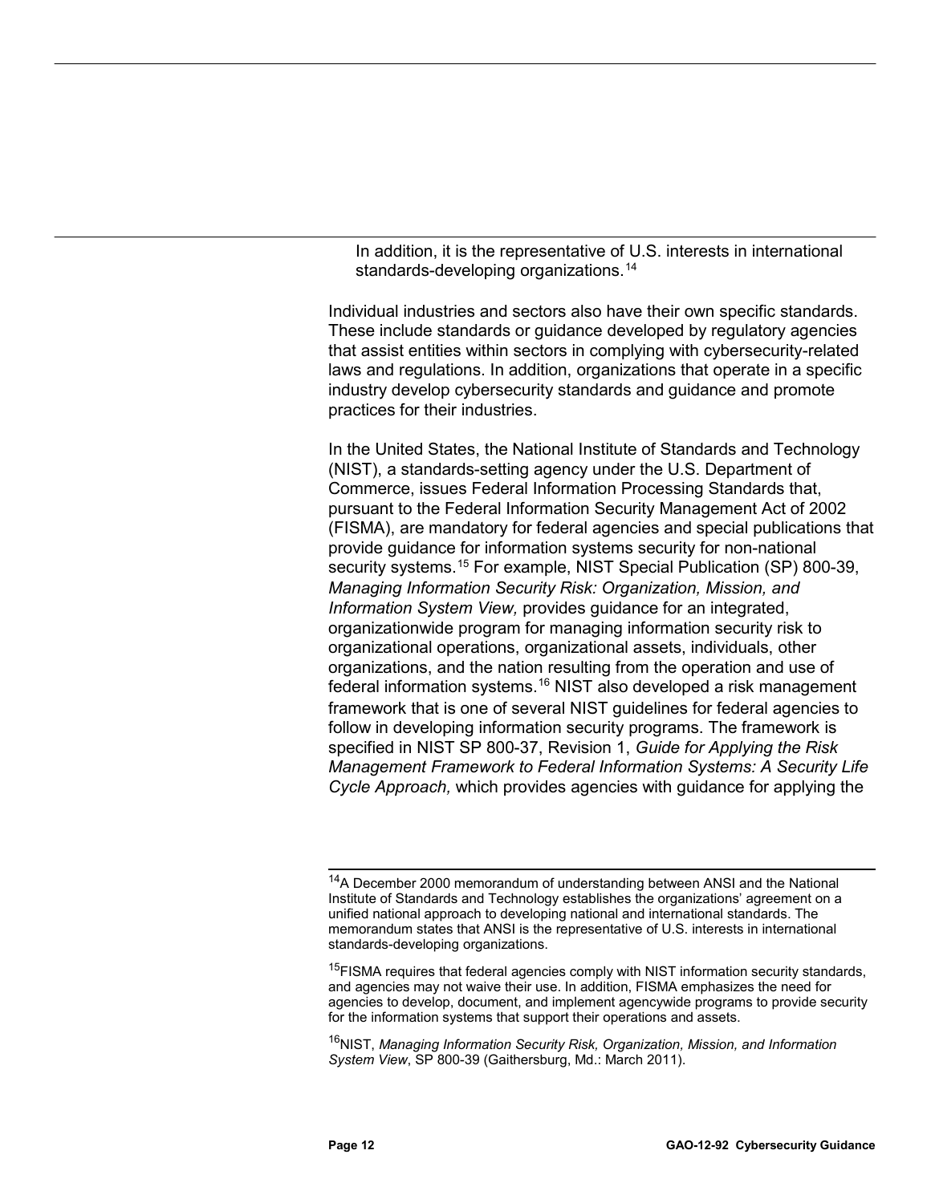In addition, it is the representative of U.S. interests in international standards-developing organizations.[14]

Individual industries and sectors also have their own specific standards. These include standards or guidance developed by regulatory agencies that assist entities within sectors in complying with cybersecurity-related laws and regulations. In addition, organizations that operate in a specific industry develop cybersecurity standards and guidance and promote practices for their industries.

In the United States, the National Institute of Standards and Technology (NIST), a standards-setting agency under the U.S. Department of Commerce, issues Federal Information Processing Standards that, pursuant to the Federal Information Security Management Act of 2002 (FISMA), are mandatory for federal agencies and special publications that provide guidance for information systems security for non-national security systems.[15] For example, NIST Special Publication (SP) 800-39, *Managing Information Security Risk: Organization, Mission, and Information System View,* provides guidance for an integrated, organizationwide program for managing information security risk to organizational operations, organizational assets, individuals, other organizations, and the nation resulting from the operation and use of federal information systems.[16] NIST also developed a risk management framework that is one of several NIST guidelines for federal agencies to follow in developing information security programs. The framework is specified in NIST SP 800-37, Revision 1, *Guide for Applying the Risk Management Framework to Federal Information Systems: A Security Life Cycle Approach,* which provides agencies with guidance for applying the

---

[14]A December 2000 memorandum of understanding between ANSI and the National Institute of Standards and Technology establishes the organizations' agreement on a unified national approach to developing national and international standards. The memorandum states that ANSI is the representative of U.S. interests in international standards-developing organizations.

[15]FISMA requires that federal agencies comply with NIST information security standards, and agencies may not waive their use. In addition, FISMA emphasizes the need for agencies to develop, document, and implement agencywide programs to provide security for the information systems that support their operations and assets.

[16]NIST, *Managing Information Security Risk, Organization, Mission, and Information System View*, SP 800-39 (Gaithersburg, Md.: March 2011).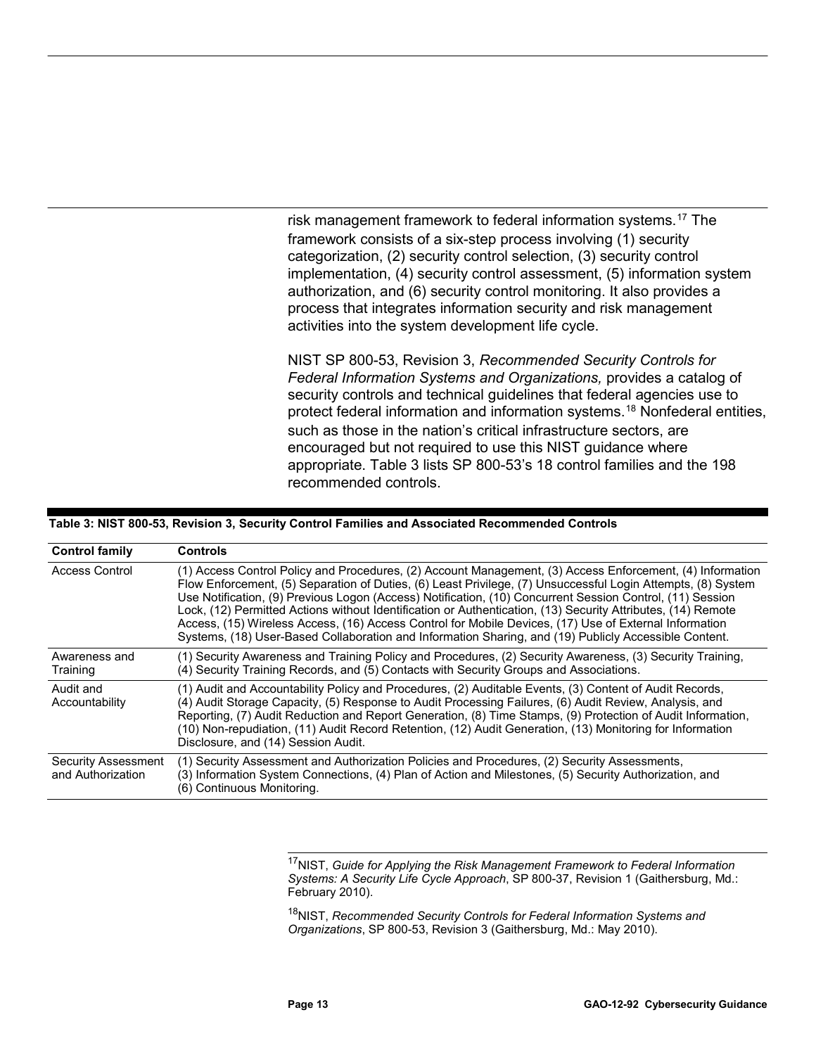risk management framework to federal information systems.[17] The framework consists of a six-step process involving (1) security categorization, (2) security control selection, (3) security control implementation, (4) security control assessment, (5) information system authorization, and (6) security control monitoring. It also provides a process that integrates information security and risk management activities into the system development life cycle.

NIST SP 800-53, Revision 3, *Recommended Security Controls for Federal Information Systems and Organizations,* provides a catalog of security controls and technical guidelines that federal agencies use to protect federal information and information systems.[18] Nonfederal entities, such as those in the nation's critical infrastructure sectors, are encouraged but not required to use this NIST guidance where appropriate. Table 3 lists SP 800-53's 18 control families and the 198 recommended controls.

**Table 3: NIST 800-53, Revision 3, Security Control Families and Associated Recommended Controls**

| Control family | Controls |
| --- | --- |
| Access Control | (1) Access Control Policy and Procedures, (2) Account Management, (3) Access Enforcement, (4) Information Flow Enforcement, (5) Separation of Duties, (6) Least Privilege, (7) Unsuccessful Login Attempts, (8) System Use Notification, (9) Previous Logon (Access) Notification, (10) Concurrent Session Control, (11) Session Lock, (12) Permitted Actions without Identification or Authentication, (13) Security Attributes, (14) Remote Access, (15) Wireless Access, (16) Access Control for Mobile Devices, (17) Use of External Information Systems, (18) User-Based Collaboration and Information Sharing, and (19) Publicly Accessible Content. |
| Awareness and Training | (1) Security Awareness and Training Policy and Procedures, (2) Security Awareness, (3) Security Training, (4) Security Training Records, and (5) Contacts with Security Groups and Associations. |
| Audit and Accountability | (1) Audit and Accountability Policy and Procedures, (2) Auditable Events, (3) Content of Audit Records, (4) Audit Storage Capacity, (5) Response to Audit Processing Failures, (6) Audit Review, Analysis, and Reporting, (7) Audit Reduction and Report Generation, (8) Time Stamps, (9) Protection of Audit Information, (10) Non-repudiation, (11) Audit Record Retention, (12) Audit Generation, (13) Monitoring for Information Disclosure, and (14) Session Audit. |
| Security Assessment and Authorization | (1) Security Assessment and Authorization Policies and Procedures, (2) Security Assessments, (3) Information System Connections, (4) Plan of Action and Milestones, (5) Security Authorization, and (6) Continuous Monitoring. |

[17] NIST, *Guide for Applying the Risk Management Framework to Federal Information Systems: A Security Life Cycle Approach*, SP 800-37, Revision 1 (Gaithersburg, Md.: February 2010).

[18] NIST, *Recommended Security Controls for Federal Information Systems and Organizations*, SP 800-53, Revision 3 (Gaithersburg, Md.: May 2010).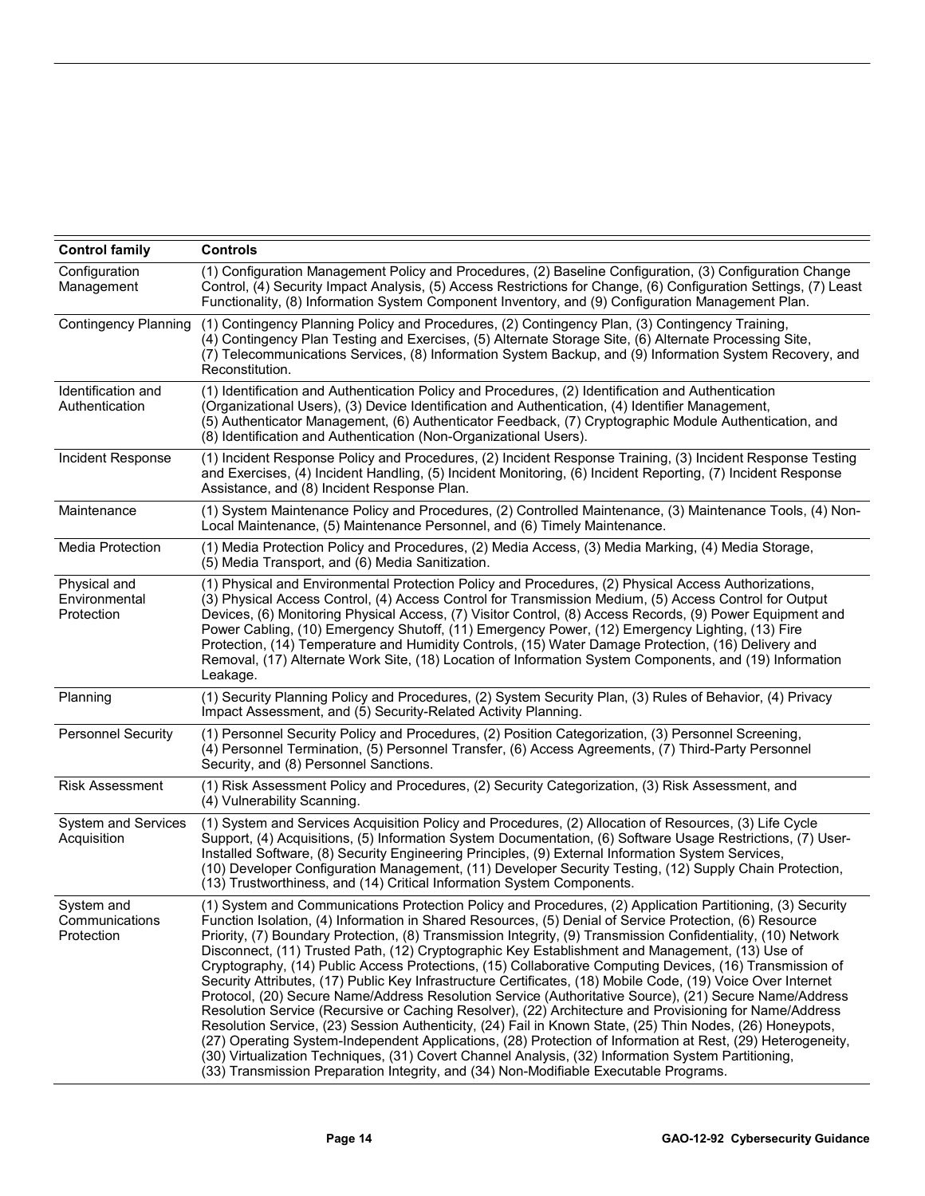| Control family | Controls |
|---|---|
| Configuration Management | (1) Configuration Management Policy and Procedures, (2) Baseline Configuration, (3) Configuration Change Control, (4) Security Impact Analysis, (5) Access Restrictions for Change, (6) Configuration Settings, (7) Least Functionality, (8) Information System Component Inventory, and (9) Configuration Management Plan. |
| Contingency Planning | (1) Contingency Planning Policy and Procedures, (2) Contingency Plan, (3) Contingency Training, (4) Contingency Plan Testing and Exercises, (5) Alternate Storage Site, (6) Alternate Processing Site, (7) Telecommunications Services, (8) Information System Backup, and (9) Information System Recovery, and Reconstitution. |
| Identification and Authentication | (1) Identification and Authentication Policy and Procedures, (2) Identification and Authentication (Organizational Users), (3) Device Identification and Authentication, (4) Identifier Management, (5) Authenticator Management, (6) Authenticator Feedback, (7) Cryptographic Module Authentication, and (8) Identification and Authentication (Non-Organizational Users). |
| Incident Response | (1) Incident Response Policy and Procedures, (2) Incident Response Training, (3) Incident Response Testing and Exercises, (4) Incident Handling, (5) Incident Monitoring, (6) Incident Reporting, (7) Incident Response Assistance, and (8) Incident Response Plan. |
| Maintenance | (1) System Maintenance Policy and Procedures, (2) Controlled Maintenance, (3) Maintenance Tools, (4) Non-Local Maintenance, (5) Maintenance Personnel, and (6) Timely Maintenance. |
| Media Protection | (1) Media Protection Policy and Procedures, (2) Media Access, (3) Media Marking, (4) Media Storage, (5) Media Transport, and (6) Media Sanitization. |
| Physical and Environmental Protection | (1) Physical and Environmental Protection Policy and Procedures, (2) Physical Access Authorizations, (3) Physical Access Control, (4) Access Control for Transmission Medium, (5) Access Control for Output Devices, (6) Monitoring Physical Access, (7) Visitor Control, (8) Access Records, (9) Power Equipment and Power Cabling, (10) Emergency Shutoff, (11) Emergency Power, (12) Emergency Lighting, (13) Fire Protection, (14) Temperature and Humidity Controls, (15) Water Damage Protection, (16) Delivery and Removal, (17) Alternate Work Site, (18) Location of Information System Components, and (19) Information Leakage. |
| Planning | (1) Security Planning Policy and Procedures, (2) System Security Plan, (3) Rules of Behavior, (4) Privacy Impact Assessment, and (5) Security-Related Activity Planning. |
| Personnel Security | (1) Personnel Security Policy and Procedures, (2) Position Categorization, (3) Personnel Screening, (4) Personnel Termination, (5) Personnel Transfer, (6) Access Agreements, (7) Third-Party Personnel Security, and (8) Personnel Sanctions. |
| Risk Assessment | (1) Risk Assessment Policy and Procedures, (2) Security Categorization, (3) Risk Assessment, and (4) Vulnerability Scanning. |
| System and Services Acquisition | (1) System and Services Acquisition Policy and Procedures, (2) Allocation of Resources, (3) Life Cycle Support, (4) Acquisitions, (5) Information System Documentation, (6) Software Usage Restrictions, (7) User-Installed Software, (8) Security Engineering Principles, (9) External Information System Services, (10) Developer Configuration Management, (11) Developer Security Testing, (12) Supply Chain Protection, (13) Trustworthiness, and (14) Critical Information System Components. |
| System and Communications Protection | (1) System and Communications Protection Policy and Procedures, (2) Application Partitioning, (3) Security Function Isolation, (4) Information in Shared Resources, (5) Denial of Service Protection, (6) Resource Priority, (7) Boundary Protection, (8) Transmission Integrity, (9) Transmission Confidentiality, (10) Network Disconnect, (11) Trusted Path, (12) Cryptographic Key Establishment and Management, (13) Use of Cryptography, (14) Public Access Protections, (15) Collaborative Computing Devices, (16) Transmission of Security Attributes, (17) Public Key Infrastructure Certificates, (18) Mobile Code, (19) Voice Over Internet Protocol, (20) Secure Name/Address Resolution Service (Authoritative Source), (21) Secure Name/Address Resolution Service (Recursive or Caching Resolver), (22) Architecture and Provisioning for Name/Address Resolution Service, (23) Session Authenticity, (24) Fail in Known State, (25) Thin Nodes, (26) Honeypots, (27) Operating System-Independent Applications, (28) Protection of Information at Rest, (29) Heterogeneity, (30) Virtualization Techniques, (31) Covert Channel Analysis, (32) Information System Partitioning, (33) Transmission Preparation Integrity, and (34) Non-Modifiable Executable Programs. |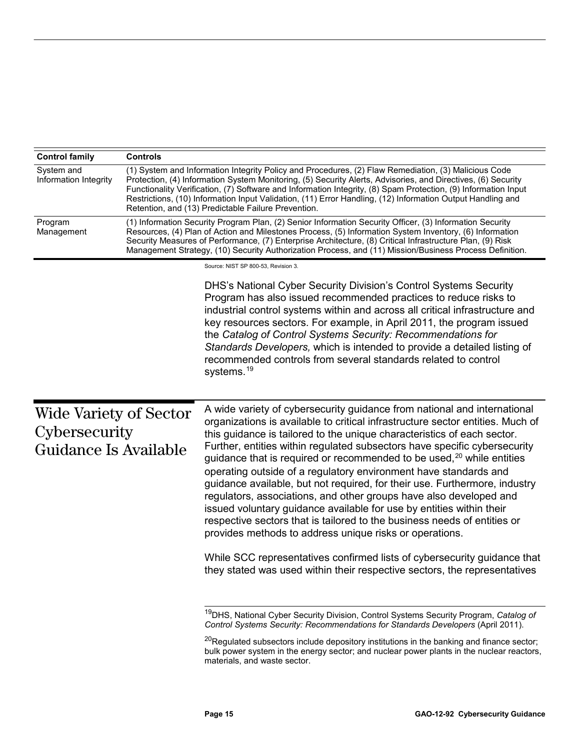| Control family | Controls |
|---|---|
| System and Information Integrity | (1) System and Information Integrity Policy and Procedures, (2) Flaw Remediation, (3) Malicious Code Protection, (4) Information System Monitoring, (5) Security Alerts, Advisories, and Directives, (6) Security Functionality Verification, (7) Software and Information Integrity, (8) Spam Protection, (9) Information Input Restrictions, (10) Information Input Validation, (11) Error Handling, (12) Information Output Handling and Retention, and (13) Predictable Failure Prevention. |
| Program Management | (1) Information Security Program Plan, (2) Senior Information Security Officer, (3) Information Security Resources, (4) Plan of Action and Milestones Process, (5) Information System Inventory, (6) Information Security Measures of Performance, (7) Enterprise Architecture, (8) Critical Infrastructure Plan, (9) Risk Management Strategy, (10) Security Authorization Process, and (11) Mission/Business Process Definition. |

Source: NIST SP 800-53, Revision 3.

DHS's National Cyber Security Division's Control Systems Security Program has also issued recommended practices to reduce risks to industrial control systems within and across all critical infrastructure and key resources sectors. For example, in April 2011, the program issued the *Catalog of Control Systems Security: Recommendations for Standards Developers,* which is intended to provide a detailed listing of recommended controls from several standards related to control systems.[19]

## Wide Variety of Sector Cybersecurity Guidance Is Available

A wide variety of cybersecurity guidance from national and international organizations is available to critical infrastructure sector entities. Much of this guidance is tailored to the unique characteristics of each sector. Further, entities within regulated subsectors have specific cybersecurity guidance that is required or recommended to be used,[20] while entities operating outside of a regulatory environment have standards and guidance available, but not required, for their use. Furthermore, industry regulators, associations, and other groups have also developed and issued voluntary guidance available for use by entities within their respective sectors that is tailored to the business needs of entities or provides methods to address unique risks or operations.

While SCC representatives confirmed lists of cybersecurity guidance that they stated was used within their respective sectors, the representatives

[19]DHS, National Cyber Security Division, Control Systems Security Program, *Catalog of Control Systems Security: Recommendations for Standards Developers* (April 2011).

[20]Regulated subsectors include depository institutions in the banking and finance sector; bulk power system in the energy sector; and nuclear power plants in the nuclear reactors, materials, and waste sector.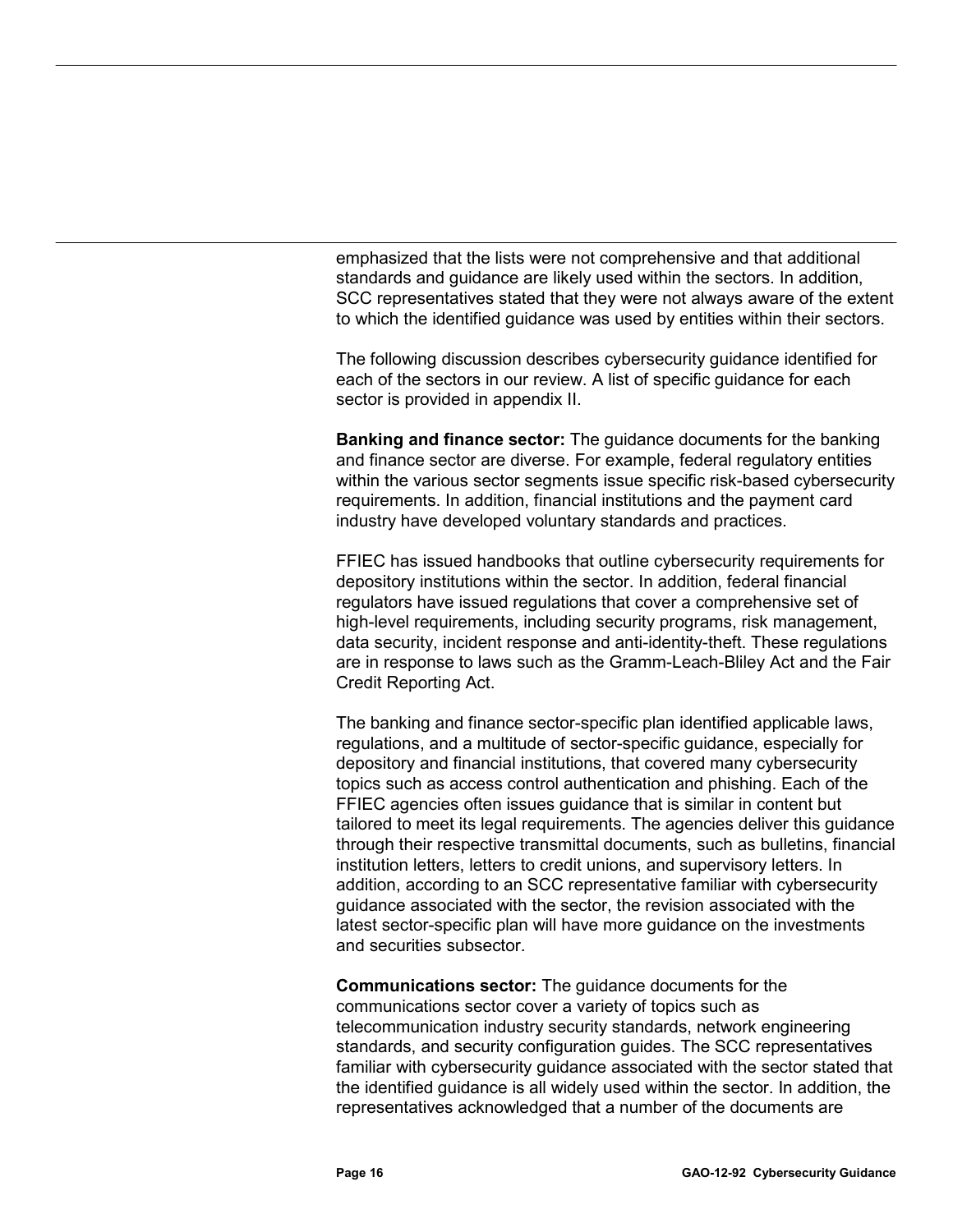emphasized that the lists were not comprehensive and that additional standards and guidance are likely used within the sectors. In addition, SCC representatives stated that they were not always aware of the extent to which the identified guidance was used by entities within their sectors.

The following discussion describes cybersecurity guidance identified for each of the sectors in our review. A list of specific guidance for each sector is provided in appendix II.

**Banking and finance sector:** The guidance documents for the banking and finance sector are diverse. For example, federal regulatory entities within the various sector segments issue specific risk-based cybersecurity requirements. In addition, financial institutions and the payment card industry have developed voluntary standards and practices.

FFIEC has issued handbooks that outline cybersecurity requirements for depository institutions within the sector. In addition, federal financial regulators have issued regulations that cover a comprehensive set of high-level requirements, including security programs, risk management, data security, incident response and anti-identity-theft. These regulations are in response to laws such as the Gramm-Leach-Bliley Act and the Fair Credit Reporting Act.

The banking and finance sector-specific plan identified applicable laws, regulations, and a multitude of sector-specific guidance, especially for depository and financial institutions, that covered many cybersecurity topics such as access control authentication and phishing. Each of the FFIEC agencies often issues guidance that is similar in content but tailored to meet its legal requirements. The agencies deliver this guidance through their respective transmittal documents, such as bulletins, financial institution letters, letters to credit unions, and supervisory letters. In addition, according to an SCC representative familiar with cybersecurity guidance associated with the sector, the revision associated with the latest sector-specific plan will have more guidance on the investments and securities subsector.

**Communications sector:** The guidance documents for the communications sector cover a variety of topics such as telecommunication industry security standards, network engineering standards, and security configuration guides. The SCC representatives familiar with cybersecurity guidance associated with the sector stated that the identified guidance is all widely used within the sector. In addition, the representatives acknowledged that a number of the documents are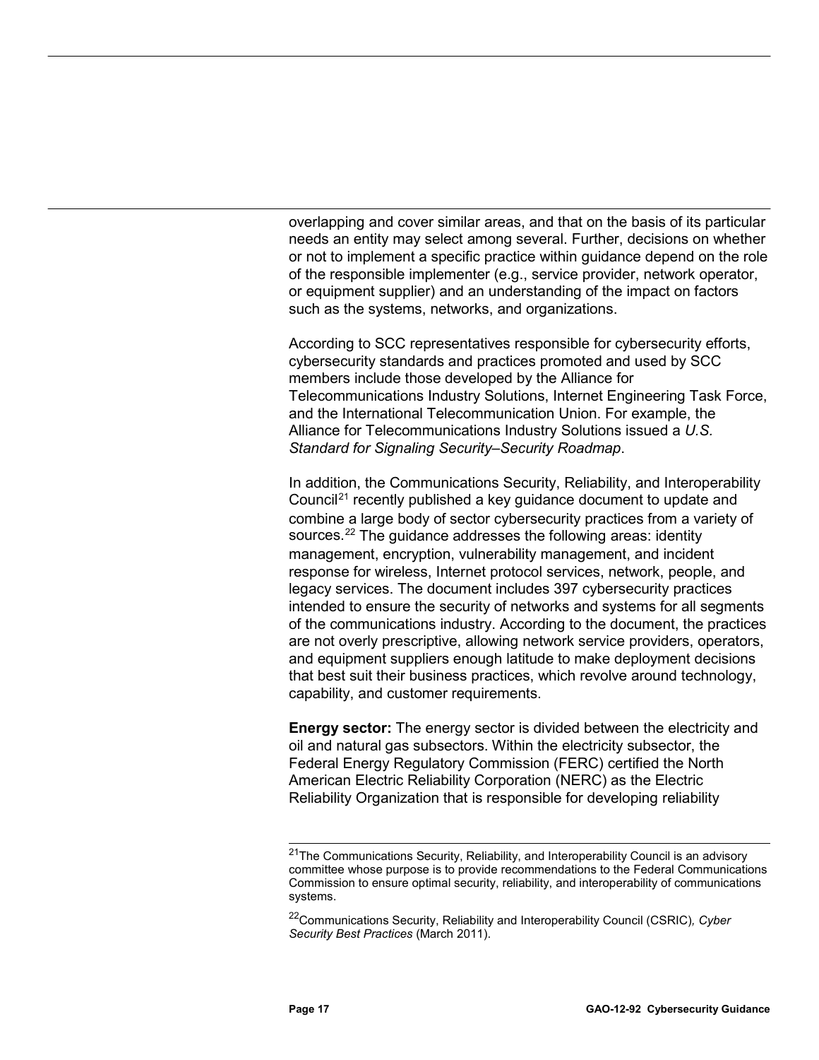overlapping and cover similar areas, and that on the basis of its particular needs an entity may select among several. Further, decisions on whether or not to implement a specific practice within guidance depend on the role of the responsible implementer (e.g., service provider, network operator, or equipment supplier) and an understanding of the impact on factors such as the systems, networks, and organizations.

According to SCC representatives responsible for cybersecurity efforts, cybersecurity standards and practices promoted and used by SCC members include those developed by the Alliance for Telecommunications Industry Solutions, Internet Engineering Task Force, and the International Telecommunication Union. For example, the Alliance for Telecommunications Industry Solutions issued a *U.S. Standard for Signaling Security–Security Roadmap*.

In addition, the Communications Security, Reliability, and Interoperability Council[21] recently published a key guidance document to update and combine a large body of sector cybersecurity practices from a variety of sources.[22] The guidance addresses the following areas: identity management, encryption, vulnerability management, and incident response for wireless, Internet protocol services, network, people, and legacy services. The document includes 397 cybersecurity practices intended to ensure the security of networks and systems for all segments of the communications industry. According to the document, the practices are not overly prescriptive, allowing network service providers, operators, and equipment suppliers enough latitude to make deployment decisions that best suit their business practices, which revolve around technology, capability, and customer requirements.

**Energy sector:** The energy sector is divided between the electricity and oil and natural gas subsectors. Within the electricity subsector, the Federal Energy Regulatory Commission (FERC) certified the North American Electric Reliability Corporation (NERC) as the Electric Reliability Organization that is responsible for developing reliability

[21]The Communications Security, Reliability, and Interoperability Council is an advisory committee whose purpose is to provide recommendations to the Federal Communications Commission to ensure optimal security, reliability, and interoperability of communications systems.

[22]Communications Security, Reliability and Interoperability Council (CSRIC), *Cyber Security Best Practices* (March 2011).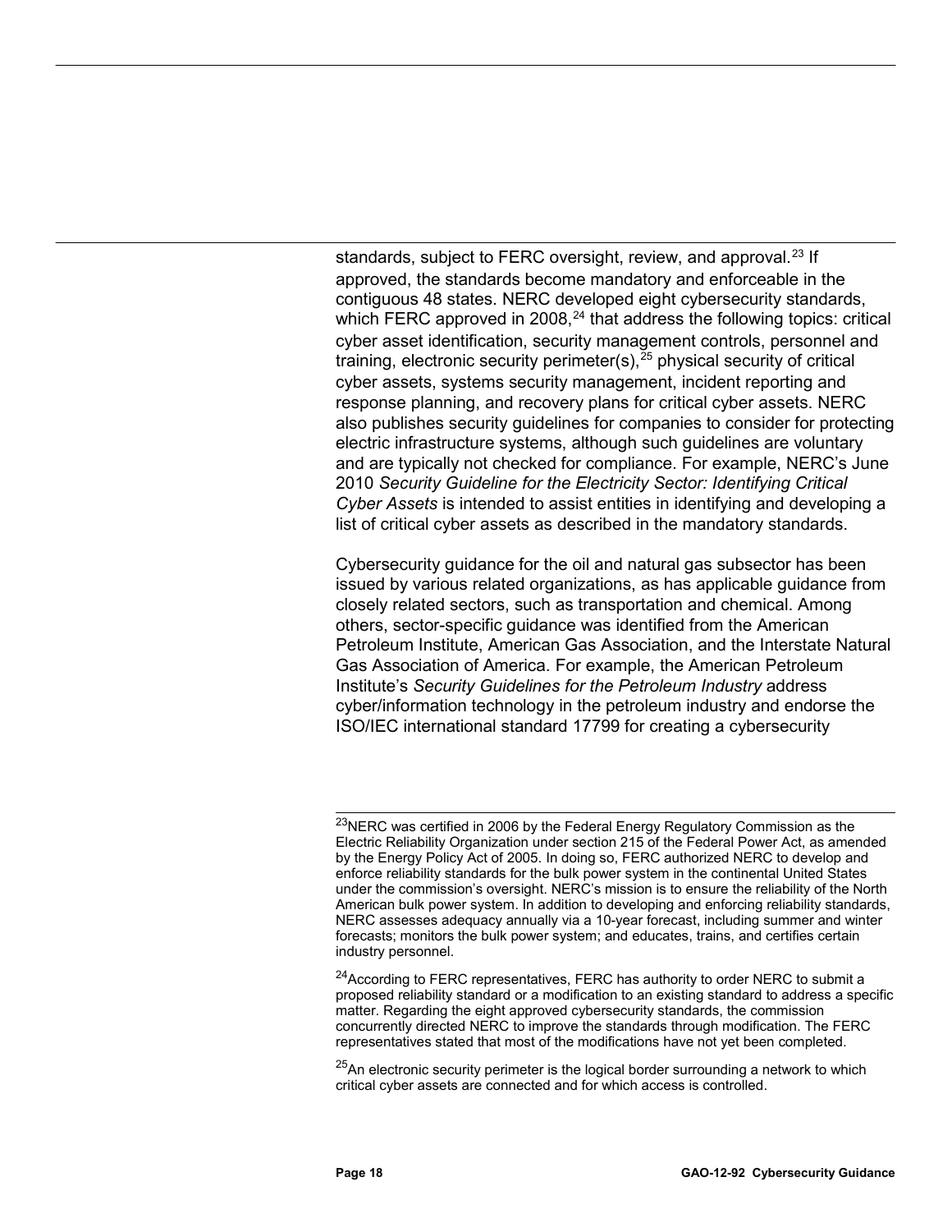standards, subject to FERC oversight, review, and approval.[23] If approved, the standards become mandatory and enforceable in the contiguous 48 states. NERC developed eight cybersecurity standards, which FERC approved in 2008,[24] that address the following topics: critical cyber asset identification, security management controls, personnel and training, electronic security perimeter(s),[25] physical security of critical cyber assets, systems security management, incident reporting and response planning, and recovery plans for critical cyber assets. NERC also publishes security guidelines for companies to consider for protecting electric infrastructure systems, although such guidelines are voluntary and are typically not checked for compliance. For example, NERC's June 2010 *Security Guideline for the Electricity Sector: Identifying Critical Cyber Assets* is intended to assist entities in identifying and developing a list of critical cyber assets as described in the mandatory standards.

Cybersecurity guidance for the oil and natural gas subsector has been issued by various related organizations, as has applicable guidance from closely related sectors, such as transportation and chemical. Among others, sector-specific guidance was identified from the American Petroleum Institute, American Gas Association, and the Interstate Natural Gas Association of America. For example, the American Petroleum Institute's *Security Guidelines for the Petroleum Industry* address cyber/information technology in the petroleum industry and endorse the ISO/IEC international standard 17799 for creating a cybersecurity

---

[23]NERC was certified in 2006 by the Federal Energy Regulatory Commission as the Electric Reliability Organization under section 215 of the Federal Power Act, as amended by the Energy Policy Act of 2005. In doing so, FERC authorized NERC to develop and enforce reliability standards for the bulk power system in the continental United States under the commission's oversight. NERC's mission is to ensure the reliability of the North American bulk power system. In addition to developing and enforcing reliability standards, NERC assesses adequacy annually via a 10-year forecast, including summer and winter forecasts; monitors the bulk power system; and educates, trains, and certifies certain industry personnel.

[24]According to FERC representatives, FERC has authority to order NERC to submit a proposed reliability standard or a modification to an existing standard to address a specific matter. Regarding the eight approved cybersecurity standards, the commission concurrently directed NERC to improve the standards through modification. The FERC representatives stated that most of the modifications have not yet been completed.

[25]An electronic security perimeter is the logical border surrounding a network to which critical cyber assets are connected and for which access is controlled.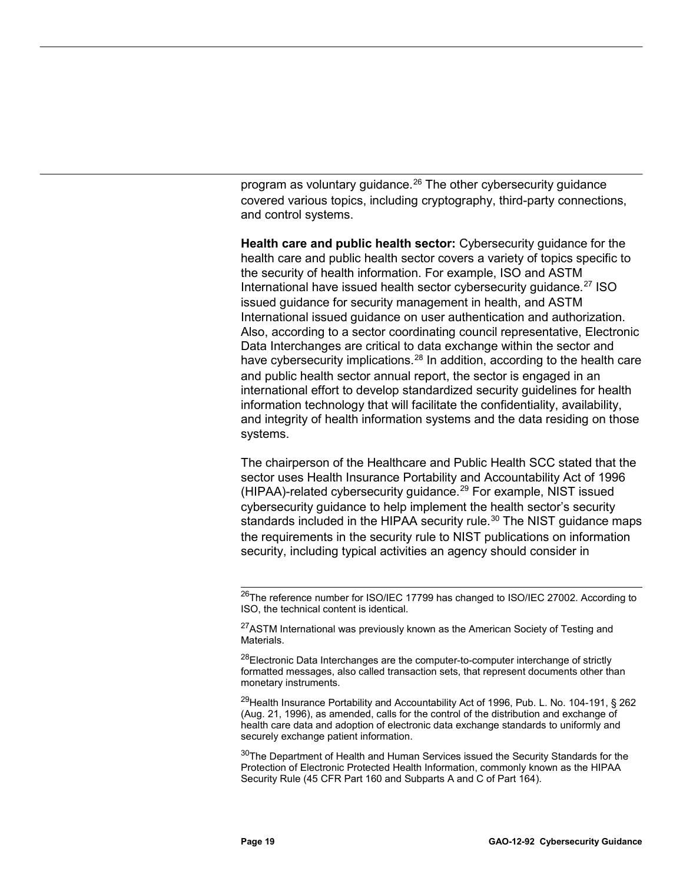program as voluntary guidance.[26] The other cybersecurity guidance covered various topics, including cryptography, third-party connections, and control systems.

**Health care and public health sector:** Cybersecurity guidance for the health care and public health sector covers a variety of topics specific to the security of health information. For example, ISO and ASTM International have issued health sector cybersecurity guidance.[27] ISO issued guidance for security management in health, and ASTM International issued guidance on user authentication and authorization. Also, according to a sector coordinating council representative, Electronic Data Interchanges are critical to data exchange within the sector and have cybersecurity implications.[28] In addition, according to the health care and public health sector annual report, the sector is engaged in an international effort to develop standardized security guidelines for health information technology that will facilitate the confidentiality, availability, and integrity of health information systems and the data residing on those systems.

The chairperson of the Healthcare and Public Health SCC stated that the sector uses Health Insurance Portability and Accountability Act of 1996 (HIPAA)-related cybersecurity guidance.[29] For example, NIST issued cybersecurity guidance to help implement the health sector's security standards included in the HIPAA security rule.[30] The NIST guidance maps the requirements in the security rule to NIST publications on information security, including typical activities an agency should consider in

[26] The reference number for ISO/IEC 17799 has changed to ISO/IEC 27002. According to ISO, the technical content is identical.

[27] ASTM International was previously known as the American Society of Testing and Materials.

[28] Electronic Data Interchanges are the computer-to-computer interchange of strictly formatted messages, also called transaction sets, that represent documents other than monetary instruments.

[29] Health Insurance Portability and Accountability Act of 1996, Pub. L. No. 104-191, § 262 (Aug. 21, 1996), as amended, calls for the control of the distribution and exchange of health care data and adoption of electronic data exchange standards to uniformly and securely exchange patient information.

[30] The Department of Health and Human Services issued the Security Standards for the Protection of Electronic Protected Health Information, commonly known as the HIPAA Security Rule (45 CFR Part 160 and Subparts A and C of Part 164).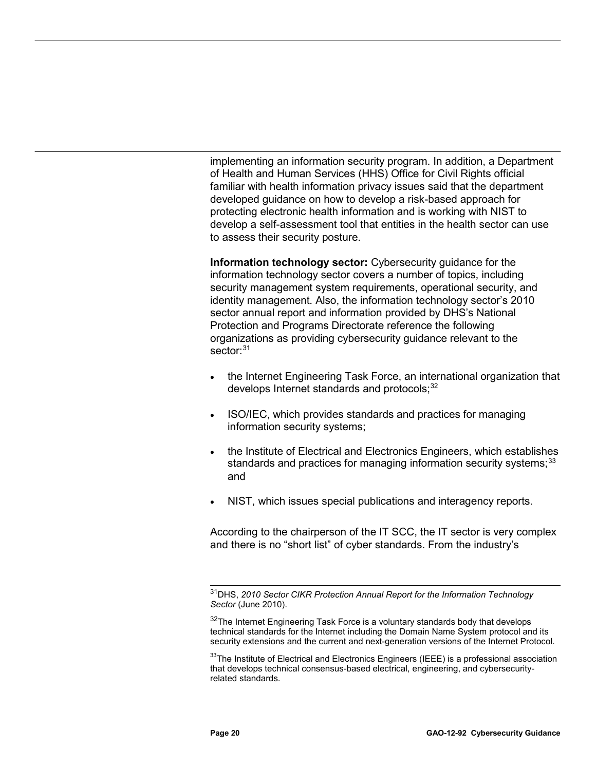implementing an information security program. In addition, a Department of Health and Human Services (HHS) Office for Civil Rights official familiar with health information privacy issues said that the department developed guidance on how to develop a risk-based approach for protecting electronic health information and is working with NIST to develop a self-assessment tool that entities in the health sector can use to assess their security posture.

**Information technology sector:** Cybersecurity guidance for the information technology sector covers a number of topics, including security management system requirements, operational security, and identity management. Also, the information technology sector's 2010 sector annual report and information provided by DHS's National Protection and Programs Directorate reference the following organizations as providing cybersecurity guidance relevant to the sector:[31]

- the Internet Engineering Task Force, an international organization that develops Internet standards and protocols;[32]
- ISO/IEC, which provides standards and practices for managing information security systems;
- the Institute of Electrical and Electronics Engineers, which establishes standards and practices for managing information security systems;[33] and
- NIST, which issues special publications and interagency reports.

According to the chairperson of the IT SCC, the IT sector is very complex and there is no "short list" of cyber standards. From the industry's

---

[31] DHS, *2010 Sector CIKR Protection Annual Report for the Information Technology Sector* (June 2010).

[32] The Internet Engineering Task Force is a voluntary standards body that develops technical standards for the Internet including the Domain Name System protocol and its security extensions and the current and next-generation versions of the Internet Protocol.

[33] The Institute of Electrical and Electronics Engineers (IEEE) is a professional association that develops technical consensus-based electrical, engineering, and cybersecurity-related standards.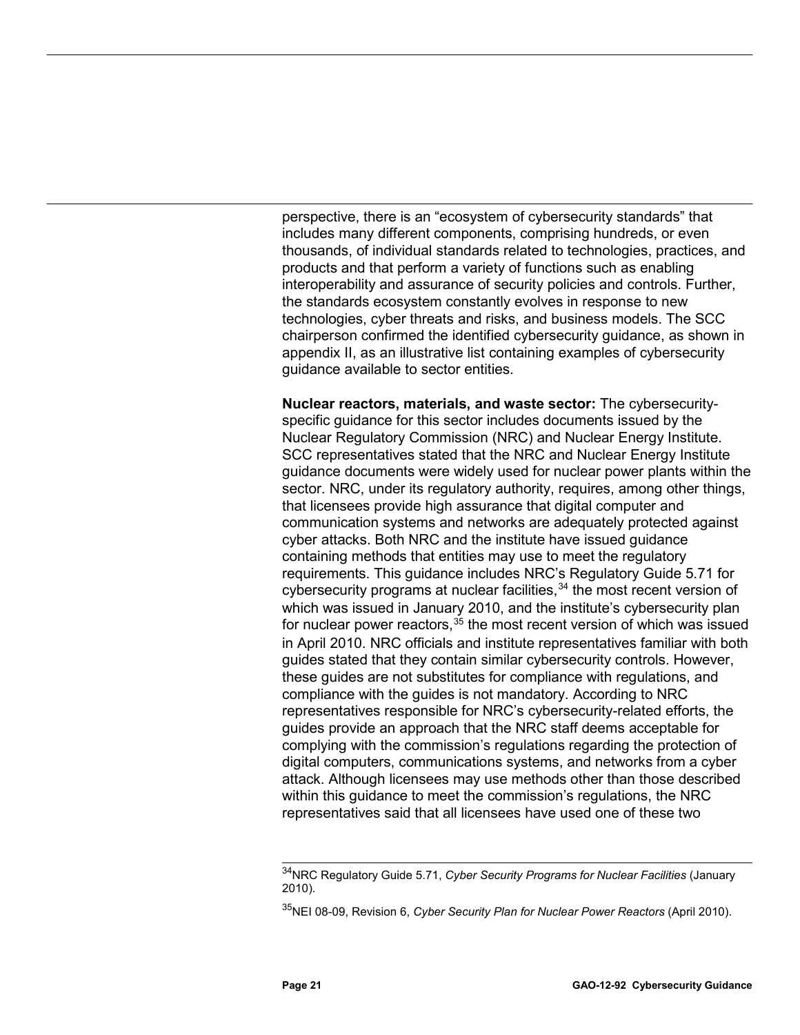perspective, there is an "ecosystem of cybersecurity standards" that includes many different components, comprising hundreds, or even thousands, of individual standards related to technologies, practices, and products and that perform a variety of functions such as enabling interoperability and assurance of security policies and controls. Further, the standards ecosystem constantly evolves in response to new technologies, cyber threats and risks, and business models. The SCC chairperson confirmed the identified cybersecurity guidance, as shown in appendix II, as an illustrative list containing examples of cybersecurity guidance available to sector entities.

**Nuclear reactors, materials, and waste sector:** The cybersecurity-specific guidance for this sector includes documents issued by the Nuclear Regulatory Commission (NRC) and Nuclear Energy Institute. SCC representatives stated that the NRC and Nuclear Energy Institute guidance documents were widely used for nuclear power plants within the sector. NRC, under its regulatory authority, requires, among other things, that licensees provide high assurance that digital computer and communication systems and networks are adequately protected against cyber attacks. Both NRC and the institute have issued guidance containing methods that entities may use to meet the regulatory requirements. This guidance includes NRC's Regulatory Guide 5.71 for cybersecurity programs at nuclear facilities,[34] the most recent version of which was issued in January 2010, and the institute's cybersecurity plan for nuclear power reactors,[35] the most recent version of which was issued in April 2010. NRC officials and institute representatives familiar with both guides stated that they contain similar cybersecurity controls. However, these guides are not substitutes for compliance with regulations, and compliance with the guides is not mandatory. According to NRC representatives responsible for NRC's cybersecurity-related efforts, the guides provide an approach that the NRC staff deems acceptable for complying with the commission's regulations regarding the protection of digital computers, communications systems, and networks from a cyber attack. Although licensees may use methods other than those described within this guidance to meet the commission's regulations, the NRC representatives said that all licensees have used one of these two

[34]NRC Regulatory Guide 5.71, *Cyber Security Programs for Nuclear Facilities* (January 2010).

[35]NEI 08-09, Revision 6, *Cyber Security Plan for Nuclear Power Reactors* (April 2010).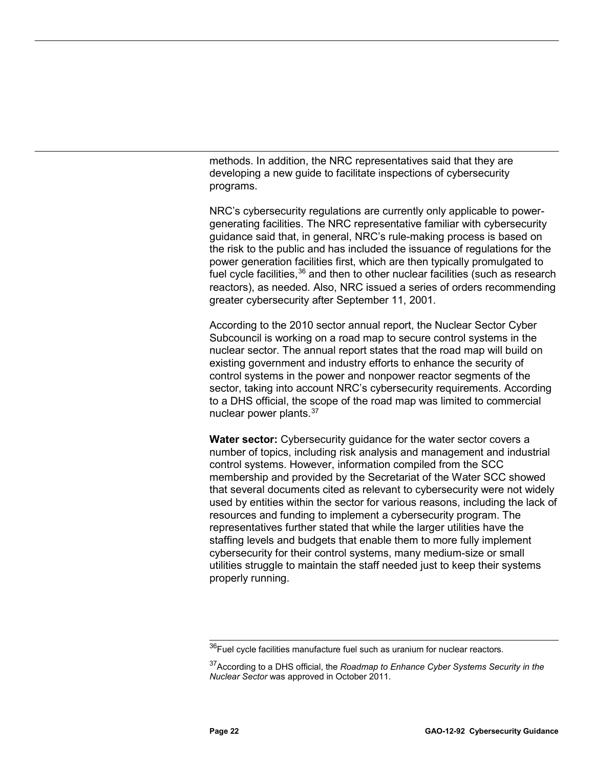methods. In addition, the NRC representatives said that they are developing a new guide to facilitate inspections of cybersecurity programs.

NRC's cybersecurity regulations are currently only applicable to power-generating facilities. The NRC representative familiar with cybersecurity guidance said that, in general, NRC's rule-making process is based on the risk to the public and has included the issuance of regulations for the power generation facilities first, which are then typically promulgated to fuel cycle facilities,[36] and then to other nuclear facilities (such as research reactors), as needed. Also, NRC issued a series of orders recommending greater cybersecurity after September 11, 2001.

According to the 2010 sector annual report, the Nuclear Sector Cyber Subcouncil is working on a road map to secure control systems in the nuclear sector. The annual report states that the road map will build on existing government and industry efforts to enhance the security of control systems in the power and nonpower reactor segments of the sector, taking into account NRC's cybersecurity requirements. According to a DHS official, the scope of the road map was limited to commercial nuclear power plants.[37]

**Water sector:** Cybersecurity guidance for the water sector covers a number of topics, including risk analysis and management and industrial control systems. However, information compiled from the SCC membership and provided by the Secretariat of the Water SCC showed that several documents cited as relevant to cybersecurity were not widely used by entities within the sector for various reasons, including the lack of resources and funding to implement a cybersecurity program. The representatives further stated that while the larger utilities have the staffing levels and budgets that enable them to more fully implement cybersecurity for their control systems, many medium-size or small utilities struggle to maintain the staff needed just to keep their systems properly running.

---

[36]Fuel cycle facilities manufacture fuel such as uranium for nuclear reactors.

[37]According to a DHS official, the *Roadmap to Enhance Cyber Systems Security in the Nuclear Sector* was approved in October 2011.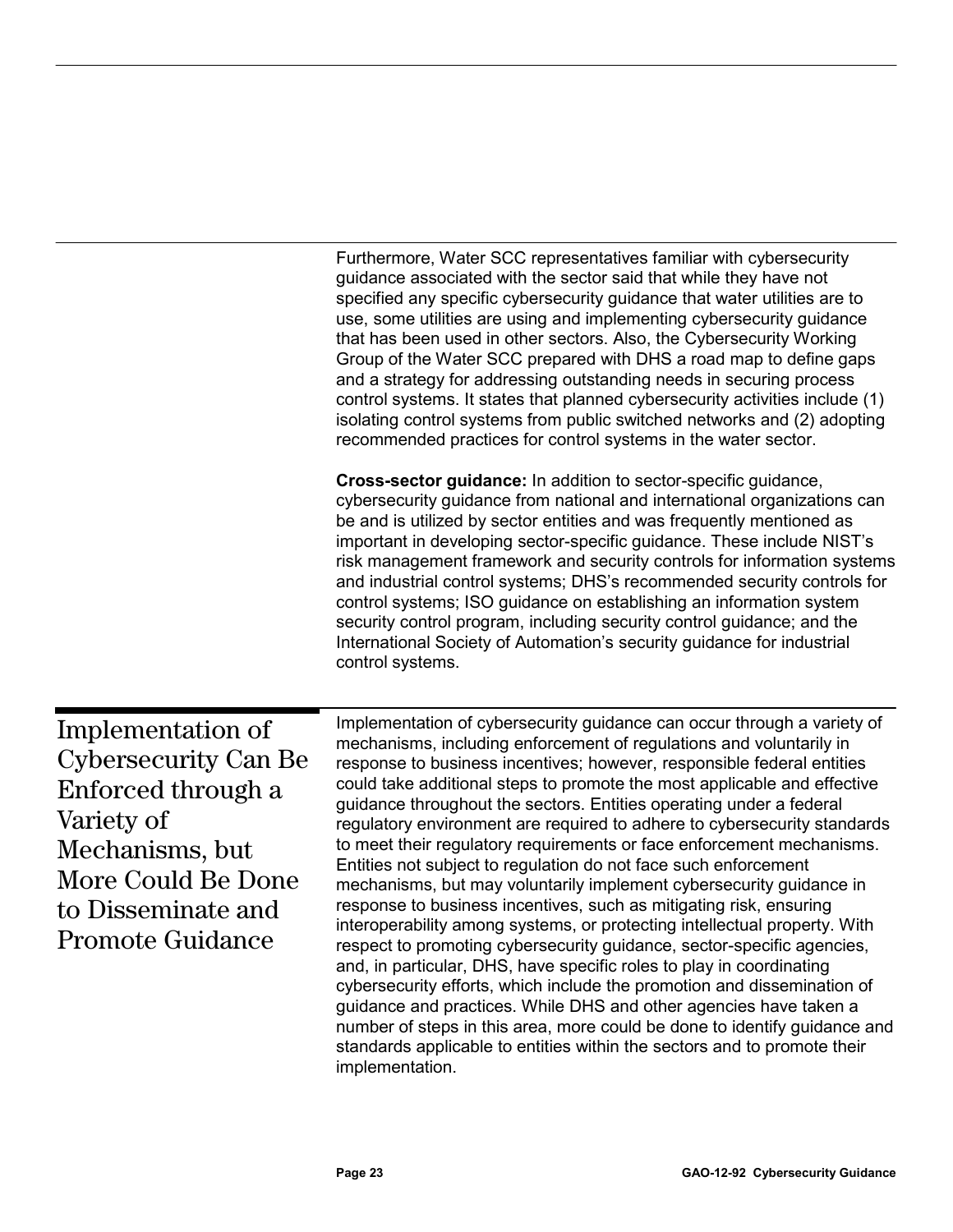Furthermore, Water SCC representatives familiar with cybersecurity guidance associated with the sector said that while they have not specified any specific cybersecurity guidance that water utilities are to use, some utilities are using and implementing cybersecurity guidance that has been used in other sectors. Also, the Cybersecurity Working Group of the Water SCC prepared with DHS a road map to define gaps and a strategy for addressing outstanding needs in securing process control systems. It states that planned cybersecurity activities include (1) isolating control systems from public switched networks and (2) adopting recommended practices for control systems in the water sector.

**Cross-sector guidance:** In addition to sector-specific guidance, cybersecurity guidance from national and international organizations can be and is utilized by sector entities and was frequently mentioned as important in developing sector-specific guidance. These include NIST's risk management framework and security controls for information systems and industrial control systems; DHS's recommended security controls for control systems; ISO guidance on establishing an information system security control program, including security control guidance; and the International Society of Automation's security guidance for industrial control systems.

## Implementation of Cybersecurity Can Be Enforced through a Variety of Mechanisms, but More Could Be Done to Disseminate and Promote Guidance

Implementation of cybersecurity guidance can occur through a variety of mechanisms, including enforcement of regulations and voluntarily in response to business incentives; however, responsible federal entities could take additional steps to promote the most applicable and effective guidance throughout the sectors. Entities operating under a federal regulatory environment are required to adhere to cybersecurity standards to meet their regulatory requirements or face enforcement mechanisms. Entities not subject to regulation do not face such enforcement mechanisms, but may voluntarily implement cybersecurity guidance in response to business incentives, such as mitigating risk, ensuring interoperability among systems, or protecting intellectual property. With respect to promoting cybersecurity guidance, sector-specific agencies, and, in particular, DHS, have specific roles to play in coordinating cybersecurity efforts, which include the promotion and dissemination of guidance and practices. While DHS and other agencies have taken a number of steps in this area, more could be done to identify guidance and standards applicable to entities within the sectors and to promote their implementation.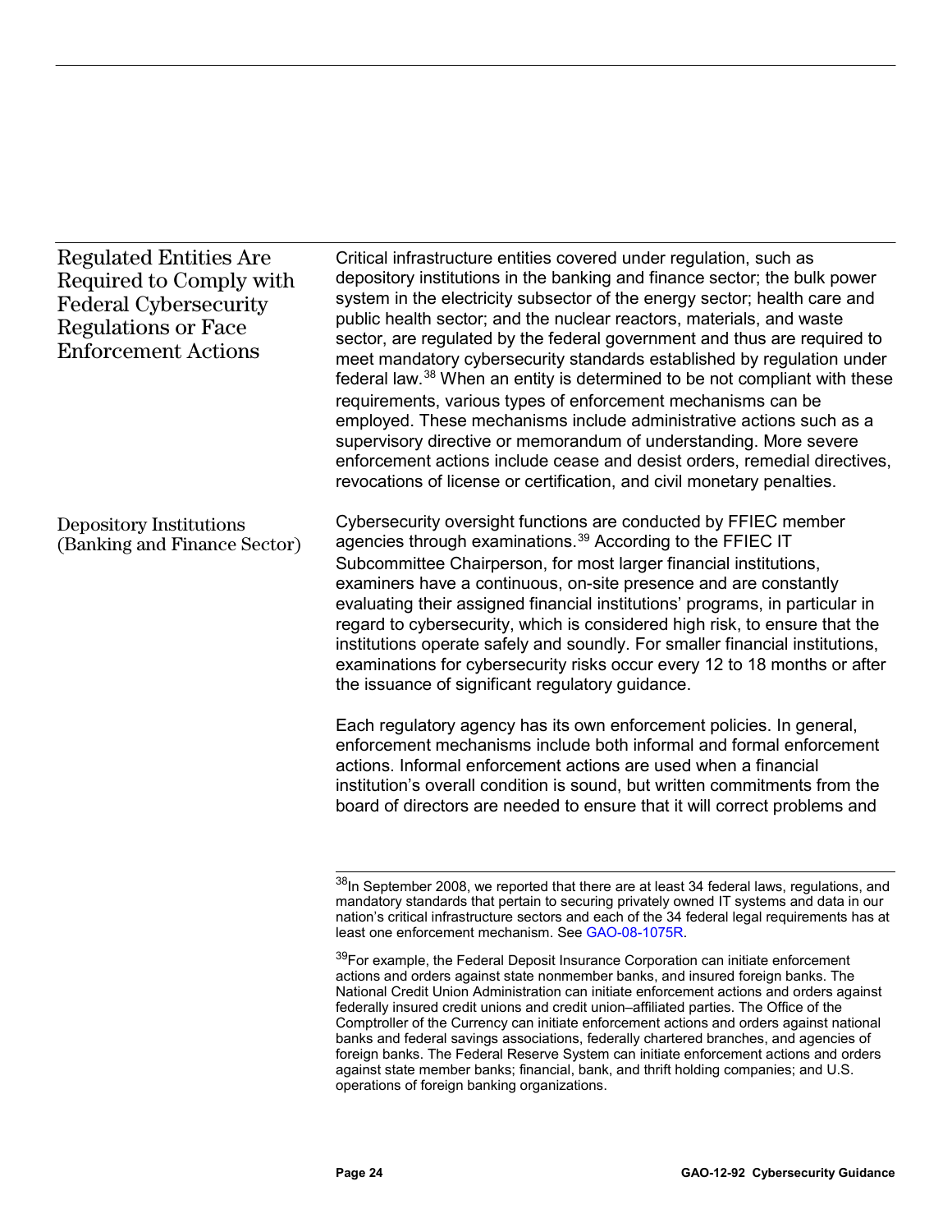## Regulated Entities Are Required to Comply with Federal Cybersecurity Regulations or Face Enforcement Actions

Critical infrastructure entities covered under regulation, such as depository institutions in the banking and finance sector; the bulk power system in the electricity subsector of the energy sector; health care and public health sector; and the nuclear reactors, materials, and waste sector, are regulated by the federal government and thus are required to meet mandatory cybersecurity standards established by regulation under federal law.[38] When an entity is determined to be not compliant with these requirements, various types of enforcement mechanisms can be employed. These mechanisms include administrative actions such as a supervisory directive or memorandum of understanding. More severe enforcement actions include cease and desist orders, remedial directives, revocations of license or certification, and civil monetary penalties.

### Depository Institutions (Banking and Finance Sector)

Cybersecurity oversight functions are conducted by FFIEC member agencies through examinations.[39] According to the FFIEC IT Subcommittee Chairperson, for most larger financial institutions, examiners have a continuous, on-site presence and are constantly evaluating their assigned financial institutions' programs, in particular in regard to cybersecurity, which is considered high risk, to ensure that the institutions operate safely and soundly. For smaller financial institutions, examinations for cybersecurity risks occur every 12 to 18 months or after the issuance of significant regulatory guidance.

Each regulatory agency has its own enforcement policies. In general, enforcement mechanisms include both informal and formal enforcement actions. Informal enforcement actions are used when a financial institution's overall condition is sound, but written commitments from the board of directors are needed to ensure that it will correct problems and

---

[38] In September 2008, we reported that there are at least 34 federal laws, regulations, and mandatory standards that pertain to securing privately owned IT systems and data in our nation's critical infrastructure sectors and each of the 34 federal legal requirements has at least one enforcement mechanism. See GAO-08-1075R.

[39] For example, the Federal Deposit Insurance Corporation can initiate enforcement actions and orders against state nonmember banks, and insured foreign banks. The National Credit Union Administration can initiate enforcement actions and orders against federally insured credit unions and credit union–affiliated parties. The Office of the Comptroller of the Currency can initiate enforcement actions and orders against national banks and federal savings associations, federally chartered branches, and agencies of foreign banks. The Federal Reserve System can initiate enforcement actions and orders against state member banks; financial, bank, and thrift holding companies; and U.S. operations of foreign banking organizations.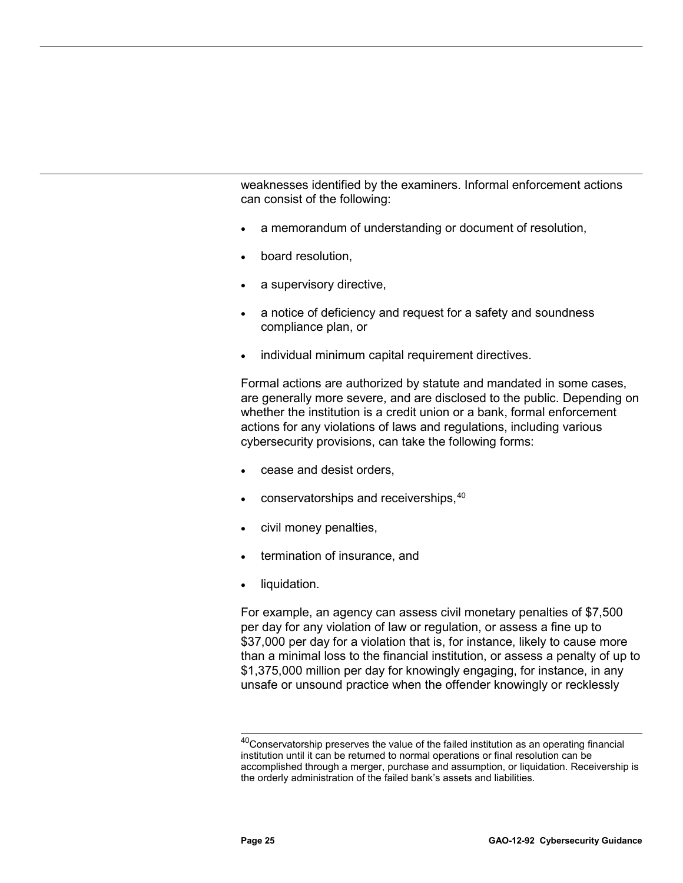weaknesses identified by the examiners. Informal enforcement actions can consist of the following:

- a memorandum of understanding or document of resolution,
- board resolution,
- a supervisory directive,
- a notice of deficiency and request for a safety and soundness compliance plan, or
- individual minimum capital requirement directives.

Formal actions are authorized by statute and mandated in some cases, are generally more severe, and are disclosed to the public. Depending on whether the institution is a credit union or a bank, formal enforcement actions for any violations of laws and regulations, including various cybersecurity provisions, can take the following forms:

- cease and desist orders,
- conservatorships and receiverships,[40]
- civil money penalties,
- termination of insurance, and
- liquidation.

For example, an agency can assess civil monetary penalties of $7,500 per day for any violation of law or regulation, or assess a fine up to $37,000 per day for a violation that is, for instance, likely to cause more than a minimal loss to the financial institution, or assess a penalty of up to $1,375,000 million per day for knowingly engaging, for instance, in any unsafe or unsound practice when the offender knowingly or recklessly

---

[40]Conservatorship preserves the value of the failed institution as an operating financial institution until it can be returned to normal operations or final resolution can be accomplished through a merger, purchase and assumption, or liquidation. Receivership is the orderly administration of the failed bank's assets and liabilities.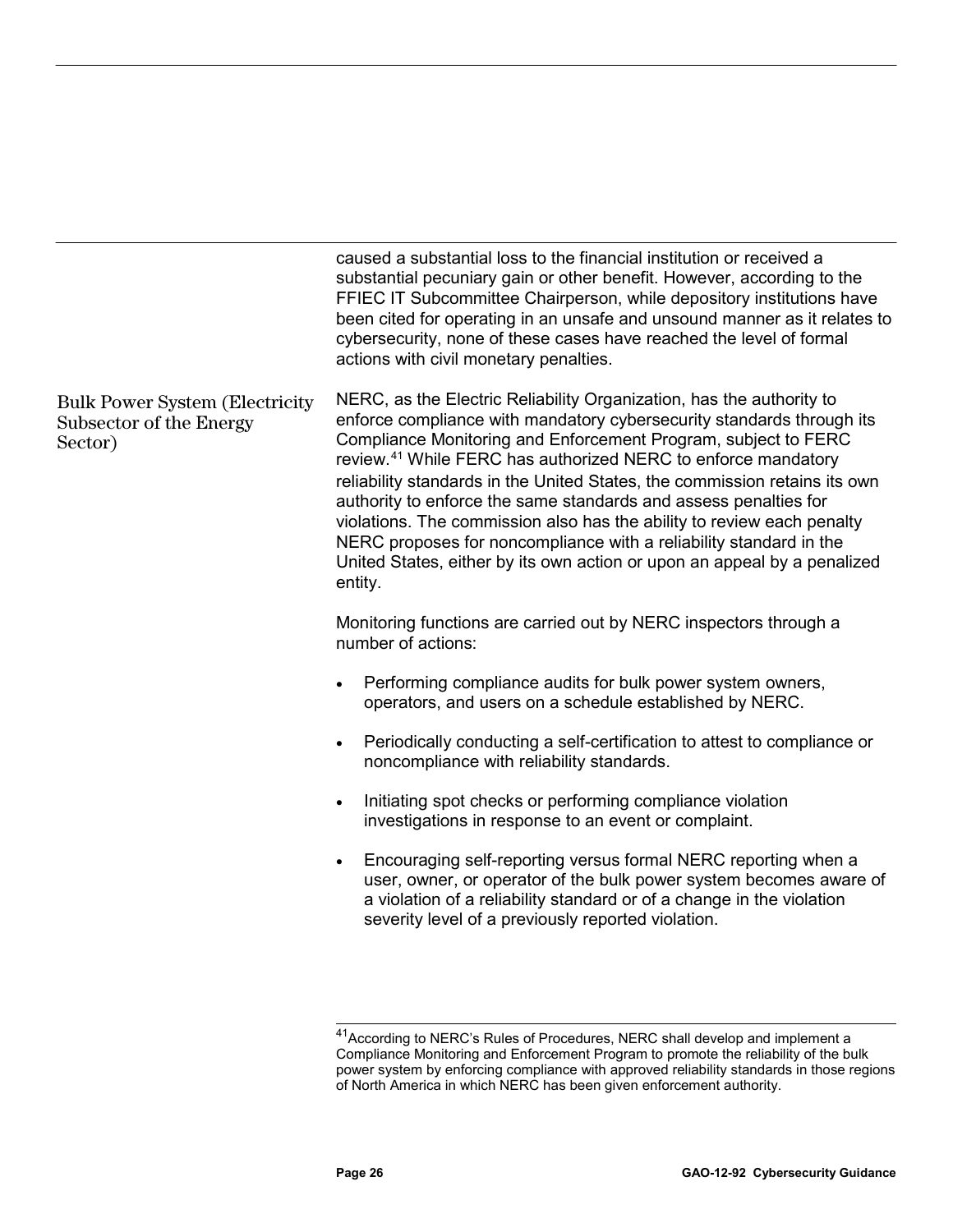caused a substantial loss to the financial institution or received a substantial pecuniary gain or other benefit. However, according to the FFIEC IT Subcommittee Chairperson, while depository institutions have been cited for operating in an unsafe and unsound manner as it relates to cybersecurity, none of these cases have reached the level of formal actions with civil monetary penalties.

### Bulk Power System (Electricity Subsector of the Energy Sector)

NERC, as the Electric Reliability Organization, has the authority to enforce compliance with mandatory cybersecurity standards through its Compliance Monitoring and Enforcement Program, subject to FERC review.[41] While FERC has authorized NERC to enforce mandatory reliability standards in the United States, the commission retains its own authority to enforce the same standards and assess penalties for violations. The commission also has the ability to review each penalty NERC proposes for noncompliance with a reliability standard in the United States, either by its own action or upon an appeal by a penalized entity.

Monitoring functions are carried out by NERC inspectors through a number of actions:

- Performing compliance audits for bulk power system owners, operators, and users on a schedule established by NERC.
- Periodically conducting a self-certification to attest to compliance or noncompliance with reliability standards.
- Initiating spot checks or performing compliance violation investigations in response to an event or complaint.
- Encouraging self-reporting versus formal NERC reporting when a user, owner, or operator of the bulk power system becomes aware of a violation of a reliability standard or of a change in the violation severity level of a previously reported violation.

---

[41] According to NERC's Rules of Procedures, NERC shall develop and implement a Compliance Monitoring and Enforcement Program to promote the reliability of the bulk power system by enforcing compliance with approved reliability standards in those regions of North America in which NERC has been given enforcement authority.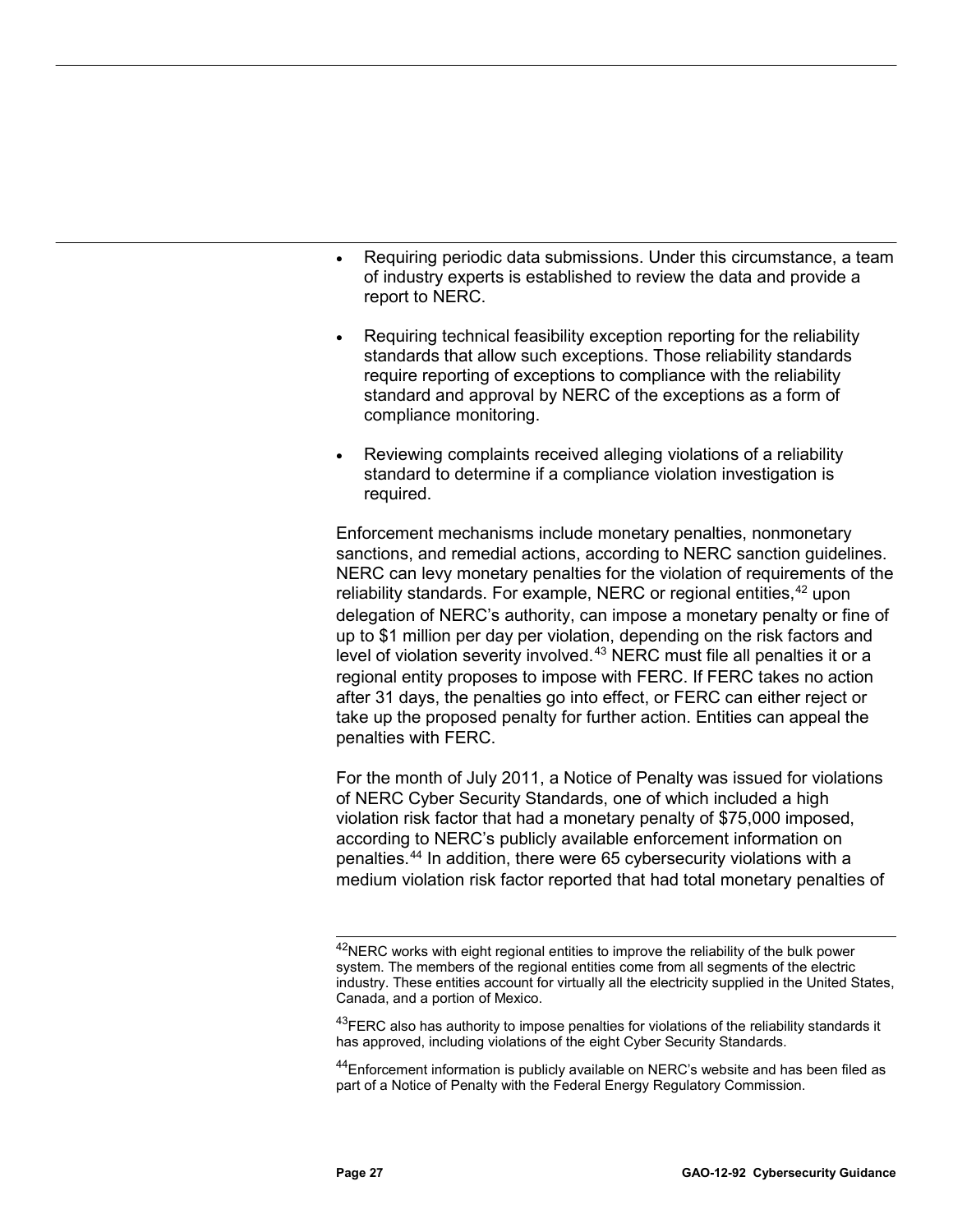- Requiring periodic data submissions. Under this circumstance, a team of industry experts is established to review the data and provide a report to NERC.
- Requiring technical feasibility exception reporting for the reliability standards that allow such exceptions. Those reliability standards require reporting of exceptions to compliance with the reliability standard and approval by NERC of the exceptions as a form of compliance monitoring.
- Reviewing complaints received alleging violations of a reliability standard to determine if a compliance violation investigation is required.

Enforcement mechanisms include monetary penalties, nonmonetary sanctions, and remedial actions, according to NERC sanction guidelines. NERC can levy monetary penalties for the violation of requirements of the reliability standards. For example, NERC or regional entities,[42] upon delegation of NERC's authority, can impose a monetary penalty or fine of up to $1 million per day per violation, depending on the risk factors and level of violation severity involved.[43] NERC must file all penalties it or a regional entity proposes to impose with FERC. If FERC takes no action after 31 days, the penalties go into effect, or FERC can either reject or take up the proposed penalty for further action. Entities can appeal the penalties with FERC.

For the month of July 2011, a Notice of Penalty was issued for violations of NERC Cyber Security Standards, one of which included a high violation risk factor that had a monetary penalty of $75,000 imposed, according to NERC's publicly available enforcement information on penalties.[44] In addition, there were 65 cybersecurity violations with a medium violation risk factor reported that had total monetary penalties of

---

[42] NERC works with eight regional entities to improve the reliability of the bulk power system. The members of the regional entities come from all segments of the electric industry. These entities account for virtually all the electricity supplied in the United States, Canada, and a portion of Mexico.

[43] FERC also has authority to impose penalties for violations of the reliability standards it has approved, including violations of the eight Cyber Security Standards.

[44] Enforcement information is publicly available on NERC's website and has been filed as part of a Notice of Penalty with the Federal Energy Regulatory Commission.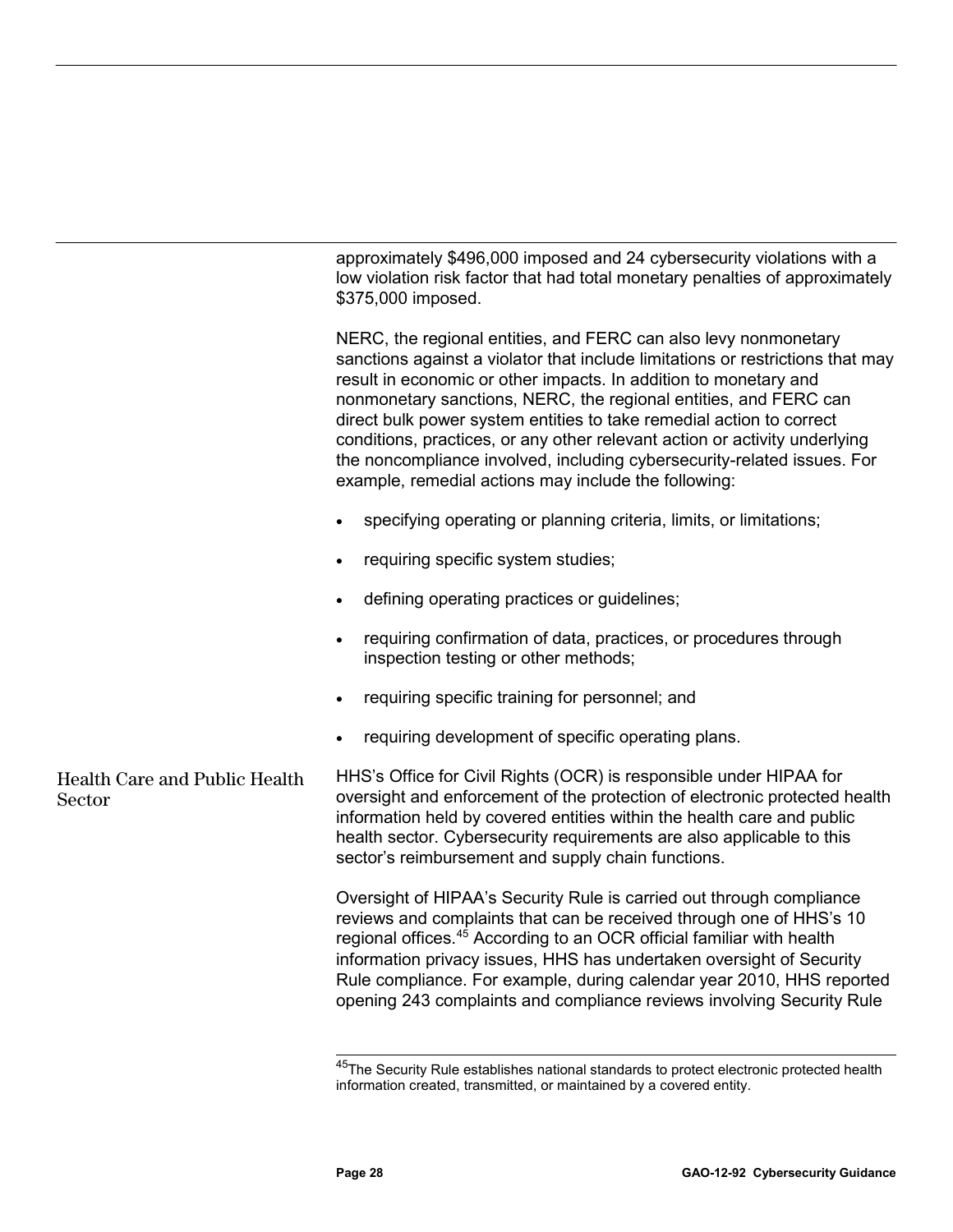approximately $496,000 imposed and 24 cybersecurity violations with a low violation risk factor that had total monetary penalties of approximately $375,000 imposed.

NERC, the regional entities, and FERC can also levy nonmonetary sanctions against a violator that include limitations or restrictions that may result in economic or other impacts. In addition to monetary and nonmonetary sanctions, NERC, the regional entities, and FERC can direct bulk power system entities to take remedial action to correct conditions, practices, or any other relevant action or activity underlying the noncompliance involved, including cybersecurity-related issues. For example, remedial actions may include the following:

- specifying operating or planning criteria, limits, or limitations;
- requiring specific system studies;
- defining operating practices or guidelines;
- requiring confirmation of data, practices, or procedures through inspection testing or other methods;
- requiring specific training for personnel; and
- requiring development of specific operating plans.

### Health Care and Public Health Sector

HHS's Office for Civil Rights (OCR) is responsible under HIPAA for oversight and enforcement of the protection of electronic protected health information held by covered entities within the health care and public health sector. Cybersecurity requirements are also applicable to this sector's reimbursement and supply chain functions.

Oversight of HIPAA's Security Rule is carried out through compliance reviews and complaints that can be received through one of HHS's 10 regional offices.[45] According to an OCR official familiar with health information privacy issues, HHS has undertaken oversight of Security Rule compliance. For example, during calendar year 2010, HHS reported opening 243 complaints and compliance reviews involving Security Rule

[45]The Security Rule establishes national standards to protect electronic protected health information created, transmitted, or maintained by a covered entity.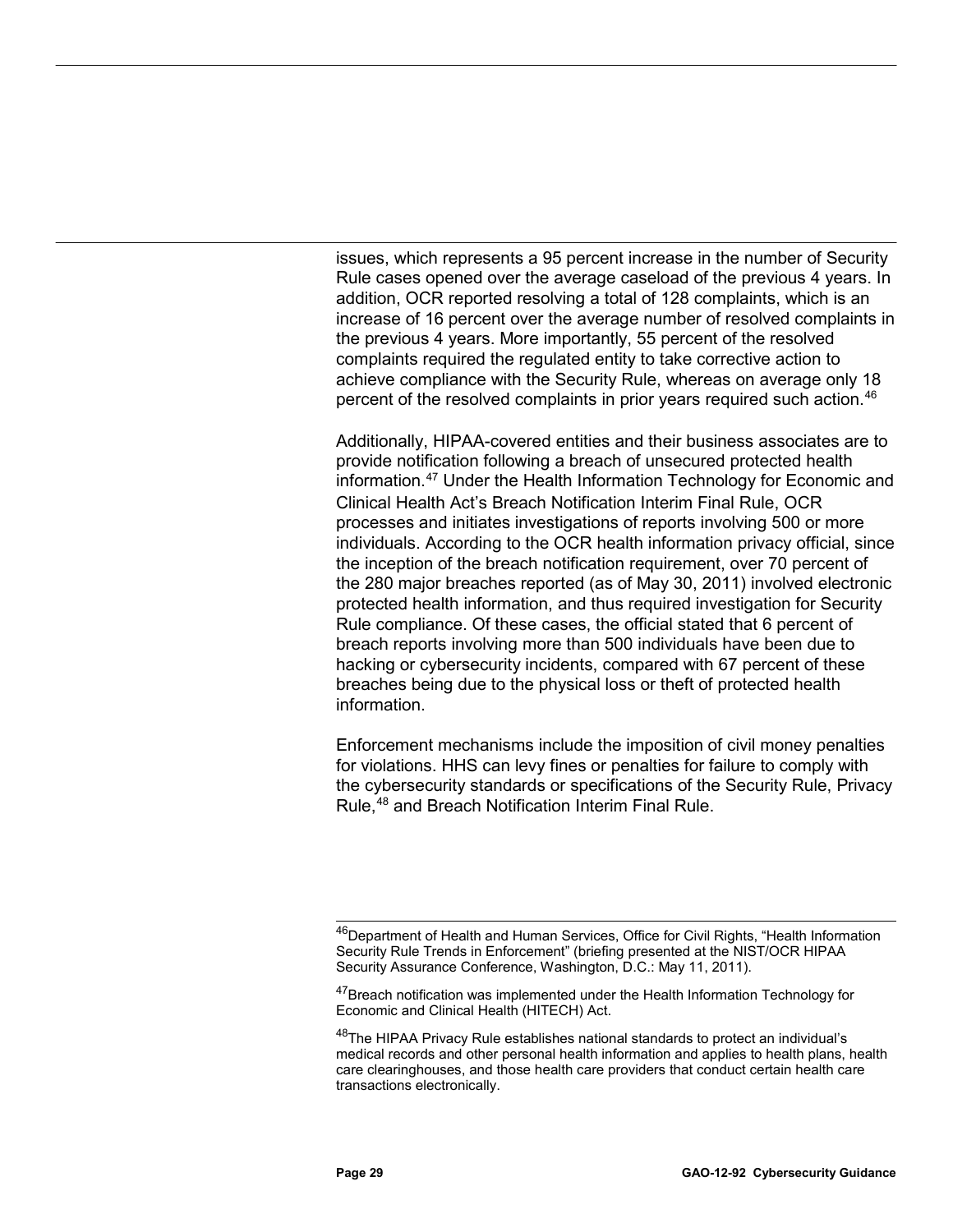issues, which represents a 95 percent increase in the number of Security Rule cases opened over the average caseload of the previous 4 years. In addition, OCR reported resolving a total of 128 complaints, which is an increase of 16 percent over the average number of resolved complaints in the previous 4 years. More importantly, 55 percent of the resolved complaints required the regulated entity to take corrective action to achieve compliance with the Security Rule, whereas on average only 18 percent of the resolved complaints in prior years required such action.[46]

Additionally, HIPAA-covered entities and their business associates are to provide notification following a breach of unsecured protected health information.[47] Under the Health Information Technology for Economic and Clinical Health Act's Breach Notification Interim Final Rule, OCR processes and initiates investigations of reports involving 500 or more individuals. According to the OCR health information privacy official, since the inception of the breach notification requirement, over 70 percent of the 280 major breaches reported (as of May 30, 2011) involved electronic protected health information, and thus required investigation for Security Rule compliance. Of these cases, the official stated that 6 percent of breach reports involving more than 500 individuals have been due to hacking or cybersecurity incidents, compared with 67 percent of these breaches being due to the physical loss or theft of protected health information.

Enforcement mechanisms include the imposition of civil money penalties for violations. HHS can levy fines or penalties for failure to comply with the cybersecurity standards or specifications of the Security Rule, Privacy Rule,[48] and Breach Notification Interim Final Rule.

---

[46] Department of Health and Human Services, Office for Civil Rights, "Health Information Security Rule Trends in Enforcement" (briefing presented at the NIST/OCR HIPAA Security Assurance Conference, Washington, D.C.: May 11, 2011).

[47] Breach notification was implemented under the Health Information Technology for Economic and Clinical Health (HITECH) Act.

[48] The HIPAA Privacy Rule establishes national standards to protect an individual's medical records and other personal health information and applies to health plans, health care clearinghouses, and those health care providers that conduct certain health care transactions electronically.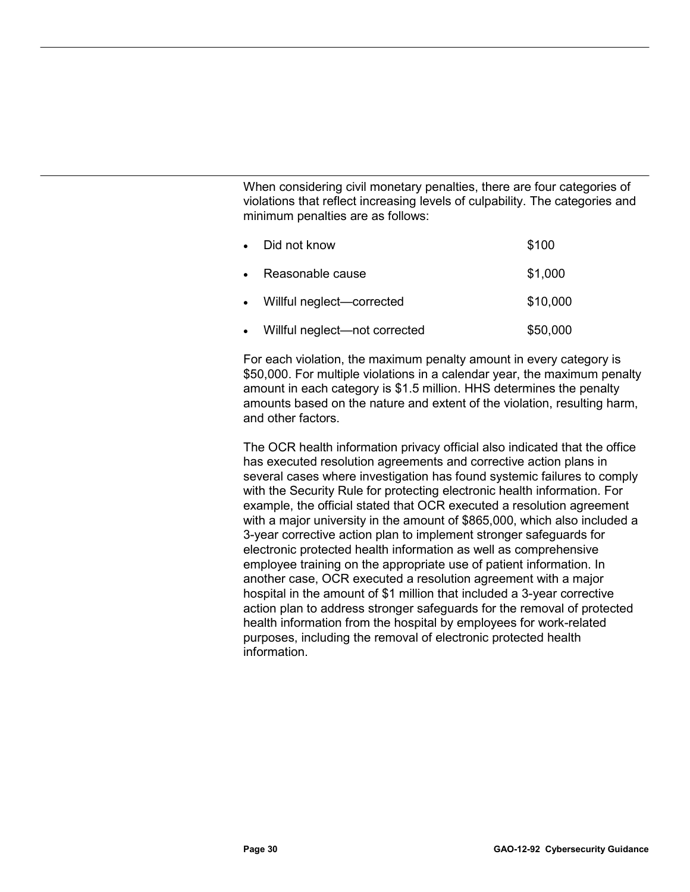When considering civil monetary penalties, there are four categories of violations that reflect increasing levels of culpability. The categories and minimum penalties are as follows:

- Did not know $100
- Reasonable cause $1,000
- Willful neglect—corrected $10,000
- Willful neglect—not corrected $50,000

For each violation, the maximum penalty amount in every category is $50,000. For multiple violations in a calendar year, the maximum penalty amount in each category is $1.5 million. HHS determines the penalty amounts based on the nature and extent of the violation, resulting harm, and other factors.

The OCR health information privacy official also indicated that the office has executed resolution agreements and corrective action plans in several cases where investigation has found systemic failures to comply with the Security Rule for protecting electronic health information. For example, the official stated that OCR executed a resolution agreement with a major university in the amount of $865,000, which also included a 3-year corrective action plan to implement stronger safeguards for electronic protected health information as well as comprehensive employee training on the appropriate use of patient information. In another case, OCR executed a resolution agreement with a major hospital in the amount of $1 million that included a 3-year corrective action plan to address stronger safeguards for the removal of protected health information from the hospital by employees for work-related purposes, including the removal of electronic protected health information.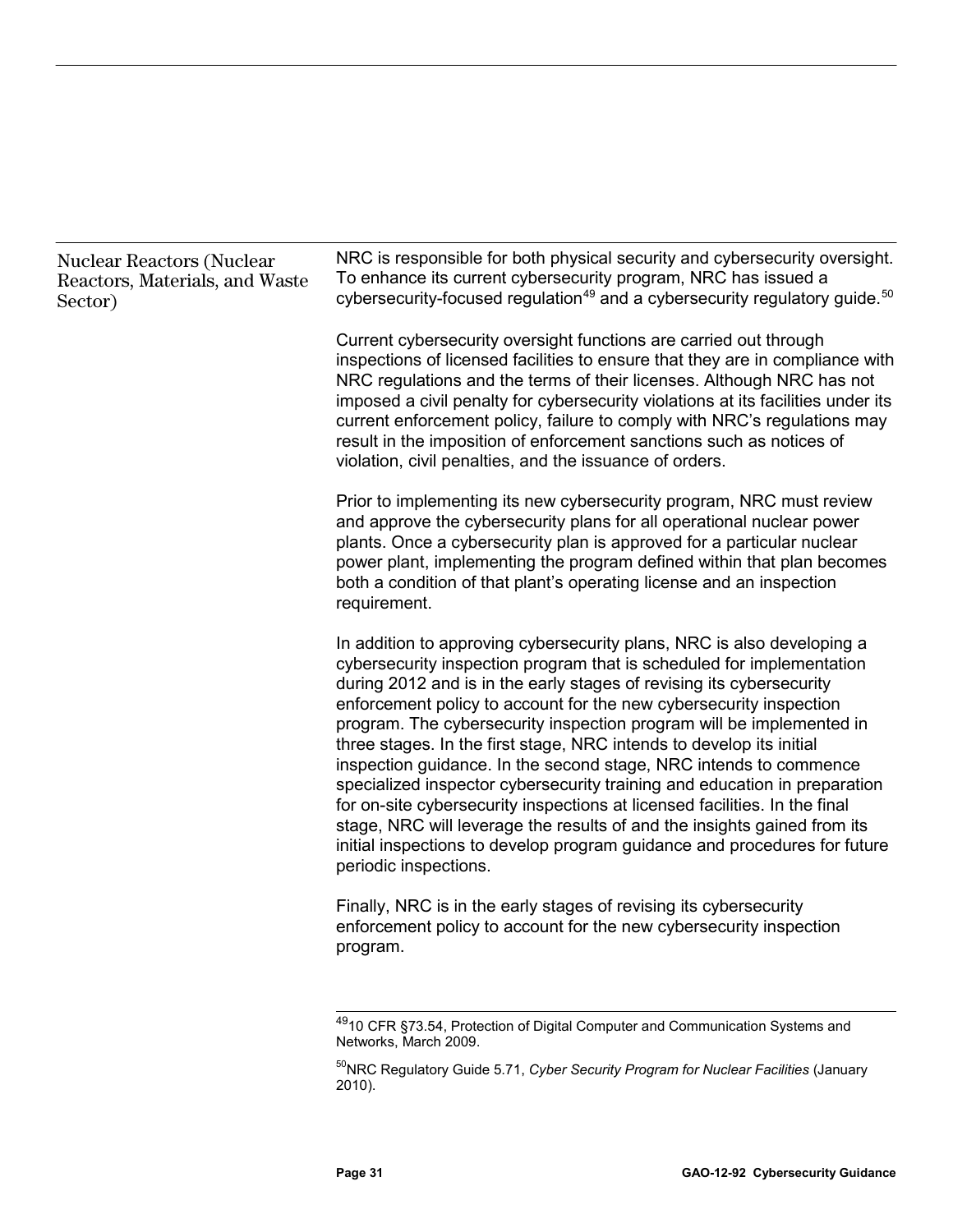Nuclear Reactors (Nuclear Reactors, Materials, and Waste Sector)

NRC is responsible for both physical security and cybersecurity oversight. To enhance its current cybersecurity program, NRC has issued a cybersecurity-focused regulation[49] and a cybersecurity regulatory guide.[50]

Current cybersecurity oversight functions are carried out through inspections of licensed facilities to ensure that they are in compliance with NRC regulations and the terms of their licenses. Although NRC has not imposed a civil penalty for cybersecurity violations at its facilities under its current enforcement policy, failure to comply with NRC's regulations may result in the imposition of enforcement sanctions such as notices of violation, civil penalties, and the issuance of orders.

Prior to implementing its new cybersecurity program, NRC must review and approve the cybersecurity plans for all operational nuclear power plants. Once a cybersecurity plan is approved for a particular nuclear power plant, implementing the program defined within that plan becomes both a condition of that plant's operating license and an inspection requirement.

In addition to approving cybersecurity plans, NRC is also developing a cybersecurity inspection program that is scheduled for implementation during 2012 and is in the early stages of revising its cybersecurity enforcement policy to account for the new cybersecurity inspection program. The cybersecurity inspection program will be implemented in three stages. In the first stage, NRC intends to develop its initial inspection guidance. In the second stage, NRC intends to commence specialized inspector cybersecurity training and education in preparation for on-site cybersecurity inspections at licensed facilities. In the final stage, NRC will leverage the results of and the insights gained from its initial inspections to develop program guidance and procedures for future periodic inspections.

Finally, NRC is in the early stages of revising its cybersecurity enforcement policy to account for the new cybersecurity inspection program.

---

[49] 10 CFR §73.54, Protection of Digital Computer and Communication Systems and Networks, March 2009.

[50] NRC Regulatory Guide 5.71, *Cyber Security Program for Nuclear Facilities* (January 2010).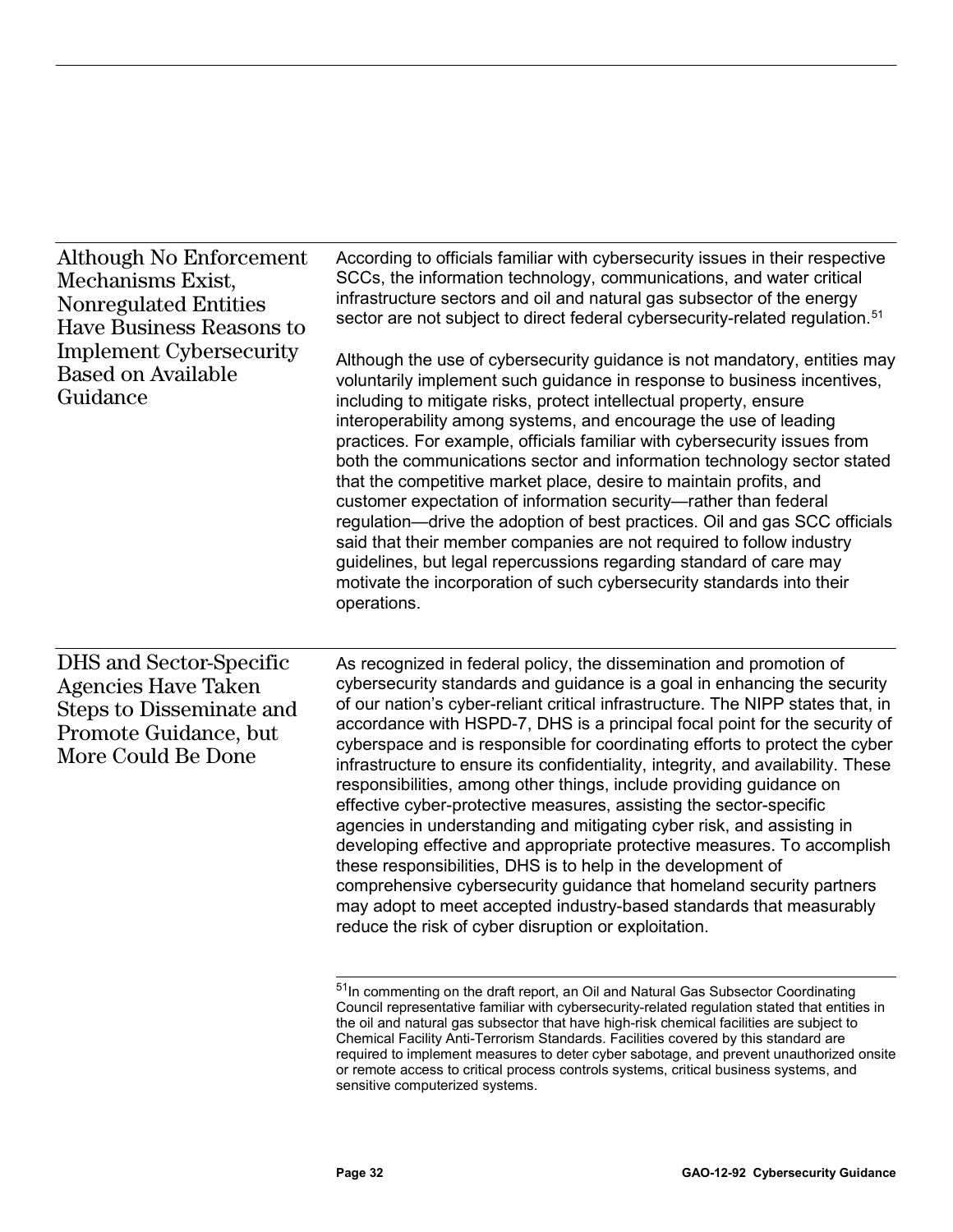## Although No Enforcement Mechanisms Exist, Nonregulated Entities Have Business Reasons to Implement Cybersecurity Based on Available Guidance

According to officials familiar with cybersecurity issues in their respective SCCs, the information technology, communications, and water critical infrastructure sectors and oil and natural gas subsector of the energy sector are not subject to direct federal cybersecurity-related regulation.[51]

Although the use of cybersecurity guidance is not mandatory, entities may voluntarily implement such guidance in response to business incentives, including to mitigate risks, protect intellectual property, ensure interoperability among systems, and encourage the use of leading practices. For example, officials familiar with cybersecurity issues from both the communications sector and information technology sector stated that the competitive market place, desire to maintain profits, and customer expectation of information security—rather than federal regulation—drive the adoption of best practices. Oil and gas SCC officials said that their member companies are not required to follow industry guidelines, but legal repercussions regarding standard of care may motivate the incorporation of such cybersecurity standards into their operations.

## DHS and Sector-Specific Agencies Have Taken Steps to Disseminate and Promote Guidance, but More Could Be Done

As recognized in federal policy, the dissemination and promotion of cybersecurity standards and guidance is a goal in enhancing the security of our nation's cyber-reliant critical infrastructure. The NIPP states that, in accordance with HSPD-7, DHS is a principal focal point for the security of cyberspace and is responsible for coordinating efforts to protect the cyber infrastructure to ensure its confidentiality, integrity, and availability. These responsibilities, among other things, include providing guidance on effective cyber-protective measures, assisting the sector-specific agencies in understanding and mitigating cyber risk, and assisting in developing effective and appropriate protective measures. To accomplish these responsibilities, DHS is to help in the development of comprehensive cybersecurity guidance that homeland security partners may adopt to meet accepted industry-based standards that measurably reduce the risk of cyber disruption or exploitation.

---

[51] In commenting on the draft report, an Oil and Natural Gas Subsector Coordinating Council representative familiar with cybersecurity-related regulation stated that entities in the oil and natural gas subsector that have high-risk chemical facilities are subject to Chemical Facility Anti-Terrorism Standards. Facilities covered by this standard are required to implement measures to deter cyber sabotage, and prevent unauthorized onsite or remote access to critical process controls systems, critical business systems, and sensitive computerized systems.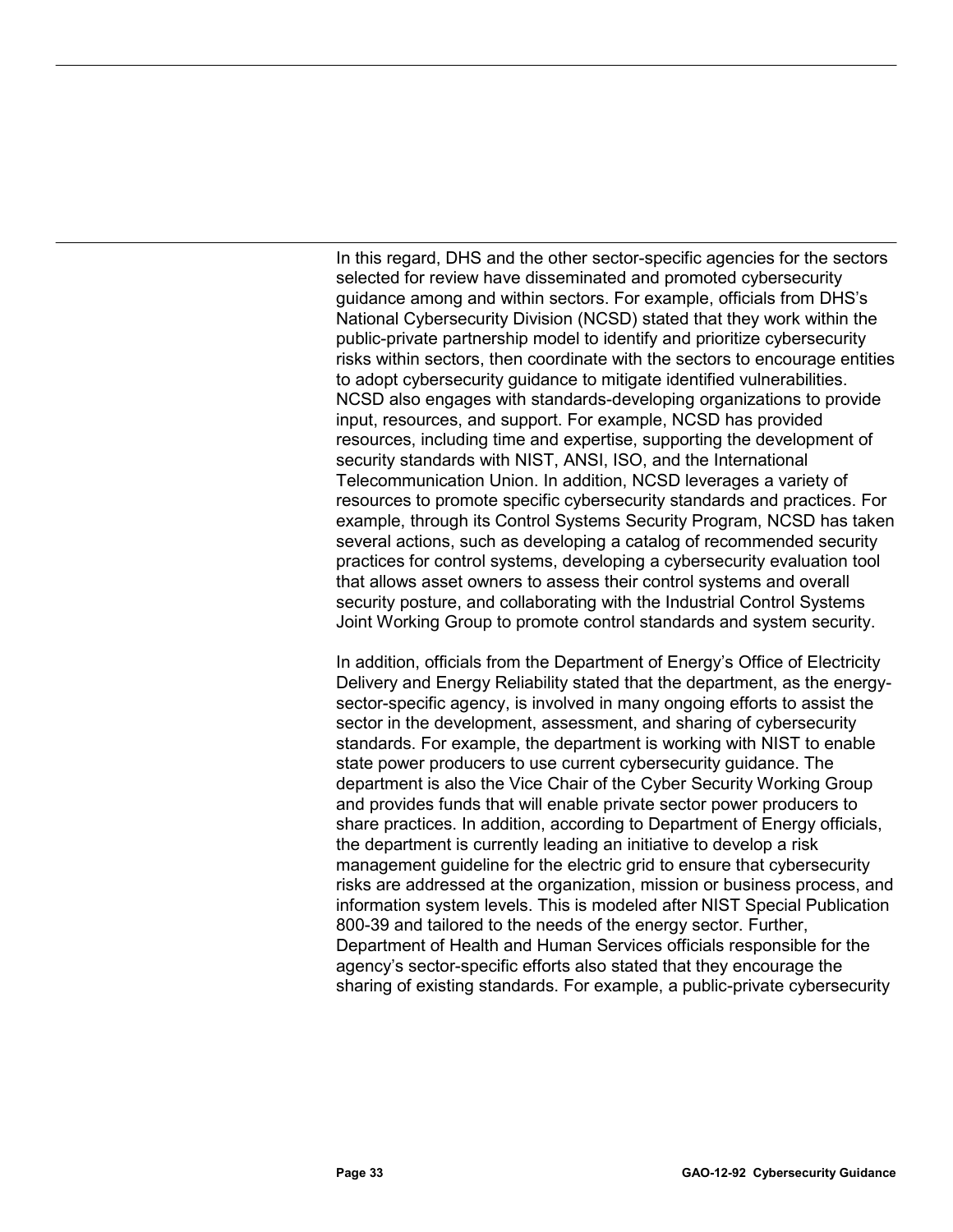In this regard, DHS and the other sector-specific agencies for the sectors selected for review have disseminated and promoted cybersecurity guidance among and within sectors. For example, officials from DHS's National Cybersecurity Division (NCSD) stated that they work within the public-private partnership model to identify and prioritize cybersecurity risks within sectors, then coordinate with the sectors to encourage entities to adopt cybersecurity guidance to mitigate identified vulnerabilities. NCSD also engages with standards-developing organizations to provide input, resources, and support. For example, NCSD has provided resources, including time and expertise, supporting the development of security standards with NIST, ANSI, ISO, and the International Telecommunication Union. In addition, NCSD leverages a variety of resources to promote specific cybersecurity standards and practices. For example, through its Control Systems Security Program, NCSD has taken several actions, such as developing a catalog of recommended security practices for control systems, developing a cybersecurity evaluation tool that allows asset owners to assess their control systems and overall security posture, and collaborating with the Industrial Control Systems Joint Working Group to promote control standards and system security.

In addition, officials from the Department of Energy's Office of Electricity Delivery and Energy Reliability stated that the department, as the energy-sector-specific agency, is involved in many ongoing efforts to assist the sector in the development, assessment, and sharing of cybersecurity standards. For example, the department is working with NIST to enable state power producers to use current cybersecurity guidance. The department is also the Vice Chair of the Cyber Security Working Group and provides funds that will enable private sector power producers to share practices. In addition, according to Department of Energy officials, the department is currently leading an initiative to develop a risk management guideline for the electric grid to ensure that cybersecurity risks are addressed at the organization, mission or business process, and information system levels. This is modeled after NIST Special Publication 800-39 and tailored to the needs of the energy sector. Further, Department of Health and Human Services officials responsible for the agency's sector-specific efforts also stated that they encourage the sharing of existing standards. For example, a public-private cybersecurity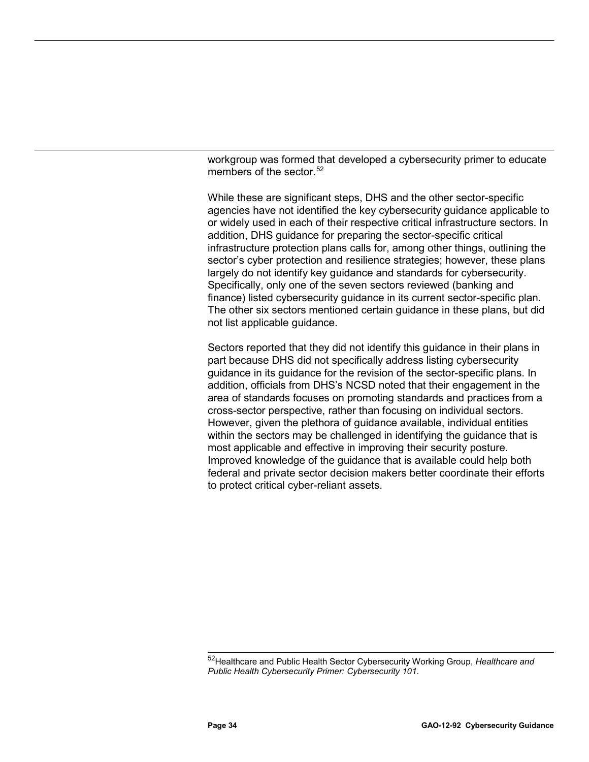workgroup was formed that developed a cybersecurity primer to educate members of the sector.[52]

While these are significant steps, DHS and the other sector-specific agencies have not identified the key cybersecurity guidance applicable to or widely used in each of their respective critical infrastructure sectors. In addition, DHS guidance for preparing the sector-specific critical infrastructure protection plans calls for, among other things, outlining the sector's cyber protection and resilience strategies; however, these plans largely do not identify key guidance and standards for cybersecurity. Specifically, only one of the seven sectors reviewed (banking and finance) listed cybersecurity guidance in its current sector-specific plan. The other six sectors mentioned certain guidance in these plans, but did not list applicable guidance.

Sectors reported that they did not identify this guidance in their plans in part because DHS did not specifically address listing cybersecurity guidance in its guidance for the revision of the sector-specific plans. In addition, officials from DHS's NCSD noted that their engagement in the area of standards focuses on promoting standards and practices from a cross-sector perspective, rather than focusing on individual sectors. However, given the plethora of guidance available, individual entities within the sectors may be challenged in identifying the guidance that is most applicable and effective in improving their security posture. Improved knowledge of the guidance that is available could help both federal and private sector decision makers better coordinate their efforts to protect critical cyber-reliant assets.

[52]Healthcare and Public Health Sector Cybersecurity Working Group, *Healthcare and Public Health Cybersecurity Primer: Cybersecurity 101*.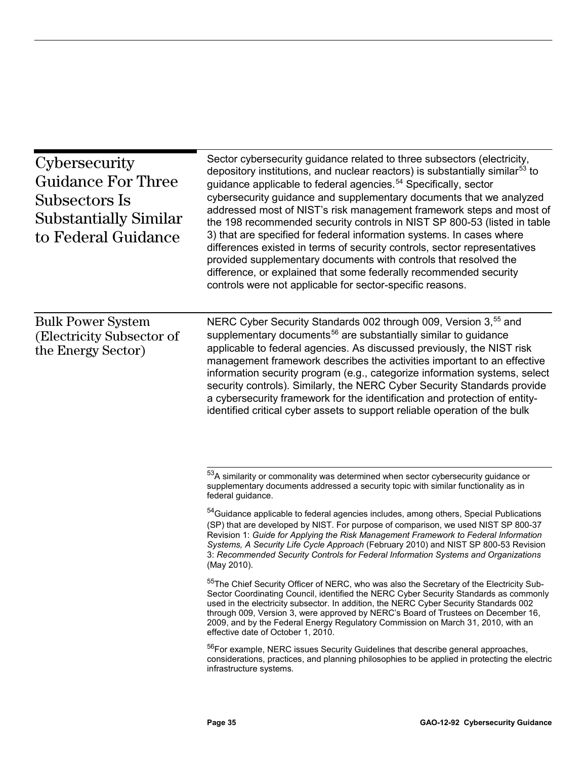## Cybersecurity Guidance For Three Subsectors Is Substantially Similar to Federal Guidance

Sector cybersecurity guidance related to three subsectors (electricity, depository institutions, and nuclear reactors) is substantially similar[53] to guidance applicable to federal agencies.[54] Specifically, sector cybersecurity guidance and supplementary documents that we analyzed addressed most of NIST's risk management framework steps and most of the 198 recommended security controls in NIST SP 800-53 (listed in table 3) that are specified for federal information systems. In cases where differences existed in terms of security controls, sector representatives provided supplementary documents with controls that resolved the difference, or explained that some federally recommended security controls were not applicable for sector-specific reasons.

### Bulk Power System (Electricity Subsector of the Energy Sector)

NERC Cyber Security Standards 002 through 009, Version 3,[55] and supplementary documents[56] are substantially similar to guidance applicable to federal agencies. As discussed previously, the NIST risk management framework describes the activities important to an effective information security program (e.g., categorize information systems, select security controls). Similarly, the NERC Cyber Security Standards provide a cybersecurity framework for the identification and protection of entity-identified critical cyber assets to support reliable operation of the bulk

---

[53]A similarity or commonality was determined when sector cybersecurity guidance or supplementary documents addressed a security topic with similar functionality as in federal guidance.

[54]Guidance applicable to federal agencies includes, among others, Special Publications (SP) that are developed by NIST. For purpose of comparison, we used NIST SP 800-37 Revision 1: *Guide for Applying the Risk Management Framework to Federal Information Systems, A Security Life Cycle Approach* (February 2010) and NIST SP 800-53 Revision 3: *Recommended Security Controls for Federal Information Systems and Organizations* (May 2010).

[55]The Chief Security Officer of NERC, who was also the Secretary of the Electricity Sub-Sector Coordinating Council, identified the NERC Cyber Security Standards as commonly used in the electricity subsector. In addition, the NERC Cyber Security Standards 002 through 009, Version 3, were approved by NERC's Board of Trustees on December 16, 2009, and by the Federal Energy Regulatory Commission on March 31, 2010, with an effective date of October 1, 2010.

[56]For example, NERC issues Security Guidelines that describe general approaches, considerations, practices, and planning philosophies to be applied in protecting the electric infrastructure systems.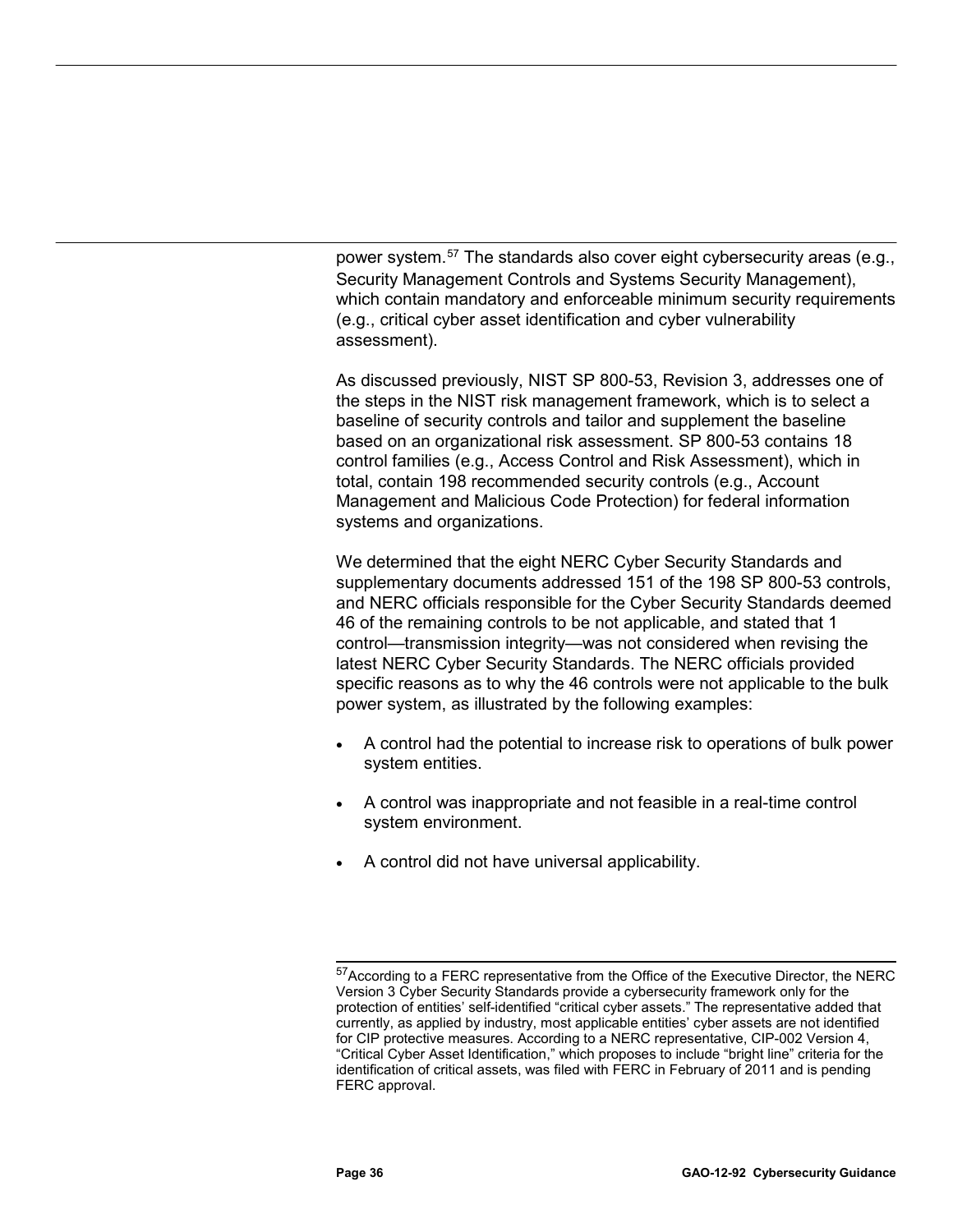power system.[57] The standards also cover eight cybersecurity areas (e.g., Security Management Controls and Systems Security Management), which contain mandatory and enforceable minimum security requirements (e.g., critical cyber asset identification and cyber vulnerability assessment).

As discussed previously, NIST SP 800-53, Revision 3, addresses one of the steps in the NIST risk management framework, which is to select a baseline of security controls and tailor and supplement the baseline based on an organizational risk assessment. SP 800-53 contains 18 control families (e.g., Access Control and Risk Assessment), which in total, contain 198 recommended security controls (e.g., Account Management and Malicious Code Protection) for federal information systems and organizations.

We determined that the eight NERC Cyber Security Standards and supplementary documents addressed 151 of the 198 SP 800-53 controls, and NERC officials responsible for the Cyber Security Standards deemed 46 of the remaining controls to be not applicable, and stated that 1 control—transmission integrity—was not considered when revising the latest NERC Cyber Security Standards. The NERC officials provided specific reasons as to why the 46 controls were not applicable to the bulk power system, as illustrated by the following examples:

- A control had the potential to increase risk to operations of bulk power system entities.
- A control was inappropriate and not feasible in a real-time control system environment.
- A control did not have universal applicability.

---

[57] According to a FERC representative from the Office of the Executive Director, the NERC Version 3 Cyber Security Standards provide a cybersecurity framework only for the protection of entities' self-identified "critical cyber assets." The representative added that currently, as applied by industry, most applicable entities' cyber assets are not identified for CIP protective measures. According to a NERC representative, CIP-002 Version 4, "Critical Cyber Asset Identification," which proposes to include "bright line" criteria for the identification of critical assets, was filed with FERC in February of 2011 and is pending FERC approval.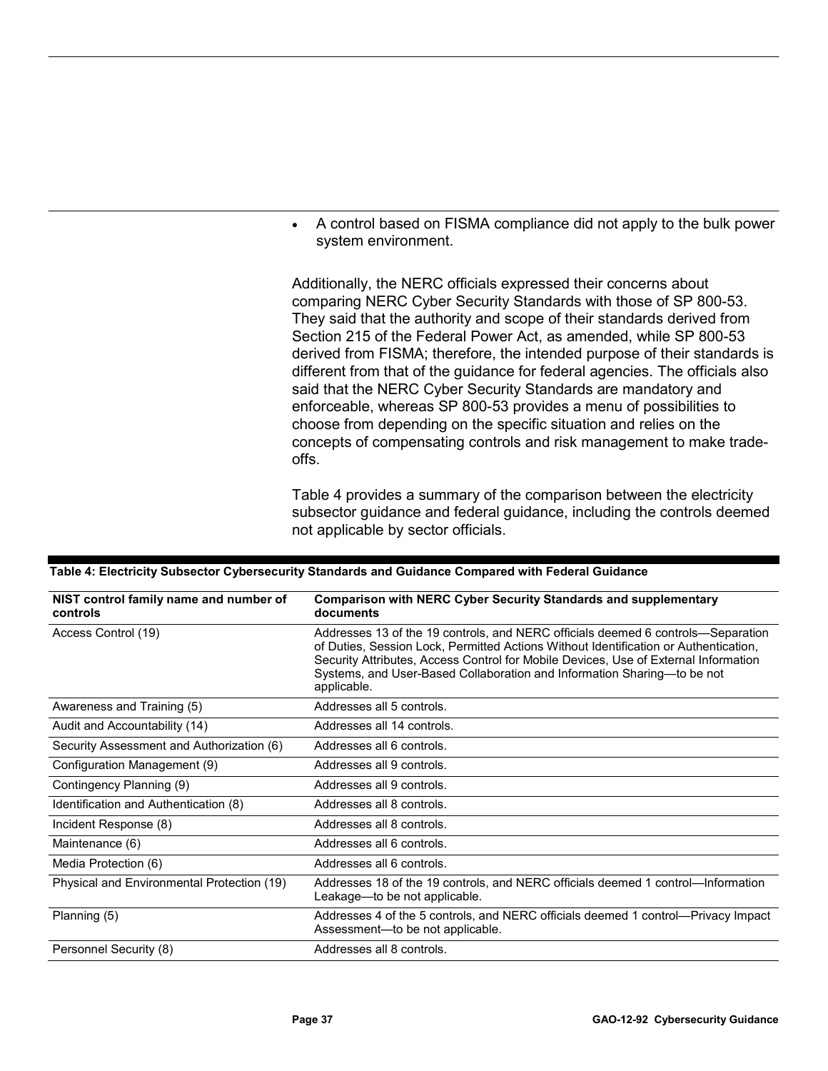- A control based on FISMA compliance did not apply to the bulk power system environment.

Additionally, the NERC officials expressed their concerns about comparing NERC Cyber Security Standards with those of SP 800-53. They said that the authority and scope of their standards derived from Section 215 of the Federal Power Act, as amended, while SP 800-53 derived from FISMA; therefore, the intended purpose of their standards is different from that of the guidance for federal agencies. The officials also said that the NERC Cyber Security Standards are mandatory and enforceable, whereas SP 800-53 provides a menu of possibilities to choose from depending on the specific situation and relies on the concepts of compensating controls and risk management to make trade-offs.

Table 4 provides a summary of the comparison between the electricity subsector guidance and federal guidance, including the controls deemed not applicable by sector officials.

**Table 4: Electricity Subsector Cybersecurity Standards and Guidance Compared with Federal Guidance**

| NIST control family name and number of controls | Comparison with NERC Cyber Security Standards and supplementary documents |
|---|---|
| Access Control (19) | Addresses 13 of the 19 controls, and NERC officials deemed 6 controls—Separation of Duties, Session Lock, Permitted Actions Without Identification or Authentication, Security Attributes, Access Control for Mobile Devices, Use of External Information Systems, and User-Based Collaboration and Information Sharing—to be not applicable. |
| Awareness and Training (5) | Addresses all 5 controls. |
| Audit and Accountability (14) | Addresses all 14 controls. |
| Security Assessment and Authorization (6) | Addresses all 6 controls. |
| Configuration Management (9) | Addresses all 9 controls. |
| Contingency Planning (9) | Addresses all 9 controls. |
| Identification and Authentication (8) | Addresses all 8 controls. |
| Incident Response (8) | Addresses all 8 controls. |
| Maintenance (6) | Addresses all 6 controls. |
| Media Protection (6) | Addresses all 6 controls. |
| Physical and Environmental Protection (19) | Addresses 18 of the 19 controls, and NERC officials deemed 1 control—Information Leakage—to be not applicable. |
| Planning (5) | Addresses 4 of the 5 controls, and NERC officials deemed 1 control—Privacy Impact Assessment—to be not applicable. |
| Personnel Security (8) | Addresses all 8 controls. |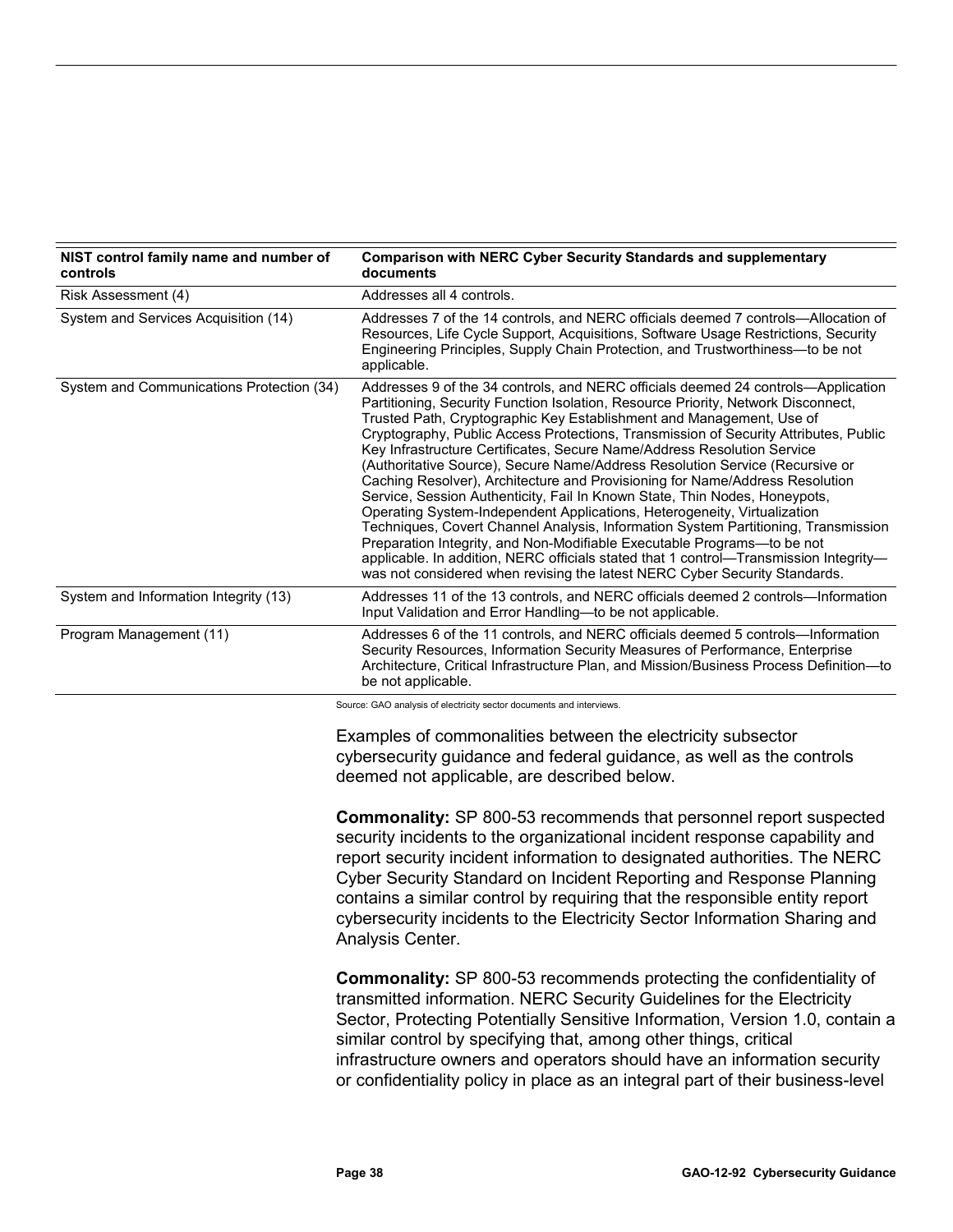| NIST control family name and number of controls | Comparison with NERC Cyber Security Standards and supplementary documents |
|---|---|
| Risk Assessment (4) | Addresses all 4 controls. |
| System and Services Acquisition (14) | Addresses 7 of the 14 controls, and NERC officials deemed 7 controls—Allocation of Resources, Life Cycle Support, Acquisitions, Software Usage Restrictions, Security Engineering Principles, Supply Chain Protection, and Trustworthiness—to be not applicable. |
| System and Communications Protection (34) | Addresses 9 of the 34 controls, and NERC officials deemed 24 controls—Application Partitioning, Security Function Isolation, Resource Priority, Network Disconnect, Trusted Path, Cryptographic Key Establishment and Management, Use of Cryptography, Public Access Protections, Transmission of Security Attributes, Public Key Infrastructure Certificates, Secure Name/Address Resolution Service (Authoritative Source), Secure Name/Address Resolution Service (Recursive or Caching Resolver), Architecture and Provisioning for Name/Address Resolution Service, Session Authenticity, Fail In Known State, Thin Nodes, Honeypots, Operating System-Independent Applications, Heterogeneity, Virtualization Techniques, Covert Channel Analysis, Information System Partitioning, Transmission Preparation Integrity, and Non-Modifiable Executable Programs—to be not applicable. In addition, NERC officials stated that 1 control—Transmission Integrity—was not considered when revising the latest NERC Cyber Security Standards. |
| System and Information Integrity (13) | Addresses 11 of the 13 controls, and NERC officials deemed 2 controls—Information Input Validation and Error Handling—to be not applicable. |
| Program Management (11) | Addresses 6 of the 11 controls, and NERC officials deemed 5 controls—Information Security Resources, Information Security Measures of Performance, Enterprise Architecture, Critical Infrastructure Plan, and Mission/Business Process Definition—to be not applicable. |

Source: GAO analysis of electricity sector documents and interviews.

Examples of commonalities between the electricity subsector cybersecurity guidance and federal guidance, as well as the controls deemed not applicable, are described below.

**Commonality:** SP 800-53 recommends that personnel report suspected security incidents to the organizational incident response capability and report security incident information to designated authorities. The NERC Cyber Security Standard on Incident Reporting and Response Planning contains a similar control by requiring that the responsible entity report cybersecurity incidents to the Electricity Sector Information Sharing and Analysis Center.

**Commonality:** SP 800-53 recommends protecting the confidentiality of transmitted information. NERC Security Guidelines for the Electricity Sector, Protecting Potentially Sensitive Information, Version 1.0, contain a similar control by specifying that, among other things, critical infrastructure owners and operators should have an information security or confidentiality policy in place as an integral part of their business-level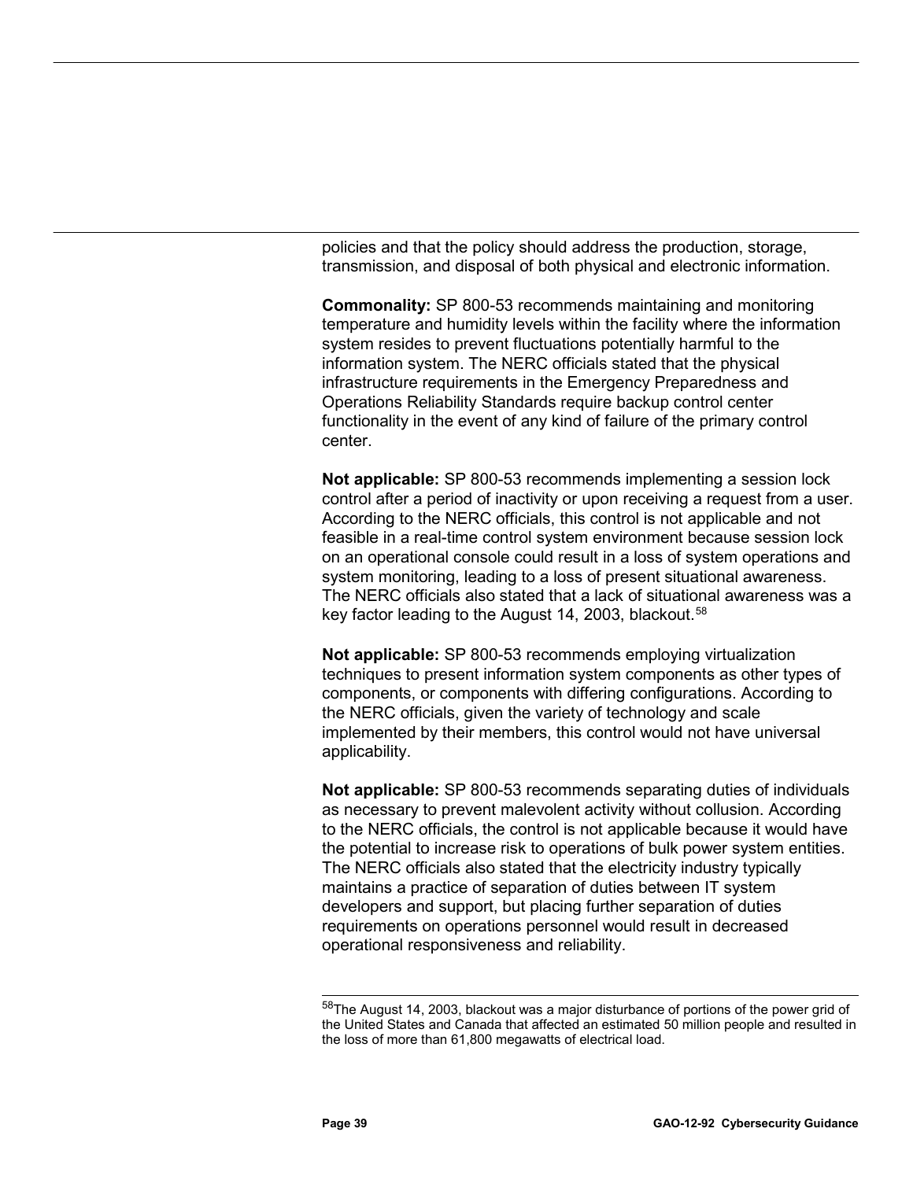policies and that the policy should address the production, storage, transmission, and disposal of both physical and electronic information.

**Commonality:** SP 800-53 recommends maintaining and monitoring temperature and humidity levels within the facility where the information system resides to prevent fluctuations potentially harmful to the information system. The NERC officials stated that the physical infrastructure requirements in the Emergency Preparedness and Operations Reliability Standards require backup control center functionality in the event of any kind of failure of the primary control center.

**Not applicable:** SP 800-53 recommends implementing a session lock control after a period of inactivity or upon receiving a request from a user. According to the NERC officials, this control is not applicable and not feasible in a real-time control system environment because session lock on an operational console could result in a loss of system operations and system monitoring, leading to a loss of present situational awareness. The NERC officials also stated that a lack of situational awareness was a key factor leading to the August 14, 2003, blackout.[58]

**Not applicable:** SP 800-53 recommends employing virtualization techniques to present information system components as other types of components, or components with differing configurations. According to the NERC officials, given the variety of technology and scale implemented by their members, this control would not have universal applicability.

**Not applicable:** SP 800-53 recommends separating duties of individuals as necessary to prevent malevolent activity without collusion. According to the NERC officials, the control is not applicable because it would have the potential to increase risk to operations of bulk power system entities. The NERC officials also stated that the electricity industry typically maintains a practice of separation of duties between IT system developers and support, but placing further separation of duties requirements on operations personnel would result in decreased operational responsiveness and reliability.

[58] The August 14, 2003, blackout was a major disturbance of portions of the power grid of the United States and Canada that affected an estimated 50 million people and resulted in the loss of more than 61,800 megawatts of electrical load.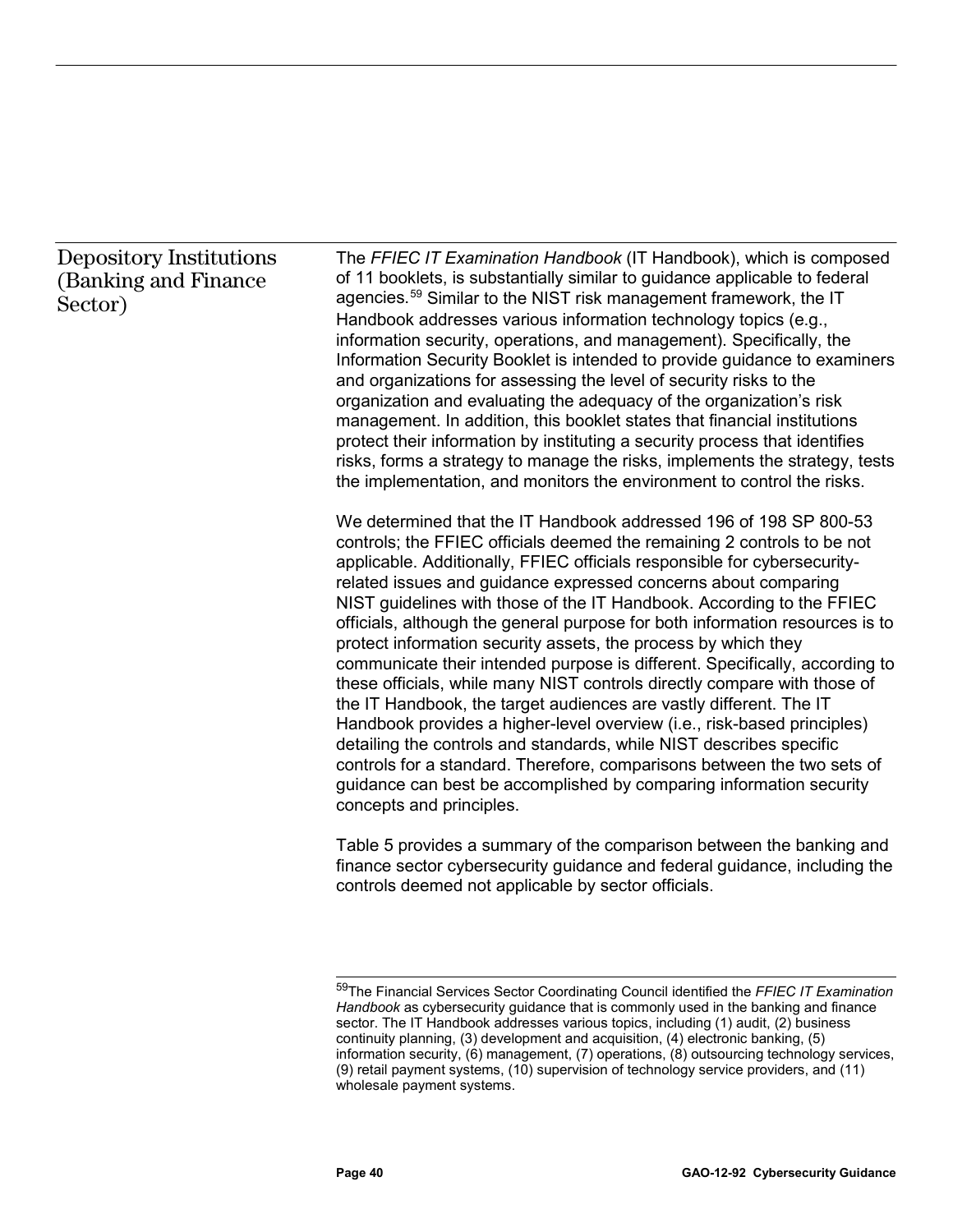## Depository Institutions (Banking and Finance Sector)

The *FFIEC IT Examination Handbook* (IT Handbook), which is composed of 11 booklets, is substantially similar to guidance applicable to federal agencies.[59] Similar to the NIST risk management framework, the IT Handbook addresses various information technology topics (e.g., information security, operations, and management). Specifically, the Information Security Booklet is intended to provide guidance to examiners and organizations for assessing the level of security risks to the organization and evaluating the adequacy of the organization's risk management. In addition, this booklet states that financial institutions protect their information by instituting a security process that identifies risks, forms a strategy to manage the risks, implements the strategy, tests the implementation, and monitors the environment to control the risks.

We determined that the IT Handbook addressed 196 of 198 SP 800-53 controls; the FFIEC officials deemed the remaining 2 controls to be not applicable. Additionally, FFIEC officials responsible for cybersecurity-related issues and guidance expressed concerns about comparing NIST guidelines with those of the IT Handbook. According to the FFIEC officials, although the general purpose for both information resources is to protect information security assets, the process by which they communicate their intended purpose is different. Specifically, according to these officials, while many NIST controls directly compare with those of the IT Handbook, the target audiences are vastly different. The IT Handbook provides a higher-level overview (i.e., risk-based principles) detailing the controls and standards, while NIST describes specific controls for a standard. Therefore, comparisons between the two sets of guidance can best be accomplished by comparing information security concepts and principles.

Table 5 provides a summary of the comparison between the banking and finance sector cybersecurity guidance and federal guidance, including the controls deemed not applicable by sector officials.

---

[59] The Financial Services Sector Coordinating Council identified the *FFIEC IT Examination Handbook* as cybersecurity guidance that is commonly used in the banking and finance sector. The IT Handbook addresses various topics, including (1) audit, (2) business continuity planning, (3) development and acquisition, (4) electronic banking, (5) information security, (6) management, (7) operations, (8) outsourcing technology services, (9) retail payment systems, (10) supervision of technology service providers, and (11) wholesale payment systems.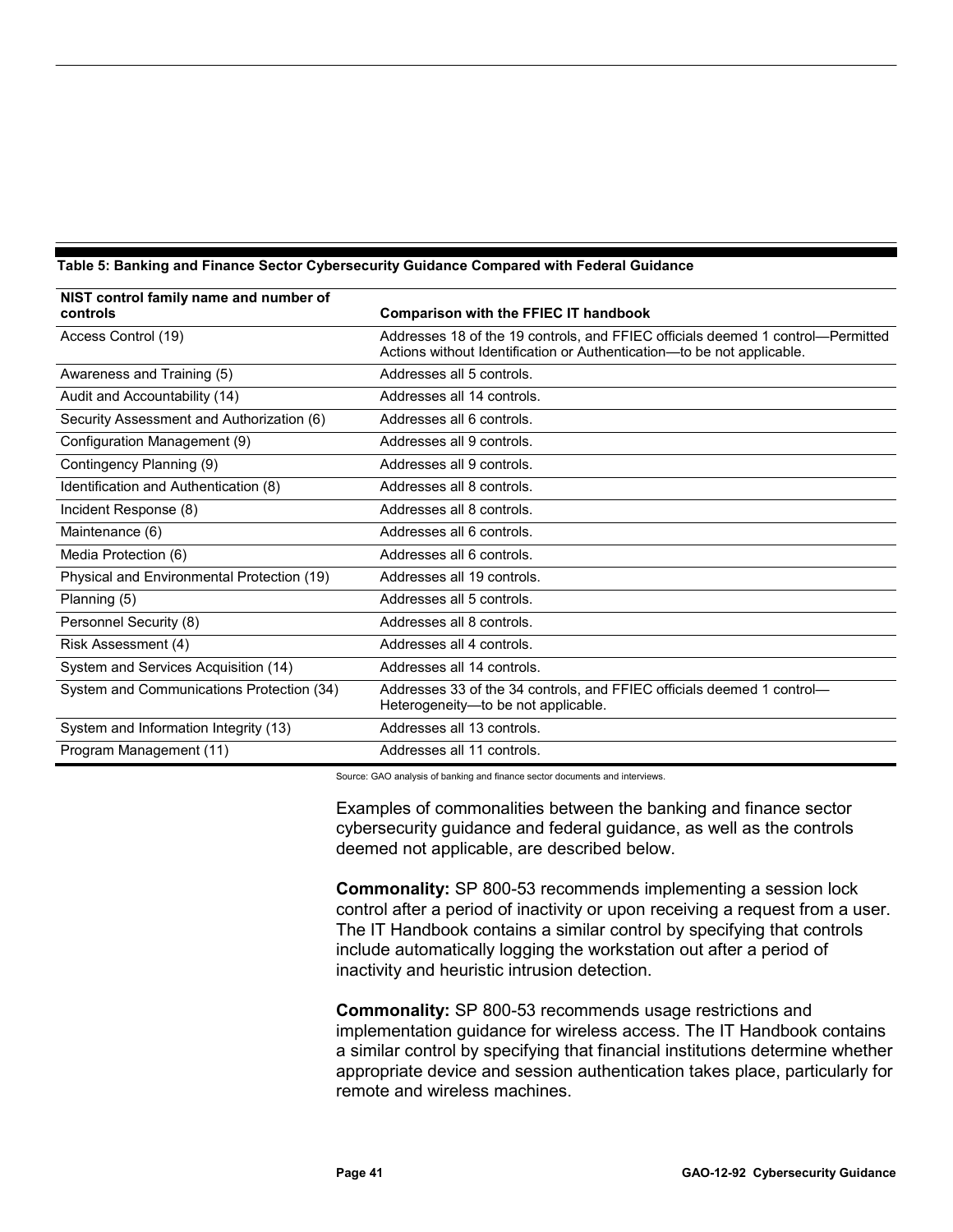**Table 5: Banking and Finance Sector Cybersecurity Guidance Compared with Federal Guidance**

| NIST control family name and number of controls | Comparison with the FFIEC IT handbook |
|---|---|
| Access Control (19) | Addresses 18 of the 19 controls, and FFIEC officials deemed 1 control—Permitted Actions without Identification or Authentication—to be not applicable. |
| Awareness and Training (5) | Addresses all 5 controls. |
| Audit and Accountability (14) | Addresses all 14 controls. |
| Security Assessment and Authorization (6) | Addresses all 6 controls. |
| Configuration Management (9) | Addresses all 9 controls. |
| Contingency Planning (9) | Addresses all 9 controls. |
| Identification and Authentication (8) | Addresses all 8 controls. |
| Incident Response (8) | Addresses all 8 controls. |
| Maintenance (6) | Addresses all 6 controls. |
| Media Protection (6) | Addresses all 6 controls. |
| Physical and Environmental Protection (19) | Addresses all 19 controls. |
| Planning (5) | Addresses all 5 controls. |
| Personnel Security (8) | Addresses all 8 controls. |
| Risk Assessment (4) | Addresses all 4 controls. |
| System and Services Acquisition (14) | Addresses all 14 controls. |
| System and Communications Protection (34) | Addresses 33 of the 34 controls, and FFIEC officials deemed 1 control—Heterogeneity—to be not applicable. |
| System and Information Integrity (13) | Addresses all 13 controls. |
| Program Management (11) | Addresses all 11 controls. |

Source: GAO analysis of banking and finance sector documents and interviews.

Examples of commonalities between the banking and finance sector cybersecurity guidance and federal guidance, as well as the controls deemed not applicable, are described below.

**Commonality:** SP 800-53 recommends implementing a session lock control after a period of inactivity or upon receiving a request from a user. The IT Handbook contains a similar control by specifying that controls include automatically logging the workstation out after a period of inactivity and heuristic intrusion detection.

**Commonality:** SP 800-53 recommends usage restrictions and implementation guidance for wireless access. The IT Handbook contains a similar control by specifying that financial institutions determine whether appropriate device and session authentication takes place, particularly for remote and wireless machines.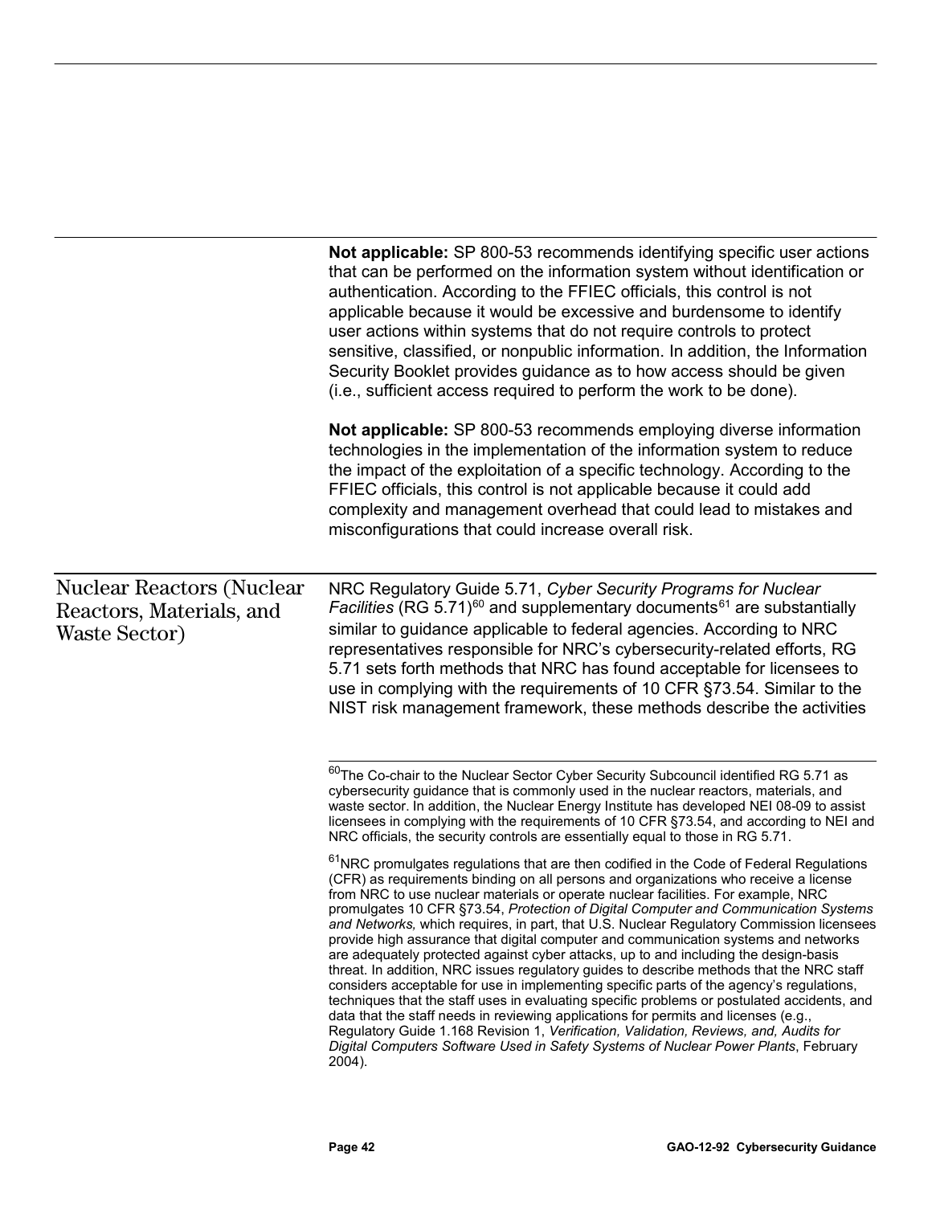**Not applicable:** SP 800-53 recommends identifying specific user actions that can be performed on the information system without identification or authentication. According to the FFIEC officials, this control is not applicable because it would be excessive and burdensome to identify user actions within systems that do not require controls to protect sensitive, classified, or nonpublic information. In addition, the Information Security Booklet provides guidance as to how access should be given (i.e., sufficient access required to perform the work to be done).

**Not applicable:** SP 800-53 recommends employing diverse information technologies in the implementation of the information system to reduce the impact of the exploitation of a specific technology. According to the FFIEC officials, this control is not applicable because it could add complexity and management overhead that could lead to mistakes and misconfigurations that could increase overall risk.

## Nuclear Reactors (Nuclear Reactors, Materials, and Waste Sector)

NRC Regulatory Guide 5.71, *Cyber Security Programs for Nuclear Facilities* (RG 5.71)[60] and supplementary documents[61] are substantially similar to guidance applicable to federal agencies. According to NRC representatives responsible for NRC's cybersecurity-related efforts, RG 5.71 sets forth methods that NRC has found acceptable for licensees to use in complying with the requirements of 10 CFR §73.54. Similar to the NIST risk management framework, these methods describe the activities

---

[60]The Co-chair to the Nuclear Sector Cyber Security Subcouncil identified RG 5.71 as cybersecurity guidance that is commonly used in the nuclear reactors, materials, and waste sector. In addition, the Nuclear Energy Institute has developed NEI 08-09 to assist licensees in complying with the requirements of 10 CFR §73.54, and according to NEI and NRC officials, the security controls are essentially equal to those in RG 5.71.

[61]NRC promulgates regulations that are then codified in the Code of Federal Regulations (CFR) as requirements binding on all persons and organizations who receive a license from NRC to use nuclear materials or operate nuclear facilities. For example, NRC promulgates 10 CFR §73.54, *Protection of Digital Computer and Communication Systems and Networks,* which requires, in part, that U.S. Nuclear Regulatory Commission licensees provide high assurance that digital computer and communication systems and networks are adequately protected against cyber attacks, up to and including the design-basis threat. In addition, NRC issues regulatory guides to describe methods that the NRC staff considers acceptable for use in implementing specific parts of the agency's regulations, techniques that the staff uses in evaluating specific problems or postulated accidents, and data that the staff needs in reviewing applications for permits and licenses (e.g., Regulatory Guide 1.168 Revision 1, *Verification, Validation, Reviews, and, Audits for Digital Computers Software Used in Safety Systems of Nuclear Power Plants*, February 2004).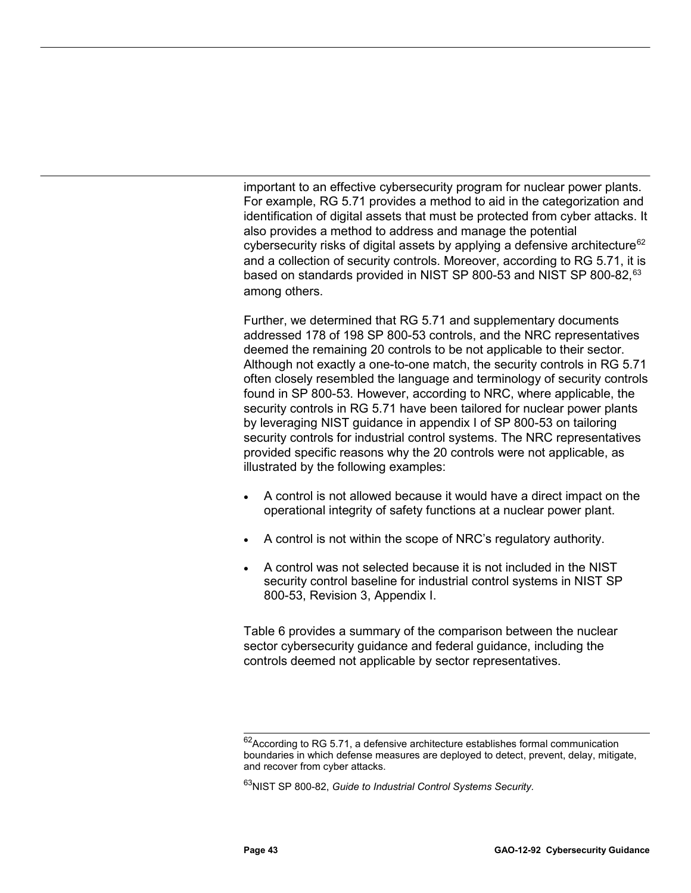important to an effective cybersecurity program for nuclear power plants. For example, RG 5.71 provides a method to aid in the categorization and identification of digital assets that must be protected from cyber attacks. It also provides a method to address and manage the potential cybersecurity risks of digital assets by applying a defensive architecture[62] and a collection of security controls. Moreover, according to RG 5.71, it is based on standards provided in NIST SP 800-53 and NIST SP 800-82,[63] among others.

Further, we determined that RG 5.71 and supplementary documents addressed 178 of 198 SP 800-53 controls, and the NRC representatives deemed the remaining 20 controls to be not applicable to their sector. Although not exactly a one-to-one match, the security controls in RG 5.71 often closely resembled the language and terminology of security controls found in SP 800-53. However, according to NRC, where applicable, the security controls in RG 5.71 have been tailored for nuclear power plants by leveraging NIST guidance in appendix I of SP 800-53 on tailoring security controls for industrial control systems. The NRC representatives provided specific reasons why the 20 controls were not applicable, as illustrated by the following examples:

- A control is not allowed because it would have a direct impact on the operational integrity of safety functions at a nuclear power plant.
- A control is not within the scope of NRC's regulatory authority.
- A control was not selected because it is not included in the NIST security control baseline for industrial control systems in NIST SP 800-53, Revision 3, Appendix I.

Table 6 provides a summary of the comparison between the nuclear sector cybersecurity guidance and federal guidance, including the controls deemed not applicable by sector representatives.

---

[62] According to RG 5.71, a defensive architecture establishes formal communication boundaries in which defense measures are deployed to detect, prevent, delay, mitigate, and recover from cyber attacks.

[63] NIST SP 800-82, *Guide to Industrial Control Systems Security.*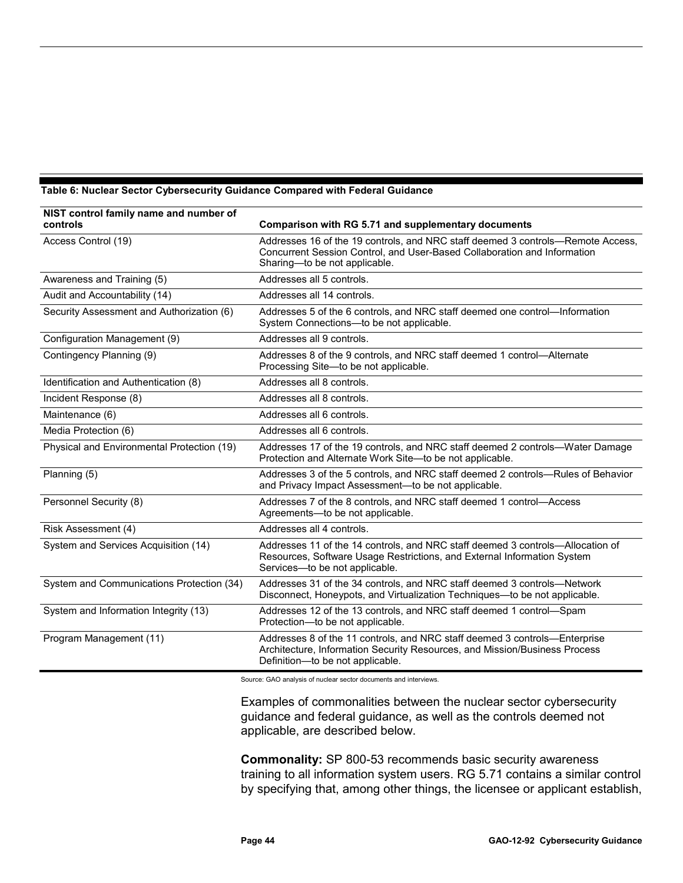**Table 6: Nuclear Sector Cybersecurity Guidance Compared with Federal Guidance**

| NIST control family name and number of controls | Comparison with RG 5.71 and supplementary documents |
|---|---|
| Access Control (19) | Addresses 16 of the 19 controls, and NRC staff deemed 3 controls—Remote Access, Concurrent Session Control, and User-Based Collaboration and Information Sharing—to be not applicable. |
| Awareness and Training (5) | Addresses all 5 controls. |
| Audit and Accountability (14) | Addresses all 14 controls. |
| Security Assessment and Authorization (6) | Addresses 5 of the 6 controls, and NRC staff deemed one control—Information System Connections—to be not applicable. |
| Configuration Management (9) | Addresses all 9 controls. |
| Contingency Planning (9) | Addresses 8 of the 9 controls, and NRC staff deemed 1 control—Alternate Processing Site—to be not applicable. |
| Identification and Authentication (8) | Addresses all 8 controls. |
| Incident Response (8) | Addresses all 8 controls. |
| Maintenance (6) | Addresses all 6 controls. |
| Media Protection (6) | Addresses all 6 controls. |
| Physical and Environmental Protection (19) | Addresses 17 of the 19 controls, and NRC staff deemed 2 controls—Water Damage Protection and Alternate Work Site—to be not applicable. |
| Planning (5) | Addresses 3 of the 5 controls, and NRC staff deemed 2 controls—Rules of Behavior and Privacy Impact Assessment—to be not applicable. |
| Personnel Security (8) | Addresses 7 of the 8 controls, and NRC staff deemed 1 control—Access Agreements—to be not applicable. |
| Risk Assessment (4) | Addresses all 4 controls. |
| System and Services Acquisition (14) | Addresses 11 of the 14 controls, and NRC staff deemed 3 controls—Allocation of Resources, Software Usage Restrictions, and External Information System Services—to be not applicable. |
| System and Communications Protection (34) | Addresses 31 of the 34 controls, and NRC staff deemed 3 controls—Network Disconnect, Honeypots, and Virtualization Techniques—to be not applicable. |
| System and Information Integrity (13) | Addresses 12 of the 13 controls, and NRC staff deemed 1 control—Spam Protection—to be not applicable. |
| Program Management (11) | Addresses 8 of the 11 controls, and NRC staff deemed 3 controls—Enterprise Architecture, Information Security Resources, and Mission/Business Process Definition—to be not applicable. |

Source: GAO analysis of nuclear sector documents and interviews.

Examples of commonalities between the nuclear sector cybersecurity guidance and federal guidance, as well as the controls deemed not applicable, are described below.

**Commonality:** SP 800-53 recommends basic security awareness training to all information system users. RG 5.71 contains a similar control by specifying that, among other things, the licensee or applicant establish,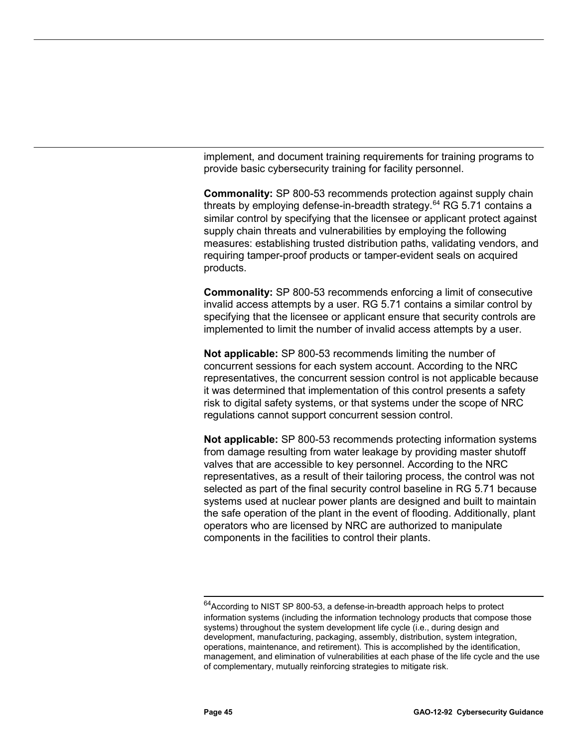implement, and document training requirements for training programs to provide basic cybersecurity training for facility personnel.

**Commonality:** SP 800-53 recommends protection against supply chain threats by employing defense-in-breadth strategy.[64] RG 5.71 contains a similar control by specifying that the licensee or applicant protect against supply chain threats and vulnerabilities by employing the following measures: establishing trusted distribution paths, validating vendors, and requiring tamper-proof products or tamper-evident seals on acquired products.

**Commonality:** SP 800-53 recommends enforcing a limit of consecutive invalid access attempts by a user. RG 5.71 contains a similar control by specifying that the licensee or applicant ensure that security controls are implemented to limit the number of invalid access attempts by a user.

**Not applicable:** SP 800-53 recommends limiting the number of concurrent sessions for each system account. According to the NRC representatives, the concurrent session control is not applicable because it was determined that implementation of this control presents a safety risk to digital safety systems, or that systems under the scope of NRC regulations cannot support concurrent session control.

**Not applicable:** SP 800-53 recommends protecting information systems from damage resulting from water leakage by providing master shutoff valves that are accessible to key personnel. According to the NRC representatives, as a result of their tailoring process, the control was not selected as part of the final security control baseline in RG 5.71 because systems used at nuclear power plants are designed and built to maintain the safe operation of the plant in the event of flooding. Additionally, plant operators who are licensed by NRC are authorized to manipulate components in the facilities to control their plants.

[64] According to NIST SP 800-53, a defense-in-breadth approach helps to protect information systems (including the information technology products that compose those systems) throughout the system development life cycle (i.e., during design and development, manufacturing, packaging, assembly, distribution, system integration, operations, maintenance, and retirement). This is accomplished by the identification, management, and elimination of vulnerabilities at each phase of the life cycle and the use of complementary, mutually reinforcing strategies to mitigate risk.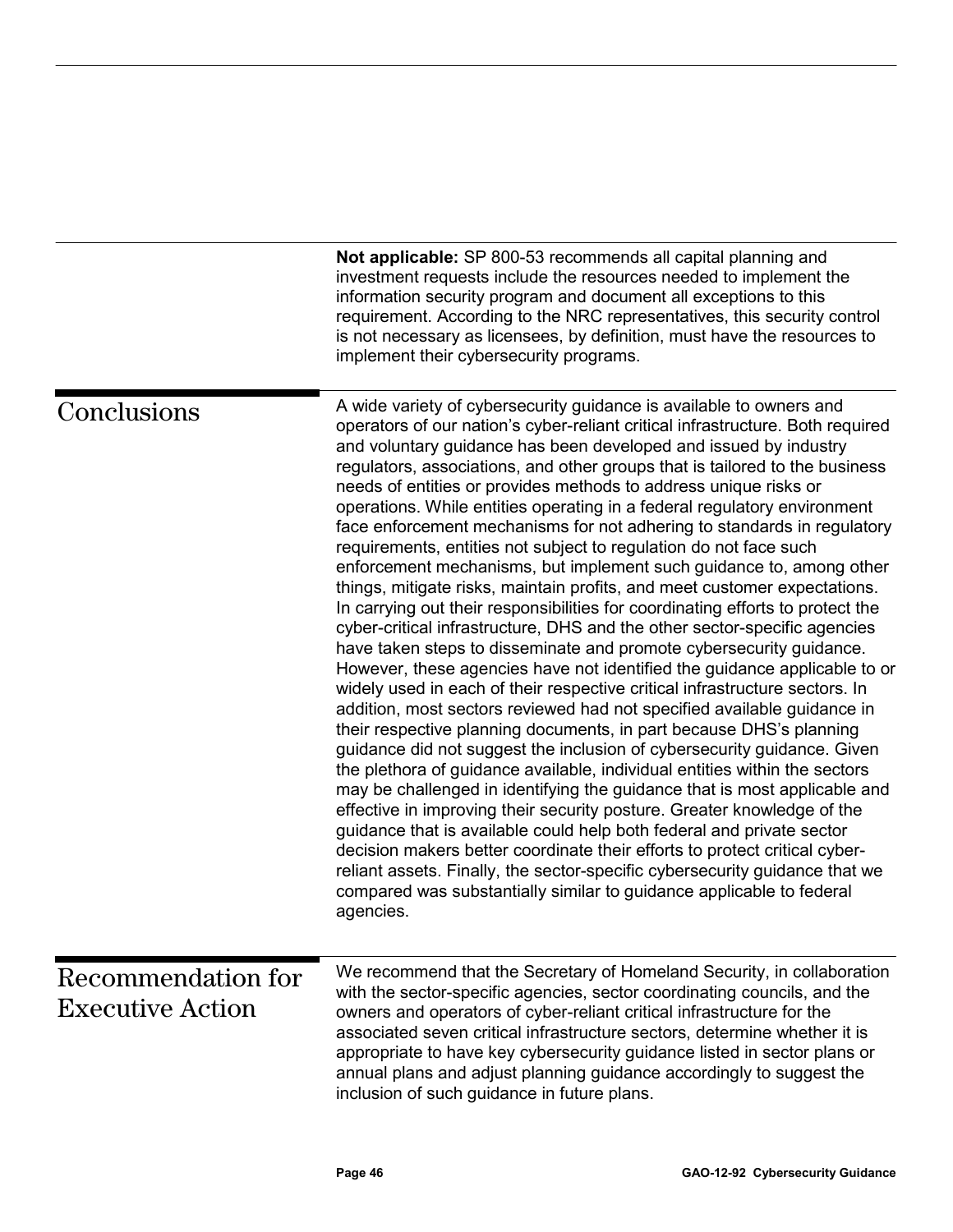**Not applicable:** SP 800-53 recommends all capital planning and investment requests include the resources needed to implement the information security program and document all exceptions to this requirement. According to the NRC representatives, this security control is not necessary as licensees, by definition, must have the resources to implement their cybersecurity programs.

## Conclusions

A wide variety of cybersecurity guidance is available to owners and operators of our nation's cyber-reliant critical infrastructure. Both required and voluntary guidance has been developed and issued by industry regulators, associations, and other groups that is tailored to the business needs of entities or provides methods to address unique risks or operations. While entities operating in a federal regulatory environment face enforcement mechanisms for not adhering to standards in regulatory requirements, entities not subject to regulation do not face such enforcement mechanisms, but implement such guidance to, among other things, mitigate risks, maintain profits, and meet customer expectations. In carrying out their responsibilities for coordinating efforts to protect the cyber-critical infrastructure, DHS and the other sector-specific agencies have taken steps to disseminate and promote cybersecurity guidance. However, these agencies have not identified the guidance applicable to or widely used in each of their respective critical infrastructure sectors. In addition, most sectors reviewed had not specified available guidance in their respective planning documents, in part because DHS's planning guidance did not suggest the inclusion of cybersecurity guidance. Given the plethora of guidance available, individual entities within the sectors may be challenged in identifying the guidance that is most applicable and effective in improving their security posture. Greater knowledge of the guidance that is available could help both federal and private sector decision makers better coordinate their efforts to protect critical cyber-reliant assets. Finally, the sector-specific cybersecurity guidance that we compared was substantially similar to guidance applicable to federal agencies.

## Recommendation for Executive Action

We recommend that the Secretary of Homeland Security, in collaboration with the sector-specific agencies, sector coordinating councils, and the owners and operators of cyber-reliant critical infrastructure for the associated seven critical infrastructure sectors, determine whether it is appropriate to have key cybersecurity guidance listed in sector plans or annual plans and adjust planning guidance accordingly to suggest the inclusion of such guidance in future plans.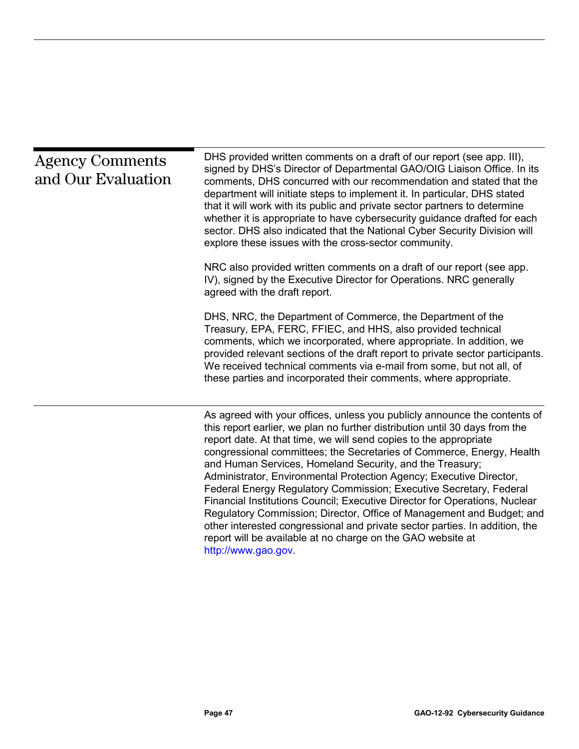## Agency Comments and Our Evaluation

DHS provided written comments on a draft of our report (see app. III), signed by DHS's Director of Departmental GAO/OIG Liaison Office. In its comments, DHS concurred with our recommendation and stated that the department will initiate steps to implement it. In particular, DHS stated that it will work with its public and private sector partners to determine whether it is appropriate to have cybersecurity guidance drafted for each sector. DHS also indicated that the National Cyber Security Division will explore these issues with the cross-sector community.

NRC also provided written comments on a draft of our report (see app. IV), signed by the Executive Director for Operations. NRC generally agreed with the draft report.

DHS, NRC, the Department of Commerce, the Department of the Treasury, EPA, FERC, FFIEC, and HHS, also provided technical comments, which we incorporated, where appropriate. In addition, we provided relevant sections of the draft report to private sector participants. We received technical comments via e-mail from some, but not all, of these parties and incorporated their comments, where appropriate.

As agreed with your offices, unless you publicly announce the contents of this report earlier, we plan no further distribution until 30 days from the report date. At that time, we will send copies to the appropriate congressional committees; the Secretaries of Commerce, Energy, Health and Human Services, Homeland Security, and the Treasury; Administrator, Environmental Protection Agency; Executive Director, Federal Energy Regulatory Commission; Executive Secretary, Federal Financial Institutions Council; Executive Director for Operations, Nuclear Regulatory Commission; Director, Office of Management and Budget; and other interested congressional and private sector parties. In addition, the report will be available at no charge on the GAO website at http://www.gao.gov.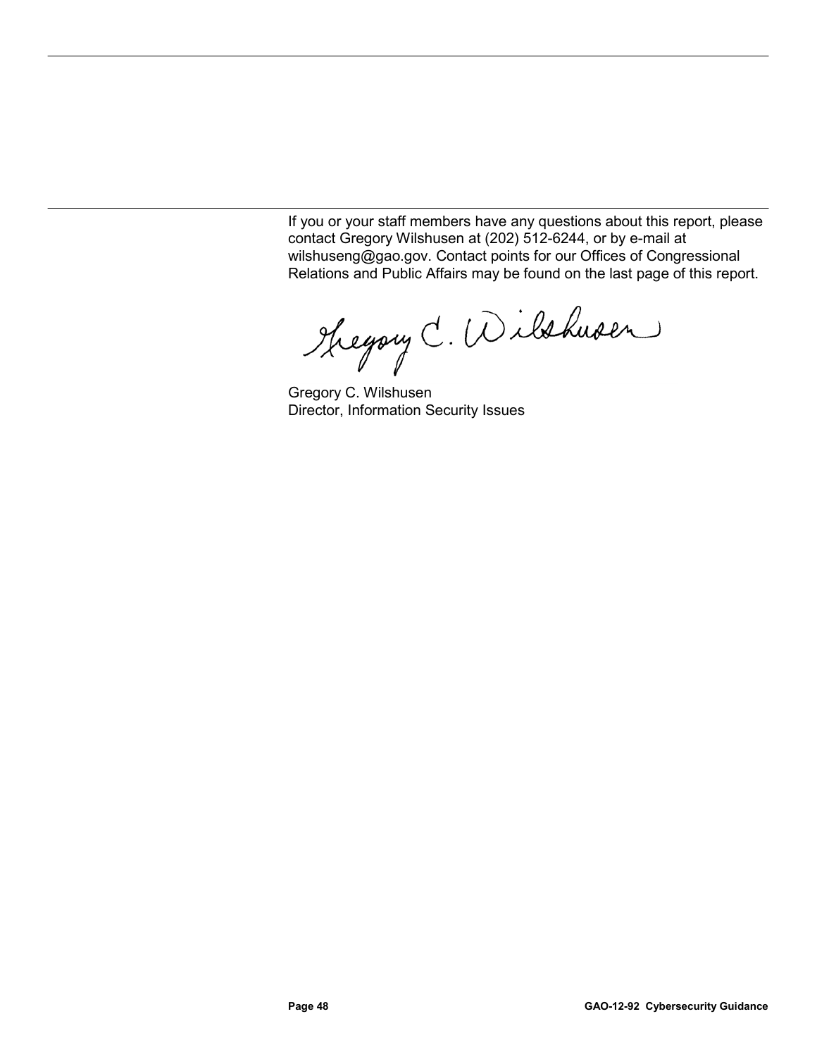If you or your staff members have any questions about this report, please contact Gregory Wilshusen at (202) 512-6244, or by e-mail at wilshuseng@gao.gov. Contact points for our Offices of Congressional Relations and Public Affairs may be found on the last page of this report.

Gregory C. Wilshusen
Director, Information Security Issues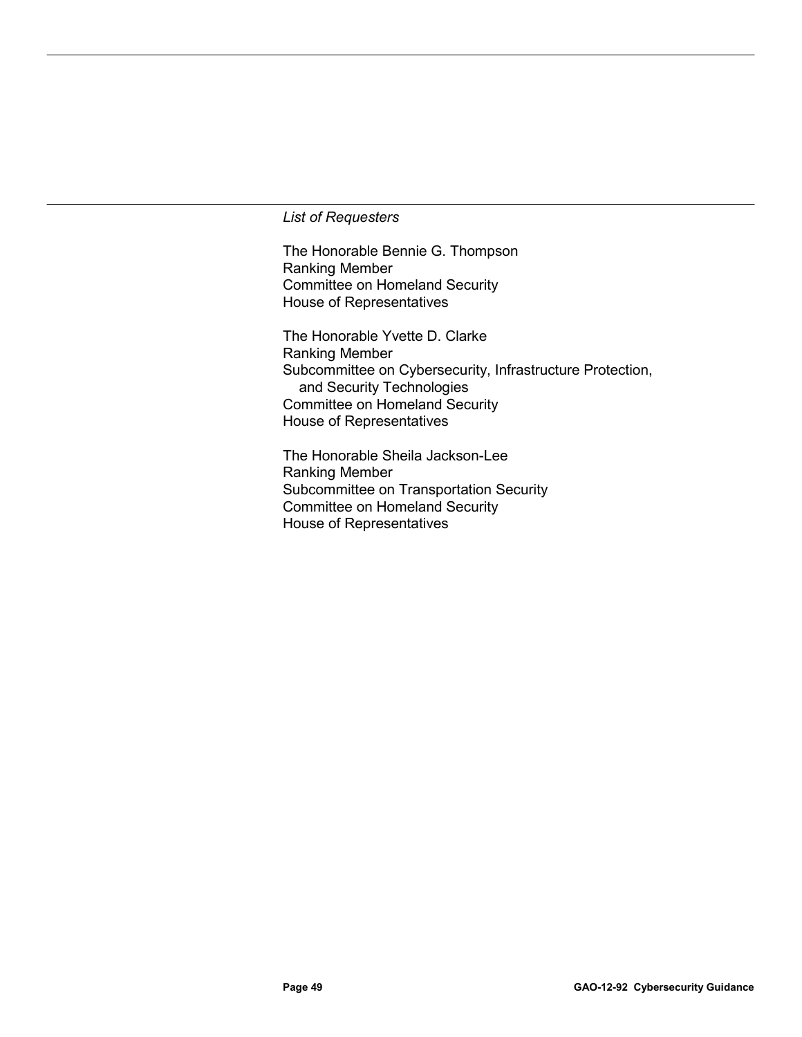*List of Requesters*

The Honorable Bennie G. Thompson
Ranking Member
Committee on Homeland Security
House of Representatives

The Honorable Yvette D. Clarke
Ranking Member
Subcommittee on Cybersecurity, Infrastructure Protection, and Security Technologies
Committee on Homeland Security
House of Representatives

The Honorable Sheila Jackson-Lee
Ranking Member
Subcommittee on Transportation Security
Committee on Homeland Security
House of Representatives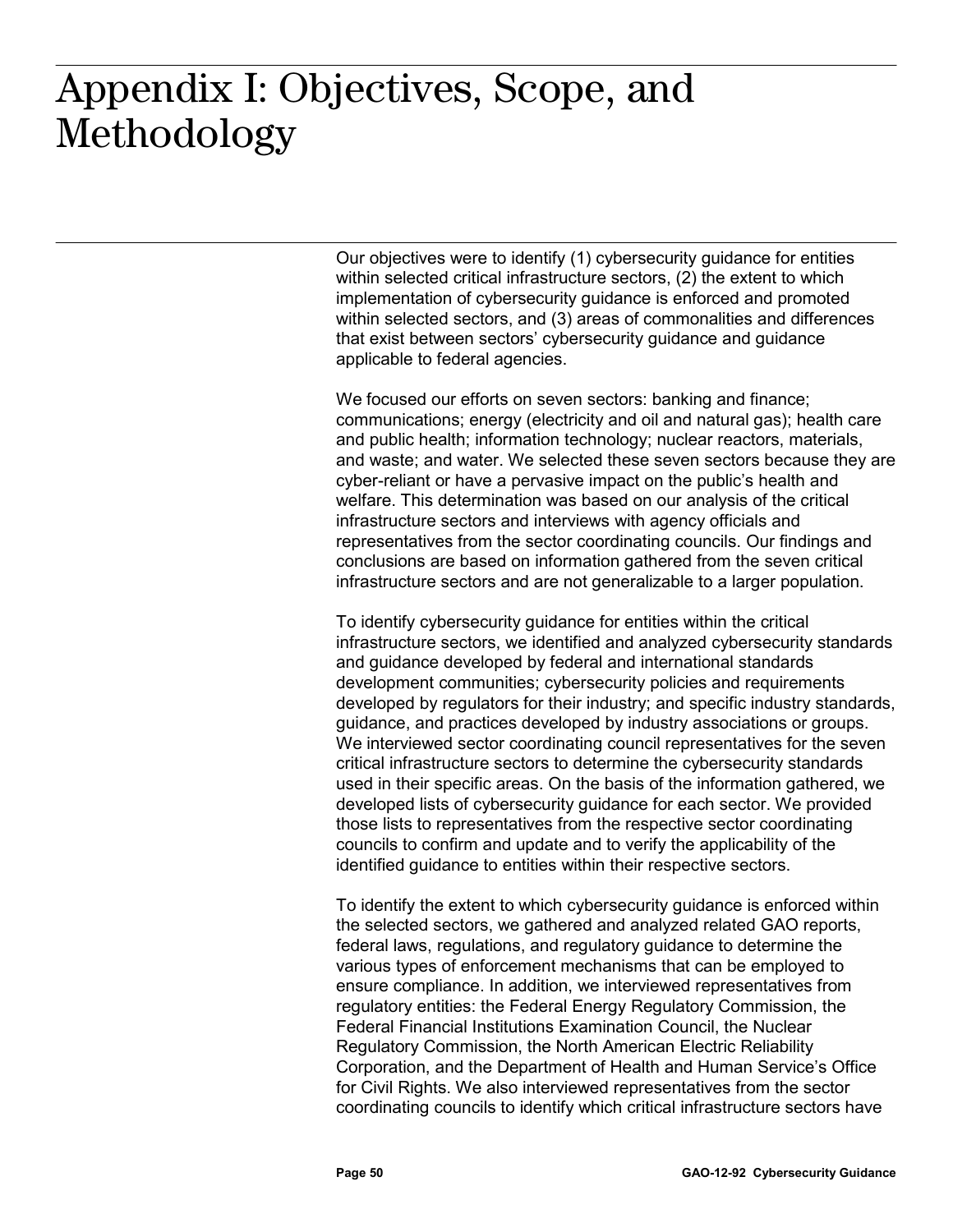# Appendix I: Objectives, Scope, and Methodology

Our objectives were to identify (1) cybersecurity guidance for entities within selected critical infrastructure sectors, (2) the extent to which implementation of cybersecurity guidance is enforced and promoted within selected sectors, and (3) areas of commonalities and differences that exist between sectors' cybersecurity guidance and guidance applicable to federal agencies.

We focused our efforts on seven sectors: banking and finance; communications; energy (electricity and oil and natural gas); health care and public health; information technology; nuclear reactors, materials, and waste; and water. We selected these seven sectors because they are cyber-reliant or have a pervasive impact on the public's health and welfare. This determination was based on our analysis of the critical infrastructure sectors and interviews with agency officials and representatives from the sector coordinating councils. Our findings and conclusions are based on information gathered from the seven critical infrastructure sectors and are not generalizable to a larger population.

To identify cybersecurity guidance for entities within the critical infrastructure sectors, we identified and analyzed cybersecurity standards and guidance developed by federal and international standards development communities; cybersecurity policies and requirements developed by regulators for their industry; and specific industry standards, guidance, and practices developed by industry associations or groups. We interviewed sector coordinating council representatives for the seven critical infrastructure sectors to determine the cybersecurity standards used in their specific areas. On the basis of the information gathered, we developed lists of cybersecurity guidance for each sector. We provided those lists to representatives from the respective sector coordinating councils to confirm and update and to verify the applicability of the identified guidance to entities within their respective sectors.

To identify the extent to which cybersecurity guidance is enforced within the selected sectors, we gathered and analyzed related GAO reports, federal laws, regulations, and regulatory guidance to determine the various types of enforcement mechanisms that can be employed to ensure compliance. In addition, we interviewed representatives from regulatory entities: the Federal Energy Regulatory Commission, the Federal Financial Institutions Examination Council, the Nuclear Regulatory Commission, the North American Electric Reliability Corporation, and the Department of Health and Human Service's Office for Civil Rights. We also interviewed representatives from the sector coordinating councils to identify which critical infrastructure sectors have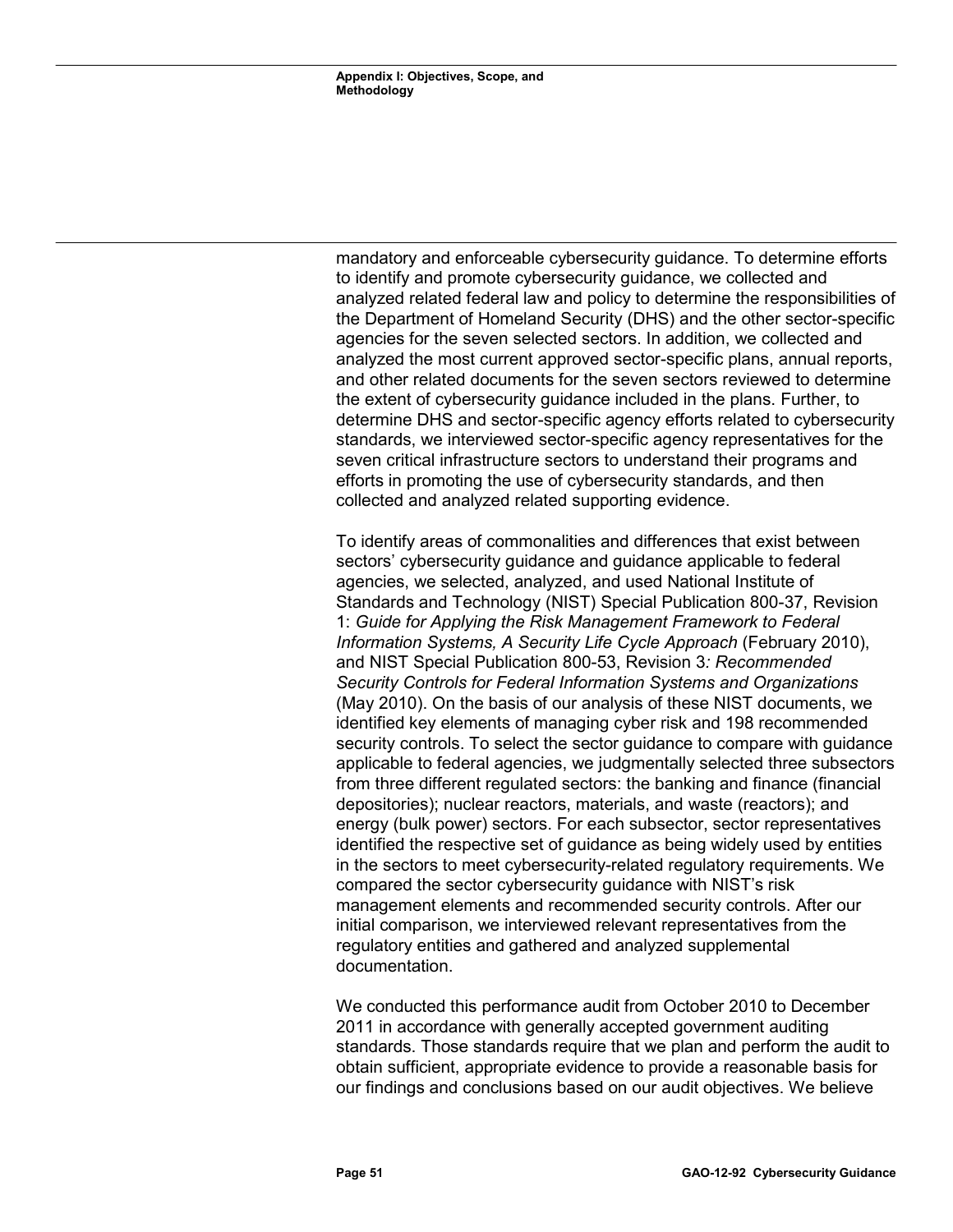mandatory and enforceable cybersecurity guidance. To determine efforts to identify and promote cybersecurity guidance, we collected and analyzed related federal law and policy to determine the responsibilities of the Department of Homeland Security (DHS) and the other sector-specific agencies for the seven selected sectors. In addition, we collected and analyzed the most current approved sector-specific plans, annual reports, and other related documents for the seven sectors reviewed to determine the extent of cybersecurity guidance included in the plans. Further, to determine DHS and sector-specific agency efforts related to cybersecurity standards, we interviewed sector-specific agency representatives for the seven critical infrastructure sectors to understand their programs and efforts in promoting the use of cybersecurity standards, and then collected and analyzed related supporting evidence.

To identify areas of commonalities and differences that exist between sectors' cybersecurity guidance and guidance applicable to federal agencies, we selected, analyzed, and used National Institute of Standards and Technology (NIST) Special Publication 800-37, Revision 1: *Guide for Applying the Risk Management Framework to Federal Information Systems, A Security Life Cycle Approach* (February 2010), and NIST Special Publication 800-53, Revision 3*: Recommended Security Controls for Federal Information Systems and Organizations* (May 2010). On the basis of our analysis of these NIST documents, we identified key elements of managing cyber risk and 198 recommended security controls. To select the sector guidance to compare with guidance applicable to federal agencies, we judgmentally selected three subsectors from three different regulated sectors: the banking and finance (financial depositories); nuclear reactors, materials, and waste (reactors); and energy (bulk power) sectors. For each subsector, sector representatives identified the respective set of guidance as being widely used by entities in the sectors to meet cybersecurity-related regulatory requirements. We compared the sector cybersecurity guidance with NIST's risk management elements and recommended security controls. After our initial comparison, we interviewed relevant representatives from the regulatory entities and gathered and analyzed supplemental documentation.

We conducted this performance audit from October 2010 to December 2011 in accordance with generally accepted government auditing standards. Those standards require that we plan and perform the audit to obtain sufficient, appropriate evidence to provide a reasonable basis for our findings and conclusions based on our audit objectives. We believe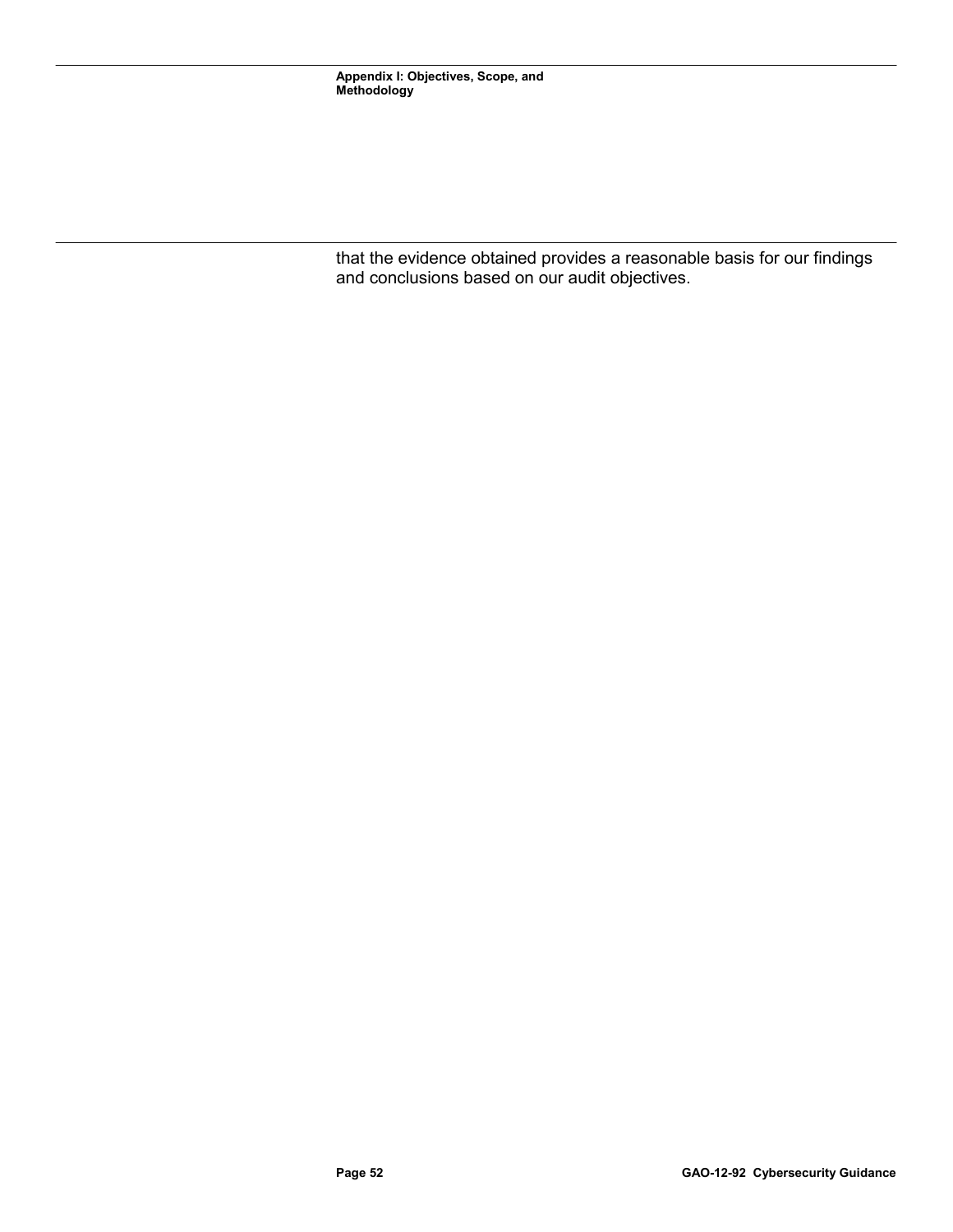that the evidence obtained provides a reasonable basis for our findings and conclusions based on our audit objectives.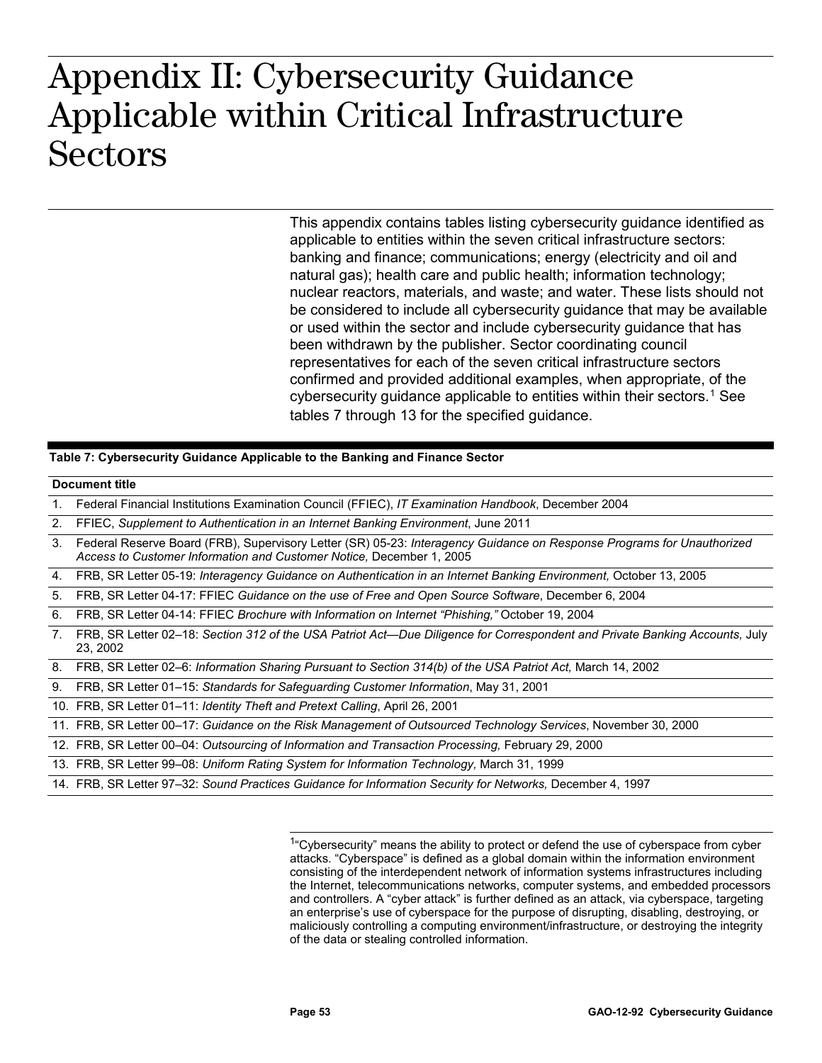# Appendix II: Cybersecurity Guidance Applicable within Critical Infrastructure Sectors

This appendix contains tables listing cybersecurity guidance identified as applicable to entities within the seven critical infrastructure sectors: banking and finance; communications; energy (electricity and oil and natural gas); health care and public health; information technology; nuclear reactors, materials, and waste; and water. These lists should not be considered to include all cybersecurity guidance that may be available or used within the sector and include cybersecurity guidance that has been withdrawn by the publisher. Sector coordinating council representatives for each of the seven critical infrastructure sectors confirmed and provided additional examples, when appropriate, of the cybersecurity guidance applicable to entities within their sectors.[1] See tables 7 through 13 for the specified guidance.

**Table 7: Cybersecurity Guidance Applicable to the Banking and Finance Sector**

| Document title |
|---|
| 1. Federal Financial Institutions Examination Council (FFIEC), *IT Examination Handbook*, December 2004 |
| 2. FFIEC, *Supplement to Authentication in an Internet Banking Environment*, June 2011 |
| 3. Federal Reserve Board (FRB), Supervisory Letter (SR) 05-23: *Interagency Guidance on Response Programs for Unauthorized Access to Customer Information and Customer Notice,* December 1, 2005 |
| 4. FRB, SR Letter 05-19: *Interagency Guidance on Authentication in an Internet Banking Environment,* October 13, 2005 |
| 5. FRB, SR Letter 04-17: FFIEC *Guidance on the use of Free and Open Source Software*, December 6, 2004 |
| 6. FRB, SR Letter 04-14: FFIEC *Brochure with Information on Internet "Phishing,"* October 19, 2004 |
| 7. FRB, SR Letter 02–18: *Section 312 of the USA Patriot Act—Due Diligence for Correspondent and Private Banking Accounts*, July 23, 2002 |
| 8. FRB, SR Letter 02–6: *Information Sharing Pursuant to Section 314(b) of the USA Patriot Act,* March 14, 2002 |
| 9. FRB, SR Letter 01–15: *Standards for Safeguarding Customer Information*, May 31, 2001 |
| 10. FRB, SR Letter 01–11: *Identity Theft and Pretext Calling*, April 26, 2001 |
| 11. FRB, SR Letter 00–17: *Guidance on the Risk Management of Outsourced Technology Services*, November 30, 2000 |
| 12. FRB, SR Letter 00–04: *Outsourcing of Information and Transaction Processing,* February 29, 2000 |
| 13. FRB, SR Letter 99–08: *Uniform Rating System for Information Technology,* March 31, 1999 |
| 14. FRB, SR Letter 97–32: *Sound Practices Guidance for Information Security for Networks,* December 4, 1997 |

[1] "Cybersecurity" means the ability to protect or defend the use of cyberspace from cyber attacks. "Cyberspace" is defined as a global domain within the information environment consisting of the interdependent network of information systems infrastructures including the Internet, telecommunications networks, computer systems, and embedded processors and controllers. A "cyber attack" is further defined as an attack, via cyberspace, targeting an enterprise's use of cyberspace for the purpose of disrupting, disabling, destroying, or maliciously controlling a computing environment/infrastructure, or destroying the integrity of the data or stealing controlled information.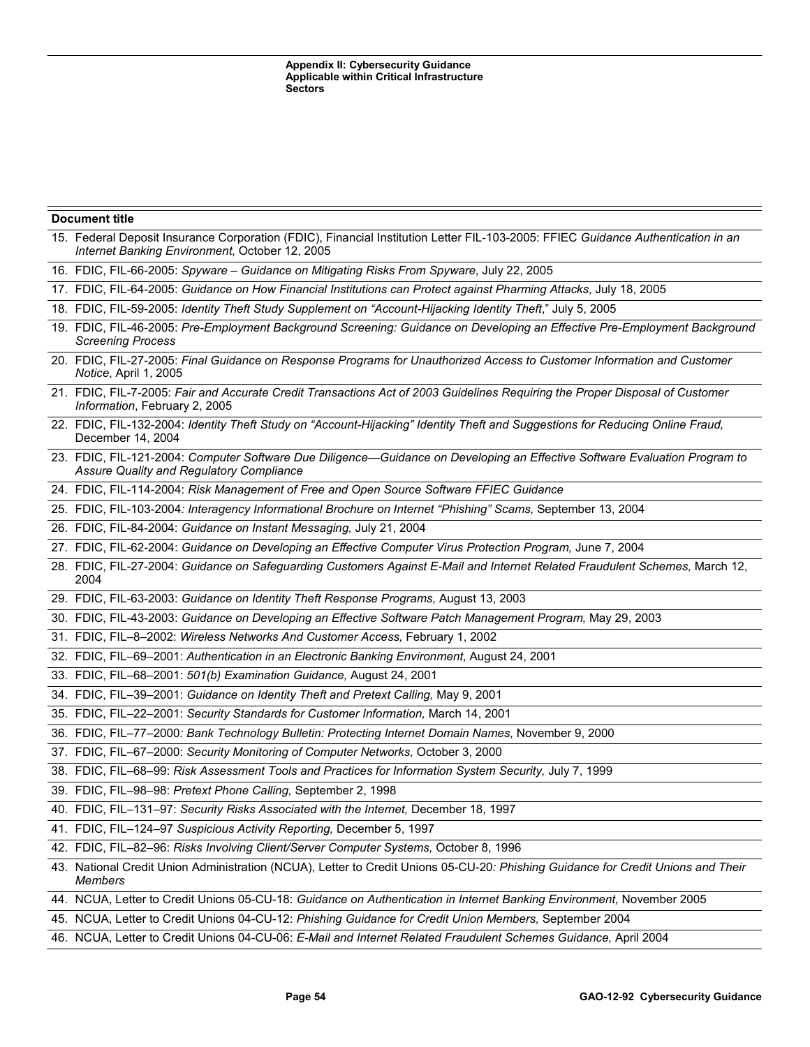| Document title |
| --- |
| 15. Federal Deposit Insurance Corporation (FDIC), Financial Institution Letter FIL-103-2005: FFIEC *Guidance Authentication in an Internet Banking Environment,* October 12, 2005 |
| 16. FDIC, FIL-66-2005: *Spyware – Guidance on Mitigating Risks From Spyware*, July 22, 2005 |
| 17. FDIC, FIL-64-2005: *Guidance on How Financial Institutions can Protect against Pharming Attacks*, July 18, 2005 |
| 18. FDIC, FIL-59-2005: *Identity Theft Study Supplement on "Account-Hijacking Identity Theft*," July 5, 2005 |
| 19. FDIC, FIL-46-2005: *Pre-Employment Background Screening: Guidance on Developing an Effective Pre-Employment Background Screening Process* |
| 20. FDIC, FIL-27-2005: *Final Guidance on Response Programs for Unauthorized Access to Customer Information and Customer Notice*, April 1, 2005 |
| 21. FDIC, FIL-7-2005: *Fair and Accurate Credit Transactions Act of 2003 Guidelines Requiring the Proper Disposal of Customer Information*, February 2, 2005 |
| 22. FDIC, FIL-132-2004: *Identity Theft Study on "Account-Hijacking" Identity Theft and Suggestions for Reducing Online Fraud,* December 14, 2004 |
| 23. FDIC, FIL-121-2004: *Computer Software Due Diligence—Guidance on Developing an Effective Software Evaluation Program to Assure Quality and Regulatory Compliance* |
| 24. FDIC, FIL-114-2004: *Risk Management of Free and Open Source Software FFIEC Guidance* |
| 25. FDIC, FIL-103-2004*: Interagency Informational Brochure on Internet "Phishing" Scams,* September 13, 2004 |
| 26. FDIC, FIL-84-2004: *Guidance on Instant Messaging,* July 21, 2004 |
| 27. FDIC, FIL-62-2004: *Guidance on Developing an Effective Computer Virus Protection Program,* June 7, 2004 |
| 28. FDIC, FIL-27-2004: *Guidance on Safeguarding Customers Against E-Mail and Internet Related Fraudulent Schemes,* March 12, 2004 |
| 29. FDIC, FIL-63-2003: *Guidance on Identity Theft Response Programs,* August 13, 2003 |
| 30. FDIC, FIL-43-2003: *Guidance on Developing an Effective Software Patch Management Program,* May 29, 2003 |
| 31. FDIC, FIL–8–2002: *Wireless Networks And Customer Access,* February 1, 2002 |
| 32. FDIC, FIL–69–2001: *Authentication in an Electronic Banking Environment,* August 24, 2001 |
| 33. FDIC, FIL–68–2001: *501(b) Examination Guidance,* August 24, 2001 |
| 34. FDIC, FIL–39–2001: *Guidance on Identity Theft and Pretext Calling,* May 9, 2001 |
| 35. FDIC, FIL–22–2001: *Security Standards for Customer Information,* March 14, 2001 |
| 36. FDIC, FIL–77–2000*: Bank Technology Bulletin: Protecting Internet Domain Names,* November 9, 2000 |
| 37. FDIC, FIL–67–2000: *Security Monitoring of Computer Networks,* October 3, 2000 |
| 38. FDIC, FIL–68–99: *Risk Assessment Tools and Practices for Information System Security,* July 7, 1999 |
| 39. FDIC, FIL–98–98: *Pretext Phone Calling,* September 2, 1998 |
| 40. FDIC, FIL–131–97: *Security Risks Associated with the Internet,* December 18, 1997 |
| 41. FDIC, FIL–124–97 *Suspicious Activity Reporting,* December 5, 1997 |
| 42. FDIC, FIL–82–96: *Risks Involving Client/Server Computer Systems,* October 8, 1996 |
| 43. National Credit Union Administration (NCUA), Letter to Credit Unions 05-CU-20*: Phishing Guidance for Credit Unions and Their Members* |
| 44. NCUA, Letter to Credit Unions 05-CU-18: *Guidance on Authentication in Internet Banking Environment,* November 2005 |
| 45. NCUA, Letter to Credit Unions 04-CU-12: *Phishing Guidance for Credit Union Members,* September 2004 |
| 46. NCUA, Letter to Credit Unions 04-CU-06: *E-Mail and Internet Related Fraudulent Schemes Guidance,* April 2004 |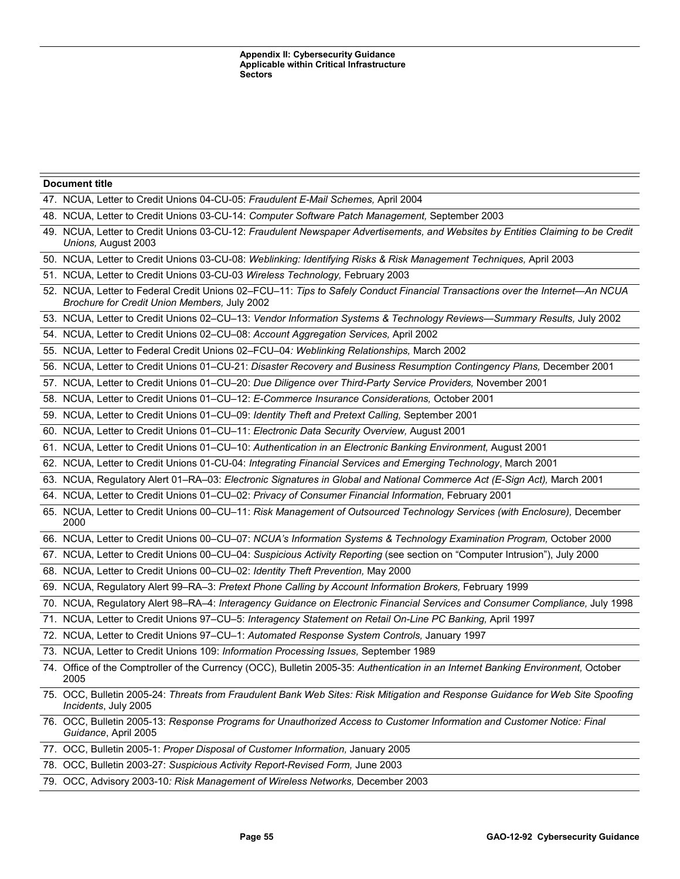| Document title |
| --- |
| 47. NCUA, Letter to Credit Unions 04-CU-05: *Fraudulent E-Mail Schemes,* April 2004 |
| 48. NCUA, Letter to Credit Unions 03-CU-14: *Computer Software Patch Management,* September 2003 |
| 49. NCUA, Letter to Credit Unions 03-CU-12: *Fraudulent Newspaper Advertisements, and Websites by Entities Claiming to be Credit Unions,* August 2003 |
| 50. NCUA, Letter to Credit Unions 03-CU-08: *Weblinking: Identifying Risks & Risk Management Techniques,* April 2003 |
| 51. NCUA, Letter to Credit Unions 03-CU-03 *Wireless Technology,* February 2003 |
| 52. NCUA, Letter to Federal Credit Unions 02–FCU–11: *Tips to Safely Conduct Financial Transactions over the Internet—An NCUA Brochure for Credit Union Members,* July 2002 |
| 53. NCUA, Letter to Credit Unions 02–CU–13: *Vendor Information Systems & Technology Reviews—Summary Results,* July 2002 |
| 54. NCUA, Letter to Credit Unions 02–CU–08: *Account Aggregation Services,* April 2002 |
| 55. NCUA, Letter to Federal Credit Unions 02–FCU–04*: Weblinking Relationships,* March 2002 |
| 56. NCUA, Letter to Credit Unions 01–CU–21: *Disaster Recovery and Business Resumption Contingency Plans,* December 2001 |
| 57. NCUA, Letter to Credit Unions 01–CU–20: *Due Diligence over Third-Party Service Providers,* November 2001 |
| 58. NCUA, Letter to Credit Unions 01–CU–12: *E-Commerce Insurance Considerations,* October 2001 |
| 59. NCUA, Letter to Credit Unions 01–CU–09: *Identity Theft and Pretext Calling,* September 2001 |
| 60. NCUA, Letter to Credit Unions 01–CU–11: *Electronic Data Security Overview,* August 2001 |
| 61. NCUA, Letter to Credit Unions 01–CU–10: *Authentication in an Electronic Banking Environment,* August 2001 |
| 62. NCUA, Letter to Credit Unions 01-CU-04: *Integrating Financial Services and Emerging Technology*, March 2001 |
| 63. NCUA, Regulatory Alert 01–RA–03: *Electronic Signatures in Global and National Commerce Act (E-Sign Act),* March 2001 |
| 64. NCUA, Letter to Credit Unions 01–CU–02: *Privacy of Consumer Financial Information,* February 2001 |
| 65. NCUA, Letter to Credit Unions 00–CU–11: *Risk Management of Outsourced Technology Services (with Enclosure),* December 2000 |
| 66. NCUA, Letter to Credit Unions 00–CU–07: *NCUA's Information Systems & Technology Examination Program,* October 2000 |
| 67. NCUA, Letter to Credit Unions 00–CU–04: *Suspicious Activity Reporting* (see section on "Computer Intrusion"), July 2000 |
| 68. NCUA, Letter to Credit Unions 00–CU–02: *Identity Theft Prevention,* May 2000 |
| 69. NCUA, Regulatory Alert 99–RA–3: *Pretext Phone Calling by Account Information Brokers,* February 1999 |
| 70. NCUA, Regulatory Alert 98–RA–4: *Interagency Guidance on Electronic Financial Services and Consumer Compliance,* July 1998 |
| 71. NCUA, Letter to Credit Unions 97–CU–5: *Interagency Statement on Retail On-Line PC Banking,* April 1997 |
| 72. NCUA, Letter to Credit Unions 97–CU–1: *Automated Response System Controls,* January 1997 |
| 73. NCUA, Letter to Credit Unions 109: *Information Processing Issues,* September 1989 |
| 74. Office of the Comptroller of the Currency (OCC), Bulletin 2005-35: *Authentication in an Internet Banking Environment,* October 2005 |
| 75. OCC, Bulletin 2005-24: *Threats from Fraudulent Bank Web Sites: Risk Mitigation and Response Guidance for Web Site Spoofing Incidents*, July 2005 |
| 76. OCC, Bulletin 2005-13: *Response Programs for Unauthorized Access to Customer Information and Customer Notice: Final Guidance*, April 2005 |
| 77. OCC, Bulletin 2005-1: *Proper Disposal of Customer Information,* January 2005 |
| 78. OCC, Bulletin 2003-27: *Suspicious Activity Report-Revised Form,* June 2003 |
| 79. OCC, Advisory 2003-10*: Risk Management of Wireless Networks,* December 2003 |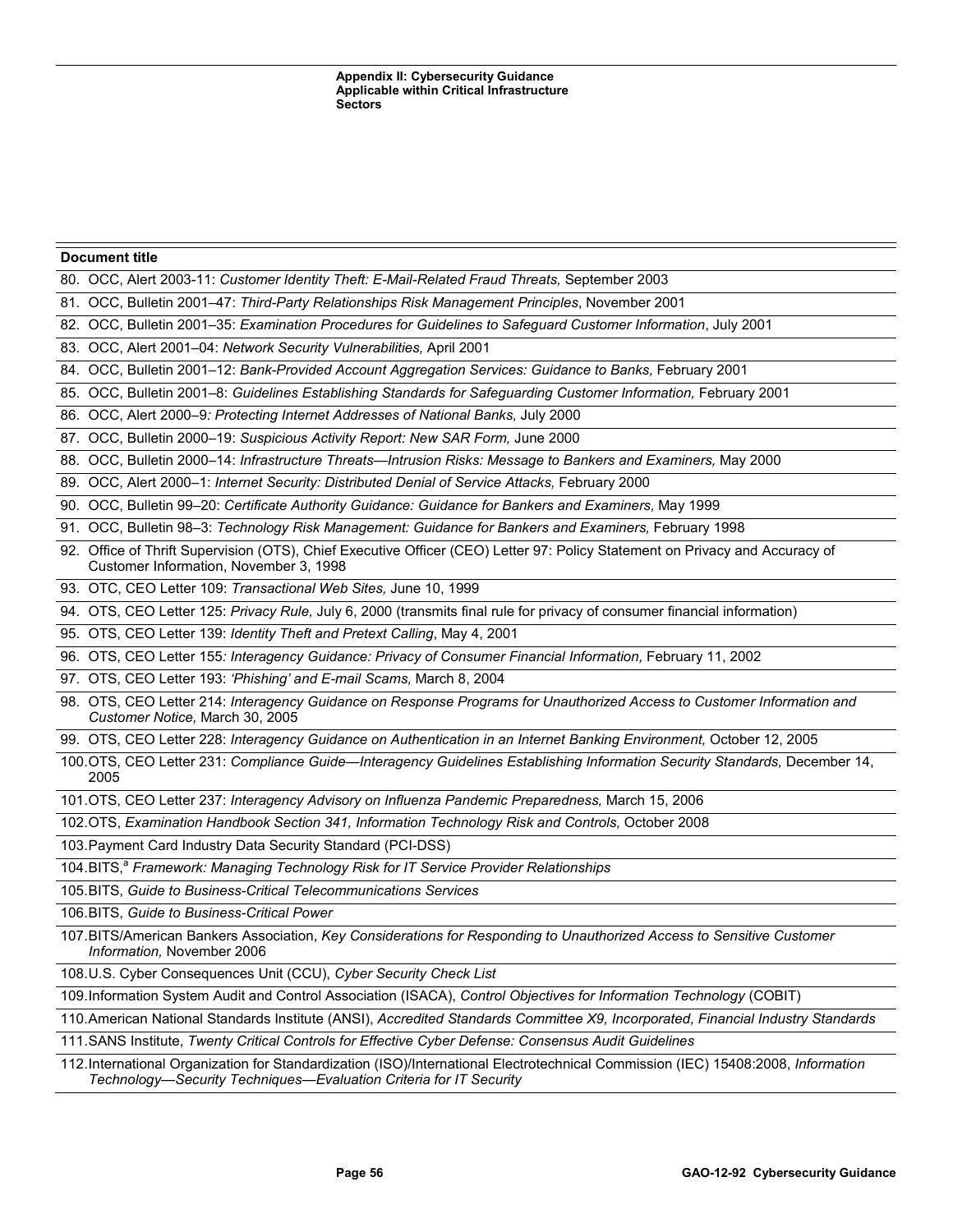| Document title |
| --- |
| 80. OCC, Alert 2003-11: *Customer Identity Theft: E-Mail-Related Fraud Threats,* September 2003 |
| 81. OCC, Bulletin 2001–47: *Third-Party Relationships Risk Management Principles*, November 2001 |
| 82. OCC, Bulletin 2001–35: *Examination Procedures for Guidelines to Safeguard Customer Information*, July 2001 |
| 83. OCC, Alert 2001–04: *Network Security Vulnerabilities,* April 2001 |
| 84. OCC, Bulletin 2001–12: *Bank-Provided Account Aggregation Services: Guidance to Banks,* February 2001 |
| 85. OCC, Bulletin 2001–8: *Guidelines Establishing Standards for Safeguarding Customer Information,* February 2001 |
| 86. OCC, Alert 2000–9*: Protecting Internet Addresses of National Banks,* July 2000 |
| 87. OCC, Bulletin 2000–19: *Suspicious Activity Report: New SAR Form,* June 2000 |
| 88. OCC, Bulletin 2000–14: *Infrastructure Threats—Intrusion Risks: Message to Bankers and Examiners,* May 2000 |
| 89. OCC, Alert 2000–1: *Internet Security: Distributed Denial of Service Attacks,* February 2000 |
| 90. OCC, Bulletin 99–20: *Certificate Authority Guidance: Guidance for Bankers and Examiners,* May 1999 |
| 91. OCC, Bulletin 98–3: *Technology Risk Management: Guidance for Bankers and Examiners,* February 1998 |
| 92. Office of Thrift Supervision (OTS), Chief Executive Officer (CEO) Letter 97: Policy Statement on Privacy and Accuracy of Customer Information, November 3, 1998 |
| 93. OTC, CEO Letter 109: *Transactional Web Sites,* June 10, 1999 |
| 94. OTS, CEO Letter 125: *Privacy Rule,* July 6, 2000 (transmits final rule for privacy of consumer financial information) |
| 95. OTS, CEO Letter 139: *Identity Theft and Pretext Calling*, May 4, 2001 |
| 96. OTS, CEO Letter 155*: Interagency Guidance: Privacy of Consumer Financial Information,* February 11, 2002 |
| 97. OTS, CEO Letter 193: *'Phishing' and E-mail Scams,* March 8, 2004 |
| 98. OTS, CEO Letter 214: *Interagency Guidance on Response Programs for Unauthorized Access to Customer Information and Customer Notice,* March 30, 2005 |
| 99. OTS, CEO Letter 228: *Interagency Guidance on Authentication in an Internet Banking Environment,* October 12, 2005 |
| 100. OTS, CEO Letter 231: *Compliance Guide—Interagency Guidelines Establishing Information Security Standards,* December 14, 2005 |
| 101. OTS, CEO Letter 237: *Interagency Advisory on Influenza Pandemic Preparedness,* March 15, 2006 |
| 102. OTS, *Examination Handbook Section 341, Information Technology Risk and Controls,* October 2008 |
| 103. Payment Card Industry Data Security Standard (PCI-DSS) |
| 104. BITS,[a] *Framework: Managing Technology Risk for IT Service Provider Relationships* |
| 105. BITS, *Guide to Business-Critical Telecommunications Services* |
| 106. BITS, *Guide to Business-Critical Power* |
| 107. BITS/American Bankers Association, *Key Considerations for Responding to Unauthorized Access to Sensitive Customer Information,* November 2006 |
| 108. U.S. Cyber Consequences Unit (CCU), *Cyber Security Check List* |
| 109. Information System Audit and Control Association (ISACA), *Control Objectives for Information Technology* (COBIT) |
| 110. American National Standards Institute (ANSI), *Accredited Standards Committee X9, Incorporated, Financial Industry Standards* |
| 111. SANS Institute, *Twenty Critical Controls for Effective Cyber Defense: Consensus Audit Guidelines* |
| 112. International Organization for Standardization (ISO)/International Electrotechnical Commission (IEC) 15408:2008, *Information Technology—Security Techniques—Evaluation Criteria for IT Security* |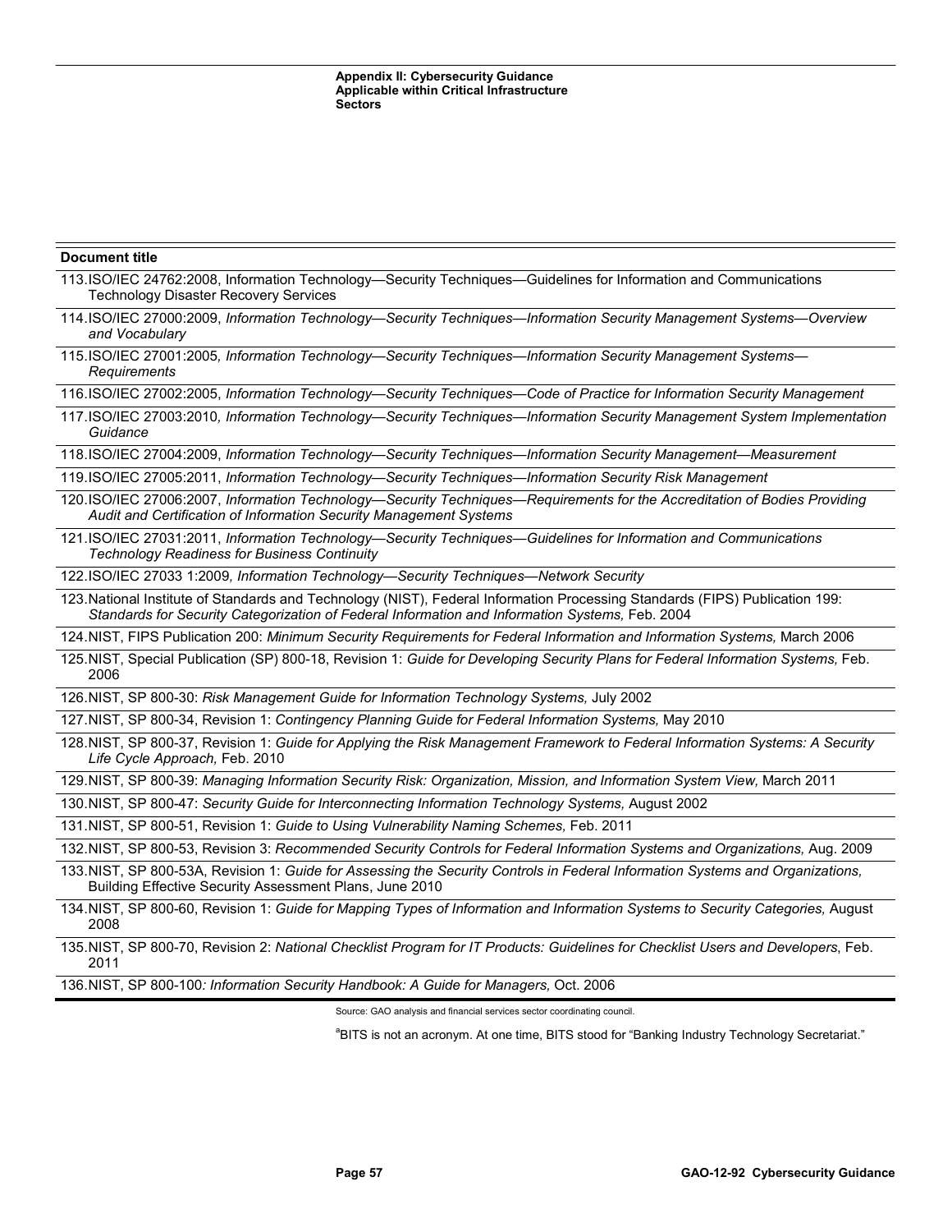| Document title |
| --- |
| 113. ISO/IEC 24762:2008, Information Technology—Security Techniques—Guidelines for Information and Communications Technology Disaster Recovery Services |
| 114. ISO/IEC 27000:2009, *Information Technology—Security Techniques—Information Security Management Systems—Overview and Vocabulary* |
| 115. ISO/IEC 27001:2005, *Information Technology—Security Techniques—Information Security Management Systems—Requirements* |
| 116. ISO/IEC 27002:2005, *Information Technology—Security Techniques—Code of Practice for Information Security Management* |
| 117. ISO/IEC 27003:2010, *Information Technology—Security Techniques—Information Security Management System Implementation Guidance* |
| 118. ISO/IEC 27004:2009, *Information Technology—Security Techniques—Information Security Management—Measurement* |
| 119. ISO/IEC 27005:2011, *Information Technology—Security Techniques—Information Security Risk Management* |
| 120. ISO/IEC 27006:2007, *Information Technology—Security Techniques—Requirements for the Accreditation of Bodies Providing Audit and Certification of Information Security Management Systems* |
| 121. ISO/IEC 27031:2011, *Information Technology—Security Techniques—Guidelines for Information and Communications Technology Readiness for Business Continuity* |
| 122. ISO/IEC 27033 1:2009, *Information Technology—Security Techniques—Network Security* |
| 123. National Institute of Standards and Technology (NIST), Federal Information Processing Standards (FIPS) Publication 199: *Standards for Security Categorization of Federal Information and Information Systems,* Feb. 2004 |
| 124. NIST, FIPS Publication 200: *Minimum Security Requirements for Federal Information and Information Systems,* March 2006 |
| 125. NIST, Special Publication (SP) 800-18, Revision 1: *Guide for Developing Security Plans for Federal Information Systems,* Feb. 2006 |
| 126. NIST, SP 800-30: *Risk Management Guide for Information Technology Systems,* July 2002 |
| 127. NIST, SP 800-34, Revision 1: *Contingency Planning Guide for Federal Information Systems,* May 2010 |
| 128. NIST, SP 800-37, Revision 1: *Guide for Applying the Risk Management Framework to Federal Information Systems: A Security Life Cycle Approach,* Feb. 2010 |
| 129. NIST, SP 800-39: *Managing Information Security Risk: Organization, Mission, and Information System View,* March 2011 |
| 130. NIST, SP 800-47: *Security Guide for Interconnecting Information Technology Systems,* August 2002 |
| 131. NIST, SP 800-51, Revision 1: *Guide to Using Vulnerability Naming Schemes,* Feb. 2011 |
| 132. NIST, SP 800-53, Revision 3: *Recommended Security Controls for Federal Information Systems and Organizations,* Aug. 2009 |
| 133. NIST, SP 800-53A, Revision 1: *Guide for Assessing the Security Controls in Federal Information Systems and Organizations,* Building Effective Security Assessment Plans, June 2010 |
| 134. NIST, SP 800-60, Revision 1: *Guide for Mapping Types of Information and Information Systems to Security Categories,* August 2008 |
| 135. NIST, SP 800-70, Revision 2: *National Checklist Program for IT Products: Guidelines for Checklist Users and Developers*, Feb. 2011 |
| 136. NIST, SP 800-100*: Information Security Handbook: A Guide for Managers,* Oct. 2006 |

Source: GAO analysis and financial services sector coordinating council.

[a]BITS is not an acronym. At one time, BITS stood for "Banking Industry Technology Secretariat."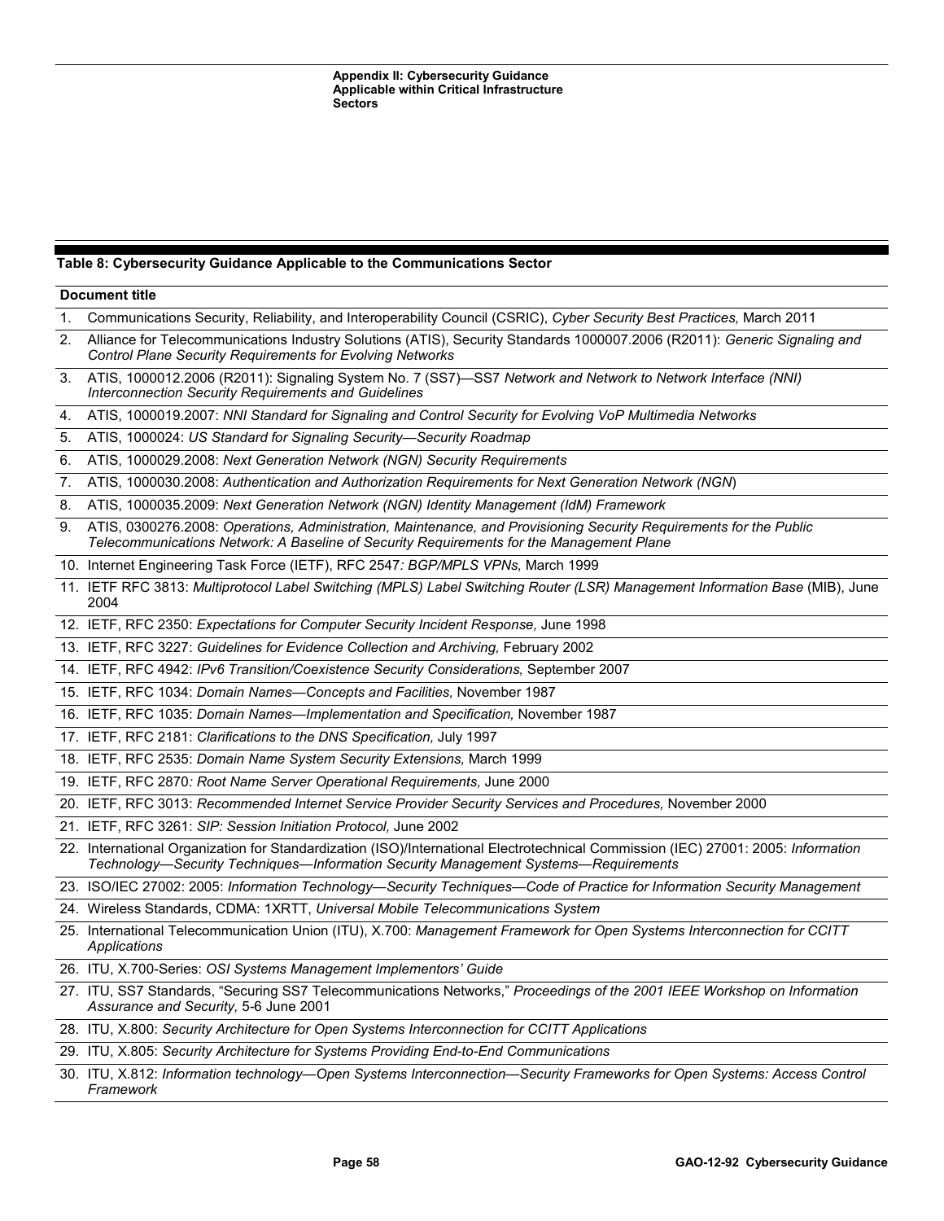**Table 8: Cybersecurity Guidance Applicable to the Communications Sector**

| Document title |
| --- |
| 1. Communications Security, Reliability, and Interoperability Council (CSRIC), *Cyber Security Best Practices,* March 2011 |
| 2. Alliance for Telecommunications Industry Solutions (ATIS), Security Standards 1000007.2006 (R2011): *Generic Signaling and Control Plane Security Requirements for Evolving Networks* |
| 3. ATIS, 1000012.2006 (R2011): Signaling System No. 7 (SS7)—SS7 *Network and Network to Network Interface (NNI) Interconnection Security Requirements and Guidelines* |
| 4. ATIS, 1000019.2007: *NNI Standard for Signaling and Control Security for Evolving VoP Multimedia Networks* |
| 5. ATIS, 1000024: *US Standard for Signaling Security—Security Roadmap* |
| 6. ATIS, 1000029.2008: *Next Generation Network (NGN) Security Requirements* |
| 7. ATIS, 1000030.2008: *Authentication and Authorization Requirements for Next Generation Network (NGN*) |
| 8. ATIS, 1000035.2009: *Next Generation Network (NGN) Identity Management (IdM) Framework* |
| 9. ATIS, 0300276.2008: *Operations, Administration, Maintenance, and Provisioning Security Requirements for the Public Telecommunications Network: A Baseline of Security Requirements for the Management Plane* |
| 10. Internet Engineering Task Force (IETF), RFC 2547*: BGP/MPLS VPNs,* March 1999 |
| 11. IETF RFC 3813: *Multiprotocol Label Switching (MPLS) Label Switching Router (LSR) Management Information Base* (MIB), June 2004 |
| 12. IETF, RFC 2350: *Expectations for Computer Security Incident Response,* June 1998 |
| 13. IETF, RFC 3227: *Guidelines for Evidence Collection and Archiving,* February 2002 |
| 14. IETF, RFC 4942: *IPv6 Transition/Coexistence Security Considerations,* September 2007 |
| 15. IETF, RFC 1034: *Domain Names—Concepts and Facilities,* November 1987 |
| 16. IETF, RFC 1035: *Domain Names—Implementation and Specification,* November 1987 |
| 17. IETF, RFC 2181: *Clarifications to the DNS Specification,* July 1997 |
| 18. IETF, RFC 2535: *Domain Name System Security Extensions,* March 1999 |
| 19. IETF, RFC 2870*: Root Name Server Operational Requirements,* June 2000 |
| 20. IETF, RFC 3013: *Recommended Internet Service Provider Security Services and Procedures,* November 2000 |
| 21. IETF, RFC 3261: *SIP: Session Initiation Protocol,* June 2002 |
| 22. International Organization for Standardization (ISO)/International Electrotechnical Commission (IEC) 27001: 2005: *Information Technology—Security Techniques—Information Security Management Systems—Requirements* |
| 23. ISO/IEC 27002: 2005: *Information Technology—Security Techniques—Code of Practice for Information Security Management* |
| 24. Wireless Standards, CDMA: 1XRTT, *Universal Mobile Telecommunications System* |
| 25. International Telecommunication Union (ITU), X.700: *Management Framework for Open Systems Interconnection for CCITT Applications* |
| 26. ITU, X.700-Series: *OSI Systems Management Implementors' Guide* |
| 27. ITU, SS7 Standards, "Securing SS7 Telecommunications Networks," *Proceedings of the 2001 IEEE Workshop on Information Assurance and Security,* 5-6 June 2001 |
| 28. ITU, X.800: *Security Architecture for Open Systems Interconnection for CCITT Applications* |
| 29. ITU, X.805: *Security Architecture for Systems Providing End-to-End Communications* |
| 30. ITU, X.812: *Information technology—Open Systems Interconnection—Security Frameworks for Open Systems: Access Control Framework* |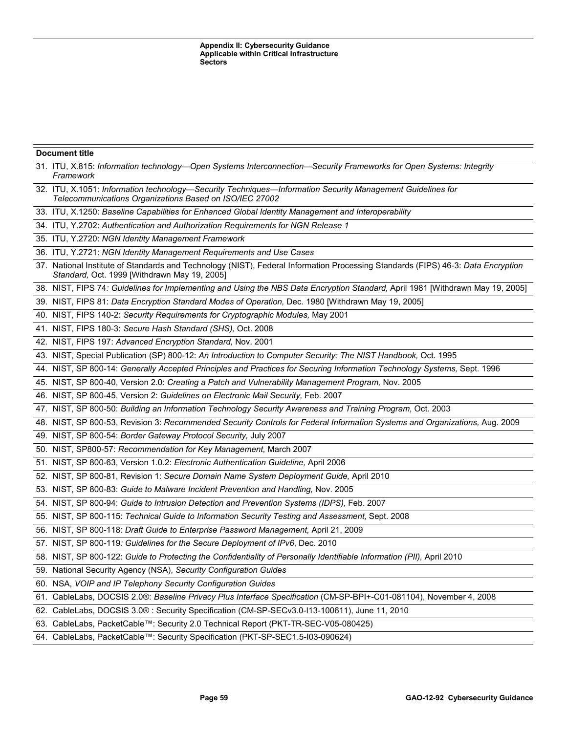| Document title |
| --- |
| 31. ITU, X.815: *Information technology—Open Systems Interconnection—Security Frameworks for Open Systems: Integrity Framework* |
| 32. ITU, X.1051: *Information technology—Security Techniques—Information Security Management Guidelines for Telecommunications Organizations Based on ISO/IEC 27002* |
| 33. ITU, X.1250: *Baseline Capabilities for Enhanced Global Identity Management and Interoperability* |
| 34. ITU, Y.2702: *Authentication and Authorization Requirements for NGN Release 1* |
| 35. ITU, Y.2720: *NGN Identity Management Framework* |
| 36. ITU, Y.2721: *NGN Identity Management Requirements and Use Cases* |
| 37. National Institute of Standards and Technology (NIST), Federal Information Processing Standards (FIPS) 46-3: *Data Encryption Standard,* Oct. 1999 [Withdrawn May 19, 2005] |
| 38. NIST, FIPS 74*: Guidelines for Implementing and Using the NBS Data Encryption Standard,* April 1981 [Withdrawn May 19, 2005] |
| 39. NIST, FIPS 81: *Data Encryption Standard Modes of Operation,* Dec. 1980 [Withdrawn May 19, 2005] |
| 40. NIST, FIPS 140-2: *Security Requirements for Cryptographic Modules,* May 2001 |
| 41. NIST, FIPS 180-3: *Secure Hash Standard (SHS),* Oct. 2008 |
| 42. NIST, FIPS 197: *Advanced Encryption Standard,* Nov. 2001 |
| 43. NIST, Special Publication (SP) 800-12: *An Introduction to Computer Security: The NIST Handbook,* Oct. 1995 |
| 44. NIST, SP 800-14: *Generally Accepted Principles and Practices for Securing Information Technology Systems,* Sept. 1996 |
| 45. NIST, SP 800-40, Version 2.0: *Creating a Patch and Vulnerability Management Program,* Nov. 2005 |
| 46. NIST, SP 800-45, Version 2: *Guidelines on Electronic Mail Security,* Feb. 2007 |
| 47. NIST, SP 800-50: *Building an Information Technology Security Awareness and Training Program,* Oct. 2003 |
| 48. NIST, SP 800-53, Revision 3: *Recommended Security Controls for Federal Information Systems and Organizations,* Aug. 2009 |
| 49. NIST, SP 800-54: *Border Gateway Protocol Security,* July 2007 |
| 50. NIST, SP800-57: *Recommendation for Key Management,* March 2007 |
| 51. NIST, SP 800-63, Version 1.0.2: *Electronic Authentication Guideline,* April 2006 |
| 52. NIST, SP 800-81, Revision 1: *Secure Domain Name System Deployment Guide,* April 2010 |
| 53. NIST, SP 800-83: *Guide to Malware Incident Prevention and Handling,* Nov. 2005 |
| 54. NIST, SP 800-94: *Guide to Intrusion Detection and Prevention Systems (IDPS),* Feb. 2007 |
| 55. NIST, SP 800-115: *Technical Guide to Information Security Testing and Assessment,* Sept. 2008 |
| 56. NIST, SP 800-118: *Draft Guide to Enterprise Password Management,* April 21, 2009 |
| 57. NIST, SP 800-119*: Guidelines for the Secure Deployment of IPv6*, Dec. 2010 |
| 58. NIST, SP 800-122: *Guide to Protecting the Confidentiality of Personally Identifiable Information (PII),* April 2010 |
| 59. National Security Agency (NSA), *Security Configuration Guides* |
| 60. NSA, *VOIP and IP Telephony Security Configuration Guides* |
| 61. CableLabs, DOCSIS 2.0®: *Baseline Privacy Plus Interface Specification* (CM-SP-BPI+-C01-081104), November 4, 2008 |
| 62. CableLabs, DOCSIS 3.0® : Security Specification (CM-SP-SECv3.0-I13-100611), June 11, 2010 |
| 63. CableLabs, PacketCable™: Security 2.0 Technical Report (PKT-TR-SEC-V05-080425) |
| 64. CableLabs, PacketCable™: Security Specification (PKT-SP-SEC1.5-I03-090624) |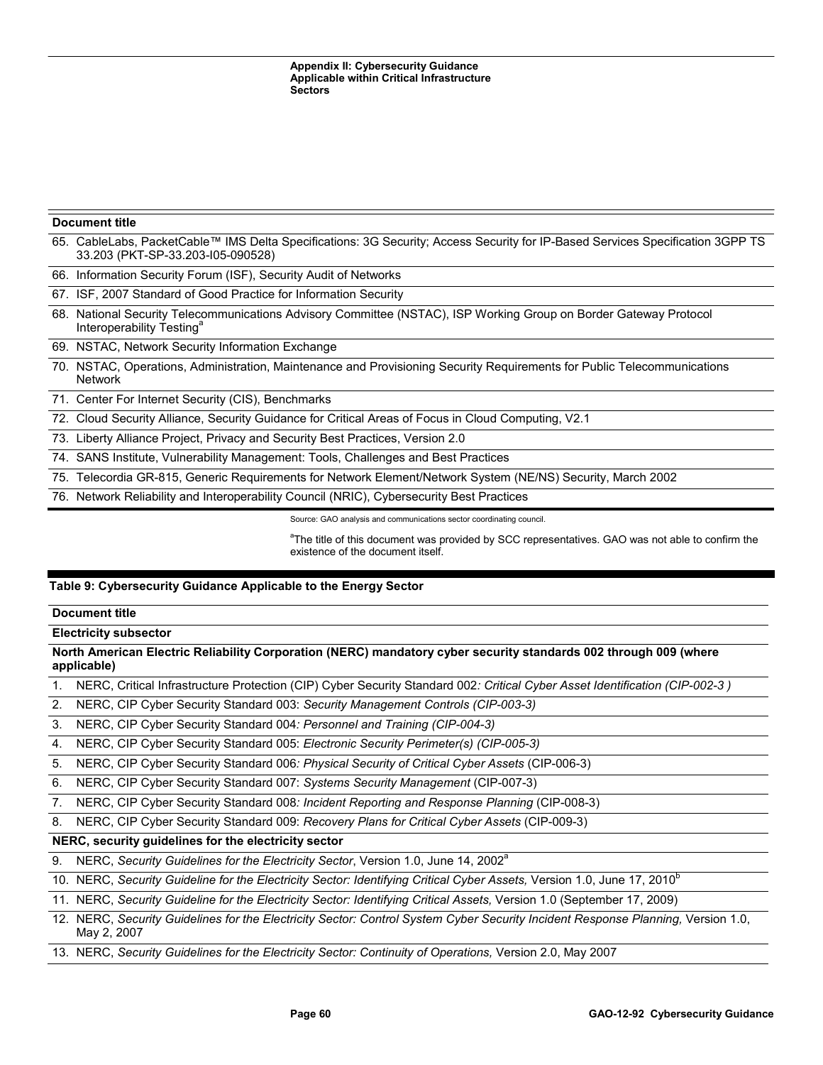| Document title |
| --- |
| 65. CableLabs, PacketCable™ IMS Delta Specifications: 3G Security; Access Security for IP-Based Services Specification 3GPP TS 33.203 (PKT-SP-33.203-I05-090528) |
| 66. Information Security Forum (ISF), Security Audit of Networks |
| 67. ISF, 2007 Standard of Good Practice for Information Security |
| 68. National Security Telecommunications Advisory Committee (NSTAC), ISP Working Group on Border Gateway Protocol Interoperability Testing[a] |
| 69. NSTAC, Network Security Information Exchange |
| 70. NSTAC, Operations, Administration, Maintenance and Provisioning Security Requirements for Public Telecommunications Network |
| 71. Center For Internet Security (CIS), Benchmarks |
| 72. Cloud Security Alliance, Security Guidance for Critical Areas of Focus in Cloud Computing, V2.1 |
| 73. Liberty Alliance Project, Privacy and Security Best Practices, Version 2.0 |
| 74. SANS Institute, Vulnerability Management: Tools, Challenges and Best Practices |
| 75. Telecordia GR-815, Generic Requirements for Network Element/Network System (NE/NS) Security, March 2002 |
| 76. Network Reliability and Interoperability Council (NRIC), Cybersecurity Best Practices |

Source: GAO analysis and communications sector coordinating council.

[a]The title of this document was provided by SCC representatives. GAO was not able to confirm the existence of the document itself.

**Table 9: Cybersecurity Guidance Applicable to the Energy Sector**

| Document title |
| --- |
| **Electricity subsector** |
| **North American Electric Reliability Corporation (NERC) mandatory cyber security standards 002 through 009 (where applicable)** |
| 1. NERC, Critical Infrastructure Protection (CIP) Cyber Security Standard 002*: Critical Cyber Asset Identification (CIP-002-3 )* |
| 2. NERC, CIP Cyber Security Standard 003: *Security Management Controls (CIP-003-3)* |
| 3. NERC, CIP Cyber Security Standard 004*: Personnel and Training (CIP-004-3)* |
| 4. NERC, CIP Cyber Security Standard 005: *Electronic Security Perimeter(s) (CIP-005-3)* |
| 5. NERC, CIP Cyber Security Standard 006*: Physical Security of Critical Cyber Assets* (CIP-006-3) |
| 6. NERC, CIP Cyber Security Standard 007: *Systems Security Management* (CIP-007-3) |
| 7. NERC, CIP Cyber Security Standard 008*: Incident Reporting and Response Planning* (CIP-008-3) |
| 8. NERC, CIP Cyber Security Standard 009: *Recovery Plans for Critical Cyber Assets* (CIP-009-3) |
| **NERC, security guidelines for the electricity sector** |
| 9. NERC, *Security Guidelines for the Electricity Sector*, Version 1.0, June 14, 2002[a] |
| 10. NERC, *Security Guideline for the Electricity Sector: Identifying Critical Cyber Assets,* Version 1.0, June 17, 2010[b] |
| 11. NERC, *Security Guideline for the Electricity Sector: Identifying Critical Assets,* Version 1.0 (September 17, 2009) |
| 12. NERC, *Security Guidelines for the Electricity Sector: Control System Cyber Security Incident Response Planning,* Version 1.0, May 2, 2007 |
| 13. NERC, *Security Guidelines for the Electricity Sector: Continuity of Operations,* Version 2.0, May 2007 |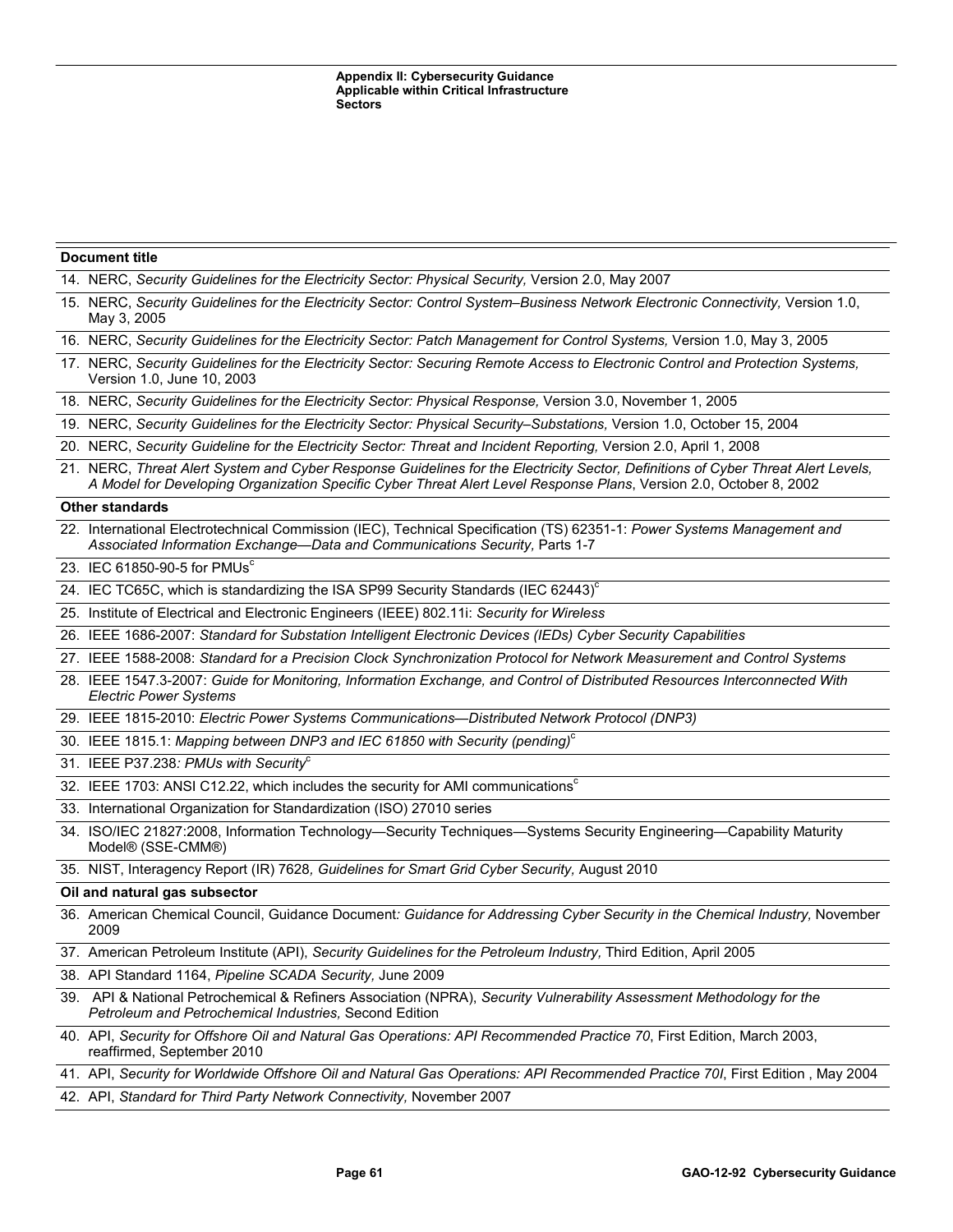| Document title |
| --- |
| 14. NERC, *Security Guidelines for the Electricity Sector: Physical Security,* Version 2.0, May 2007 |
| 15. NERC, *Security Guidelines for the Electricity Sector: Control System–Business Network Electronic Connectivity,* Version 1.0, May 3, 2005 |
| 16. NERC, *Security Guidelines for the Electricity Sector: Patch Management for Control Systems,* Version 1.0, May 3, 2005 |
| 17. NERC, *Security Guidelines for the Electricity Sector: Securing Remote Access to Electronic Control and Protection Systems,* Version 1.0, June 10, 2003 |
| 18. NERC, *Security Guidelines for the Electricity Sector: Physical Response,* Version 3.0, November 1, 2005 |
| 19. NERC, *Security Guidelines for the Electricity Sector: Physical Security–Substations,* Version 1.0, October 15, 2004 |
| 20. NERC, *Security Guideline for the Electricity Sector: Threat and Incident Reporting,* Version 2.0, April 1, 2008 |
| 21. NERC, *Threat Alert System and Cyber Response Guidelines for the Electricity Sector, Definitions of Cyber Threat Alert Levels, A Model for Developing Organization Specific Cyber Threat Alert Level Response Plans*, Version 2.0, October 8, 2002 |
| **Other standards** |
| 22. International Electrotechnical Commission (IEC), Technical Specification (TS) 62351-1: *Power Systems Management and Associated Information Exchange—Data and Communications Security,* Parts 1-7 |
| 23. IEC 61850-90-5 for PMUs[c] |
| 24. IEC TC65C, which is standardizing the ISA SP99 Security Standards (IEC 62443)[c] |
| 25. Institute of Electrical and Electronic Engineers (IEEE) 802.11i: *Security for Wireless* |
| 26. IEEE 1686-2007: *Standard for Substation Intelligent Electronic Devices (IEDs) Cyber Security Capabilities* |
| 27. IEEE 1588-2008: *Standard for a Precision Clock Synchronization Protocol for Network Measurement and Control Systems* |
| 28. IEEE 1547.3-2007: *Guide for Monitoring, Information Exchange, and Control of Distributed Resources Interconnected With Electric Power Systems* |
| 29. IEEE 1815-2010: *Electric Power Systems Communications—Distributed Network Protocol (DNP3)* |
| 30. IEEE 1815.1: *Mapping between DNP3 and IEC 61850 with Security (pending)*[c] |
| 31. IEEE P37.238*: PMUs with Security*[c] |
| 32. IEEE 1703: ANSI C12.22, which includes the security for AMI communications[c] |
| 33. International Organization for Standardization (ISO) 27010 series |
| 34. ISO/IEC 21827:2008, Information Technology—Security Techniques—Systems Security Engineering—Capability Maturity Model® (SSE-CMM®) |
| 35. NIST, Interagency Report (IR) 7628*, Guidelines for Smart Grid Cyber Security*, August 2010 |
| **Oil and natural gas subsector** |
| 36. American Chemical Council, Guidance Document*: Guidance for Addressing Cyber Security in the Chemical Industry,* November 2009 |
| 37. American Petroleum Institute (API), *Security Guidelines for the Petroleum Industry,* Third Edition, April 2005 |
| 38. API Standard 1164, *Pipeline SCADA Security,* June 2009 |
| 39. API & National Petrochemical & Refiners Association (NPRA), *Security Vulnerability Assessment Methodology for the Petroleum and Petrochemical Industries,* Second Edition |
| 40. API, *Security for Offshore Oil and Natural Gas Operations: API Recommended Practice 70*, First Edition, March 2003, reaffirmed, September 2010 |
| 41. API, *Security for Worldwide Offshore Oil and Natural Gas Operations: API Recommended Practice 70I*, First Edition , May 2004 |
| 42. API, *Standard for Third Party Network Connectivity,* November 2007 |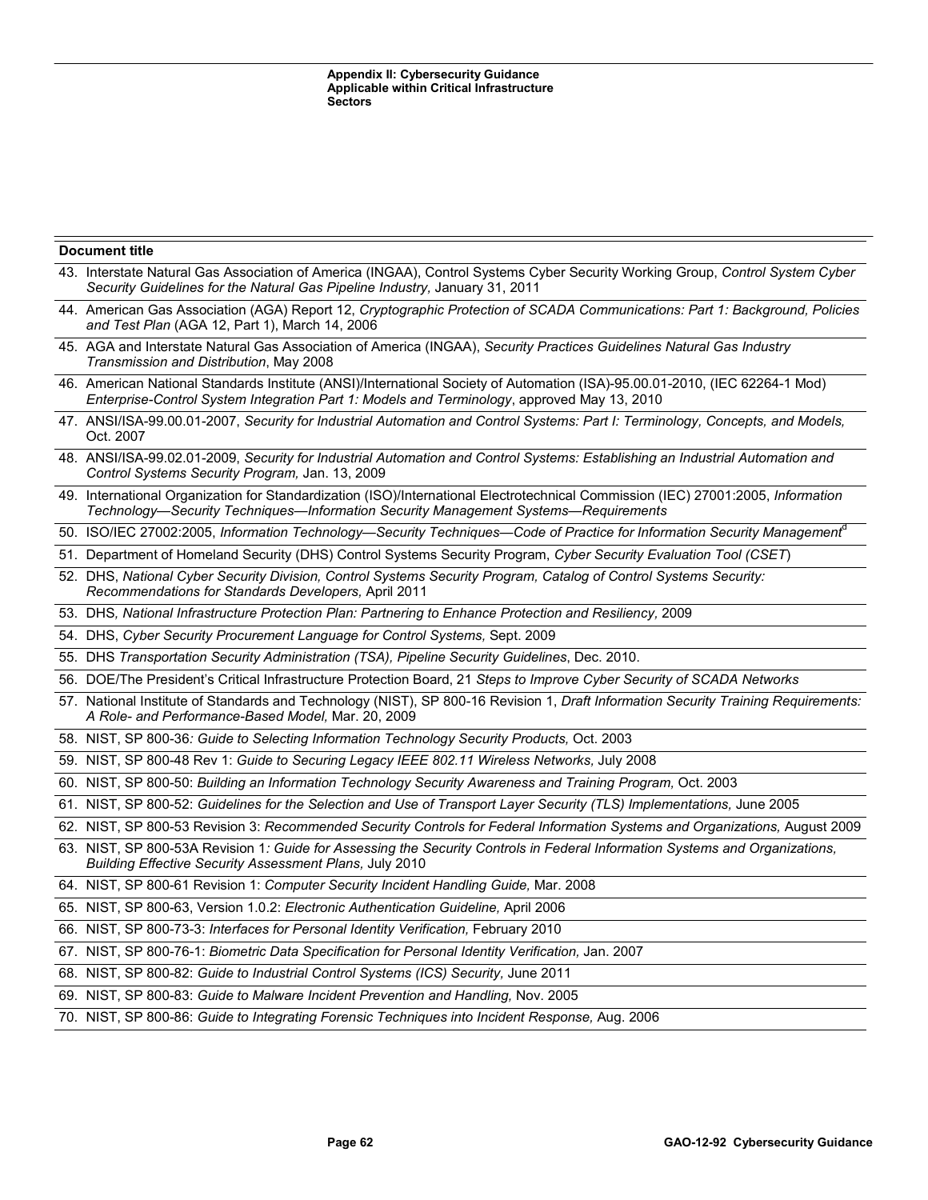| Document title |
| --- |
| 43. Interstate Natural Gas Association of America (INGAA), Control Systems Cyber Security Working Group, *Control System Cyber Security Guidelines for the Natural Gas Pipeline Industry*, January 31, 2011 |
| 44. American Gas Association (AGA) Report 12, *Cryptographic Protection of SCADA Communications: Part 1: Background, Policies and Test Plan* (AGA 12, Part 1), March 14, 2006 |
| 45. AGA and Interstate Natural Gas Association of America (INGAA), *Security Practices Guidelines Natural Gas Industry Transmission and Distribution*, May 2008 |
| 46. American National Standards Institute (ANSI)/International Society of Automation (ISA)-95.00.01-2010, (IEC 62264-1 Mod) *Enterprise-Control System Integration Part 1: Models and Terminology*, approved May 13, 2010 |
| 47. ANSI/ISA-99.00.01-2007, *Security for Industrial Automation and Control Systems: Part I: Terminology, Concepts, and Models,* Oct. 2007 |
| 48. ANSI/ISA-99.02.01-2009, *Security for Industrial Automation and Control Systems: Establishing an Industrial Automation and Control Systems Security Program,* Jan. 13, 2009 |
| 49. International Organization for Standardization (ISO)/International Electrotechnical Commission (IEC) 27001:2005, *Information Technology—Security Techniques—Information Security Management Systems—Requirements* |
| 50. ISO/IEC 27002:2005, *Information Technology—Security Techniques—Code of Practice for Information Security Management*[d] |
| 51. Department of Homeland Security (DHS) Control Systems Security Program, *Cyber Security Evaluation Tool (CSET)* |
| 52. DHS, *National Cyber Security Division, Control Systems Security Program, Catalog of Control Systems Security: Recommendations for Standards Developers,* April 2011 |
| 53. DHS*, National Infrastructure Protection Plan: Partnering to Enhance Protection and Resiliency,* 2009 |
| 54. DHS, *Cyber Security Procurement Language for Control Systems,* Sept. 2009 |
| 55. DHS *Transportation Security Administration (TSA), Pipeline Security Guidelines*, Dec. 2010. |
| 56. DOE/The President's Critical Infrastructure Protection Board, 21 *Steps to Improve Cyber Security of SCADA Networks* |
| 57. National Institute of Standards and Technology (NIST), SP 800-16 Revision 1, *Draft Information Security Training Requirements: A Role- and Performance-Based Model,* Mar. 20, 2009 |
| 58. NIST, SP 800-36*: Guide to Selecting Information Technology Security Products,* Oct. 2003 |
| 59. NIST, SP 800-48 Rev 1: *Guide to Securing Legacy IEEE 802.11 Wireless Networks,* July 2008 |
| 60. NIST, SP 800-50: *Building an Information Technology Security Awareness and Training Program,* Oct. 2003 |
| 61. NIST, SP 800-52: *Guidelines for the Selection and Use of Transport Layer Security (TLS) Implementations,* June 2005 |
| 62. NIST, SP 800-53 Revision 3: *Recommended Security Controls for Federal Information Systems and Organizations,* August 2009 |
| 63. NIST, SP 800-53A Revision 1*: Guide for Assessing the Security Controls in Federal Information Systems and Organizations, Building Effective Security Assessment Plans,* July 2010 |
| 64. NIST, SP 800-61 Revision 1: *Computer Security Incident Handling Guide,* Mar. 2008 |
| 65. NIST, SP 800-63, Version 1.0.2: *Electronic Authentication Guideline,* April 2006 |
| 66. NIST, SP 800-73-3: *Interfaces for Personal Identity Verification,* February 2010 |
| 67. NIST, SP 800-76-1: *Biometric Data Specification for Personal Identity Verification,* Jan. 2007 |
| 68. NIST, SP 800-82: *Guide to Industrial Control Systems (ICS) Security,* June 2011 |
| 69. NIST, SP 800-83: *Guide to Malware Incident Prevention and Handling,* Nov. 2005 |
| 70. NIST, SP 800-86: *Guide to Integrating Forensic Techniques into Incident Response,* Aug. 2006 |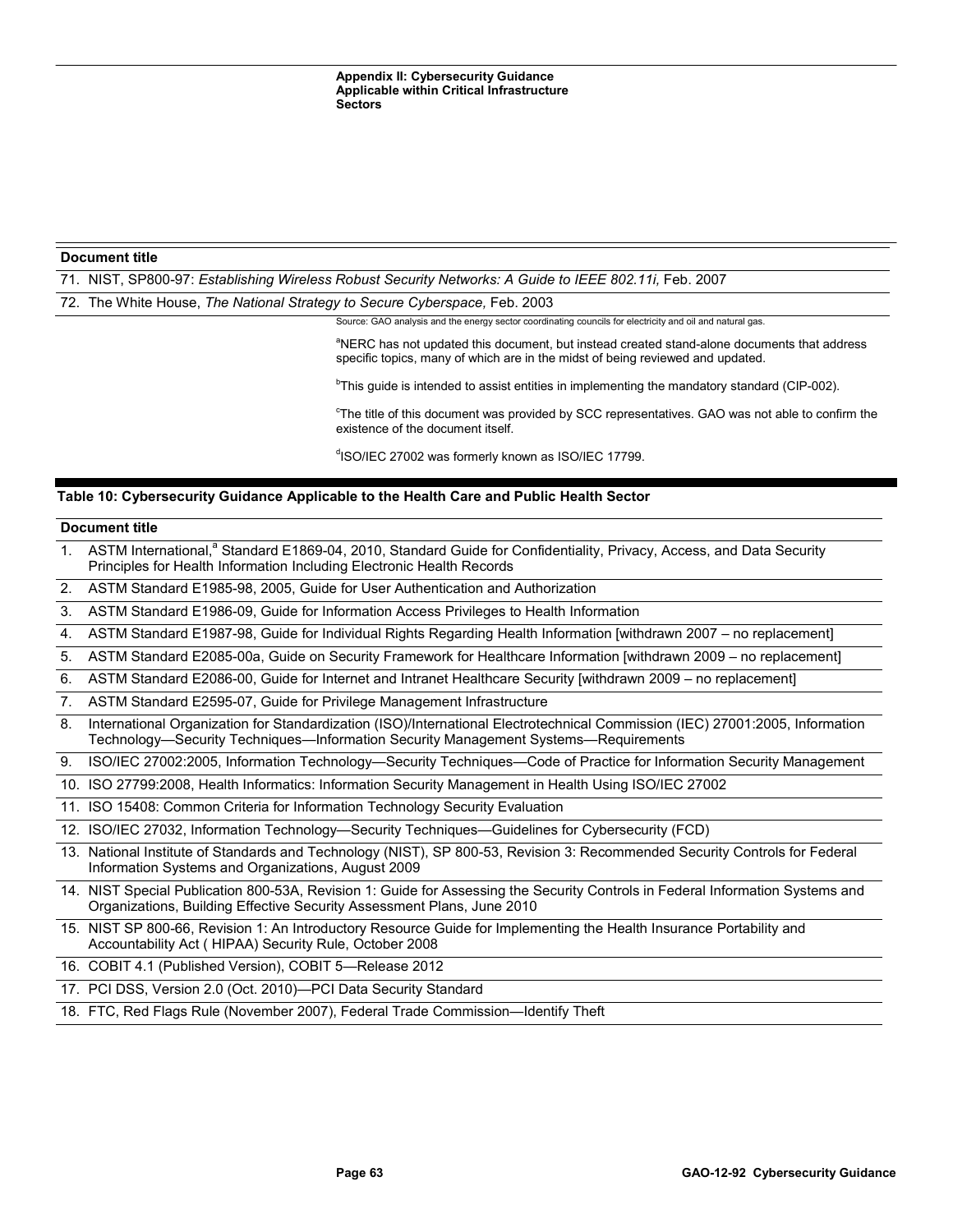| Document title |
| --- |
| 71. NIST, SP800-97: *Establishing Wireless Robust Security Networks: A Guide to IEEE 802.11i,* Feb. 2007 |
| 72. The White House, *The National Strategy to Secure Cyberspace,* Feb. 2003 |

Source: GAO analysis and the energy sector coordinating councils for electricity and oil and natural gas.

[a]NERC has not updated this document, but instead created stand-alone documents that address specific topics, many of which are in the midst of being reviewed and updated.

[b]This guide is intended to assist entities in implementing the mandatory standard (CIP-002).

[c]The title of this document was provided by SCC representatives. GAO was not able to confirm the existence of the document itself.

[d]ISO/IEC 27002 was formerly known as ISO/IEC 17799.

**Table 10: Cybersecurity Guidance Applicable to the Health Care and Public Health Sector**

| Document title |
| --- |
| 1. ASTM International,[a] Standard E1869-04, 2010, Standard Guide for Confidentiality, Privacy, Access, and Data Security Principles for Health Information Including Electronic Health Records |
| 2. ASTM Standard E1985-98, 2005, Guide for User Authentication and Authorization |
| 3. ASTM Standard E1986-09, Guide for Information Access Privileges to Health Information |
| 4. ASTM Standard E1987-98, Guide for Individual Rights Regarding Health Information [withdrawn 2007 – no replacement] |
| 5. ASTM Standard E2085-00a, Guide on Security Framework for Healthcare Information [withdrawn 2009 – no replacement] |
| 6. ASTM Standard E2086-00, Guide for Internet and Intranet Healthcare Security [withdrawn 2009 – no replacement] |
| 7. ASTM Standard E2595-07, Guide for Privilege Management Infrastructure |
| 8. International Organization for Standardization (ISO)/International Electrotechnical Commission (IEC) 27001:2005, Information Technology—Security Techniques—Information Security Management Systems—Requirements |
| 9. ISO/IEC 27002:2005, Information Technology—Security Techniques—Code of Practice for Information Security Management |
| 10. ISO 27799:2008, Health Informatics: Information Security Management in Health Using ISO/IEC 27002 |
| 11. ISO 15408: Common Criteria for Information Technology Security Evaluation |
| 12. ISO/IEC 27032, Information Technology—Security Techniques—Guidelines for Cybersecurity (FCD) |
| 13. National Institute of Standards and Technology (NIST), SP 800-53, Revision 3: Recommended Security Controls for Federal Information Systems and Organizations, August 2009 |
| 14. NIST Special Publication 800-53A, Revision 1: Guide for Assessing the Security Controls in Federal Information Systems and Organizations, Building Effective Security Assessment Plans, June 2010 |
| 15. NIST SP 800-66, Revision 1: An Introductory Resource Guide for Implementing the Health Insurance Portability and Accountability Act ( HIPAA) Security Rule, October 2008 |
| 16. COBIT 4.1 (Published Version), COBIT 5—Release 2012 |
| 17. PCI DSS, Version 2.0 (Oct. 2010)—PCI Data Security Standard |
| 18. FTC, Red Flags Rule (November 2007), Federal Trade Commission—Identify Theft |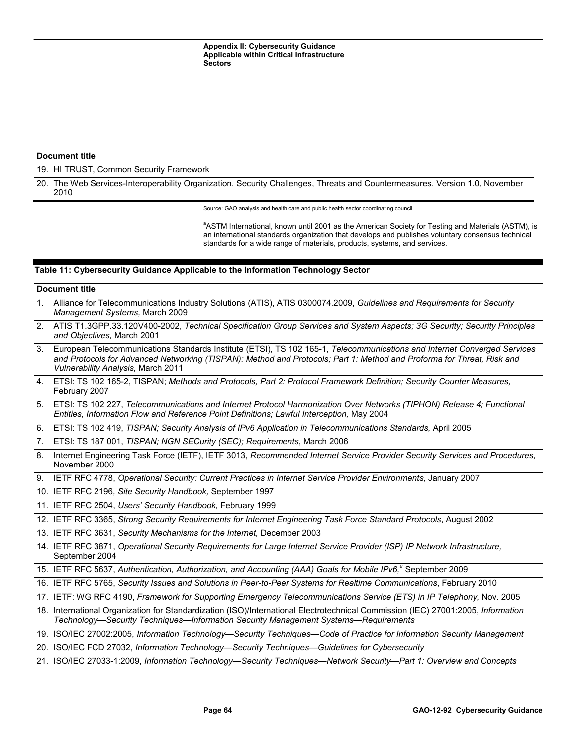| Document title |
| --- |
| 19. HI TRUST, Common Security Framework |
| 20. The Web Services-Interoperability Organization, Security Challenges, Threats and Countermeasures, Version 1.0, November 2010 |

Source: GAO analysis and health care and public health sector coordinating council

[a]ASTM International, known until 2001 as the American Society for Testing and Materials (ASTM), is an international standards organization that develops and publishes voluntary consensus technical standards for a wide range of materials, products, systems, and services.

**Table 11: Cybersecurity Guidance Applicable to the Information Technology Sector**

| Document title |
| --- |
| 1. Alliance for Telecommunications Industry Solutions (ATIS), ATIS 0300074.2009, *Guidelines and Requirements for Security Management Systems,* March 2009 |
| 2. ATIS T1.3GPP.33.120V400-2002, *Technical Specification Group Services and System Aspects; 3G Security; Security Principles and Objectives,* March 2001 |
| 3. European Telecommunications Standards Institute (ETSI), TS 102 165-1, *Telecommunications and Internet Converged Services and Protocols for Advanced Networking (TISPAN): Method and Protocols; Part 1: Method and Proforma for Threat, Risk and Vulnerability Analysis,* March 2011 |
| 4. ETSI: TS 102 165-2, TISPAN; *Methods and Protocols, Part 2: Protocol Framework Definition; Security Counter Measures,* February 2007 |
| 5. ETSI: TS 102 227, *Telecommunications and Internet Protocol Harmonization Over Networks (TIPHON) Release 4; Functional Entities, Information Flow and Reference Point Definitions; Lawful Interception,* May 2004 |
| 6. ETSI: TS 102 419, *TISPAN; Security Analysis of IPv6 Application in Telecommunications Standards,* April 2005 |
| 7. ETSI: TS 187 001, *TISPAN; NGN SECurity (SEC); Requirements*, March 2006 |
| 8. Internet Engineering Task Force (IETF), IETF 3013, *Recommended Internet Service Provider Security Services and Procedures,* November 2000 |
| 9. IETF RFC 4778, *Operational Security: Current Practices in Internet Service Provider Environments,* January 2007 |
| 10. IETF RFC 2196*, Site Security Handbook,* September 1997 |
| 11. IETF RFC 2504, *Users' Security Handbook,* February 1999 |
| 12. IETF RFC 3365, *Strong Security Requirements for Internet Engineering Task Force Standard Protocols*, August 2002 |
| 13. IETF RFC 3631, *Security Mechanisms for the Internet,* December 2003 |
| 14. IETF RFC 3871, *Operational Security Requirements for Large Internet Service Provider (ISP) IP Network Infrastructure,* September 2004 |
| 15. IETF RFC 5637, *Authentication, Authorization, and Accounting (AAA) Goals for Mobile IPv6,*[a] September 2009 |
| 16. IETF RFC 5765, *Security Issues and Solutions in Peer-to-Peer Systems for Realtime Communications*, February 2010 |
| 17. IETF: WG RFC 4190, *Framework for Supporting Emergency Telecommunications Service (ETS) in IP Telephony,* Nov. 2005 |
| 18. International Organization for Standardization (ISO)/International Electrotechnical Commission (IEC) 27001:2005, *Information Technology—Security Techniques—Information Security Management Systems—Requirements* |
| 19. ISO/IEC 27002:2005, *Information Technology—Security Techniques—Code of Practice for Information Security Management* |
| 20. ISO/IEC FCD 27032, *Information Technology—Security Techniques—Guidelines for Cybersecurity* |
| 21. ISO/IEC 27033-1:2009, *Information Technology—Security Techniques—Network Security—Part 1: Overview and Concepts* |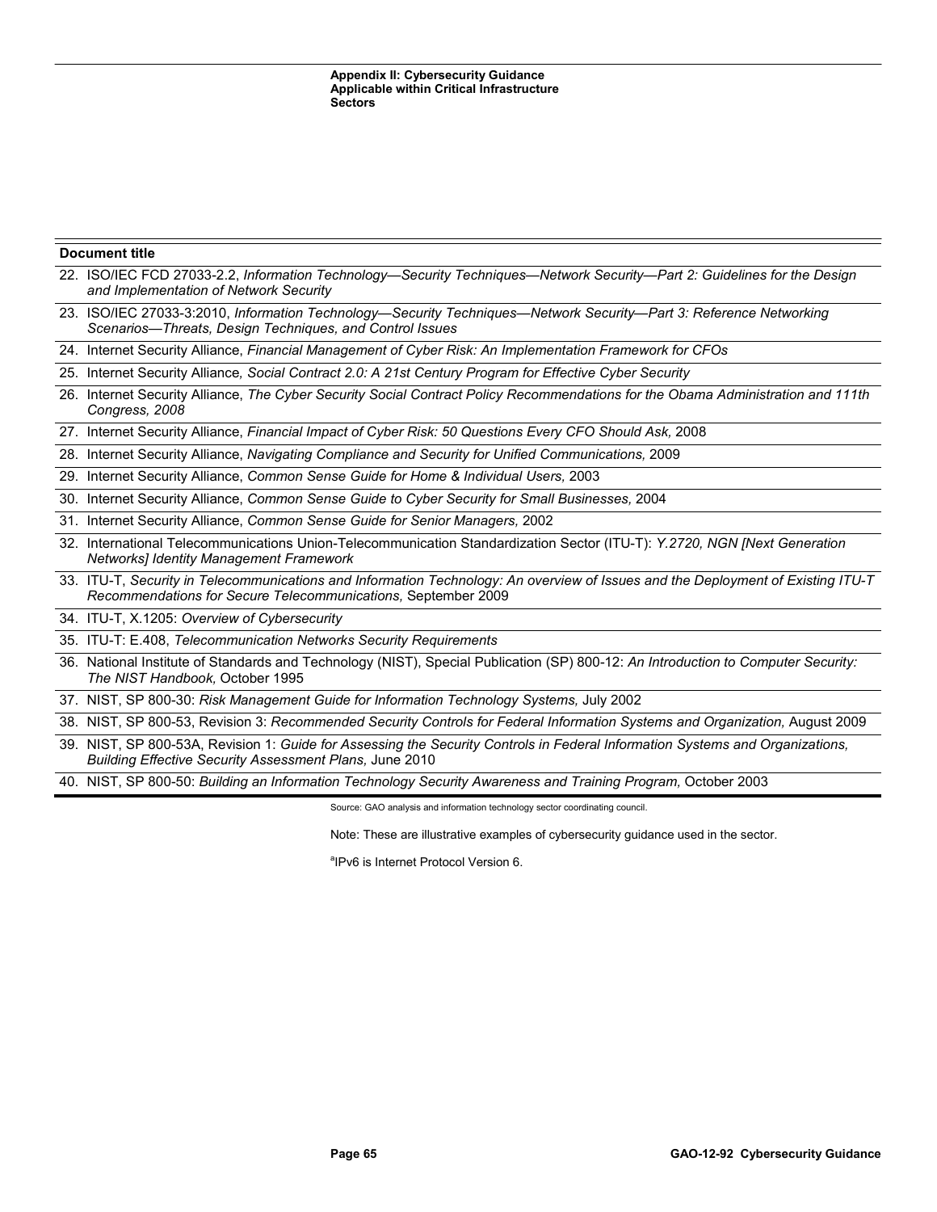| Document title |
|---|
| 22. ISO/IEC FCD 27033-2.2, *Information Technology—Security Techniques—Network Security—Part 2: Guidelines for the Design and Implementation of Network Security* |
| 23. ISO/IEC 27033-3:2010, *Information Technology—Security Techniques—Network Security—Part 3: Reference Networking Scenarios—Threats, Design Techniques, and Control Issues* |
| 24. Internet Security Alliance, *Financial Management of Cyber Risk: An Implementation Framework for CFOs* |
| 25. Internet Security Alliance, *Social Contract 2.0: A 21st Century Program for Effective Cyber Security* |
| 26. Internet Security Alliance, *The Cyber Security Social Contract Policy Recommendations for the Obama Administration and 111th Congress, 2008* |
| 27. Internet Security Alliance, *Financial Impact of Cyber Risk: 50 Questions Every CFO Should Ask,* 2008 |
| 28. Internet Security Alliance, *Navigating Compliance and Security for Unified Communications,* 2009 |
| 29. Internet Security Alliance, *Common Sense Guide for Home & Individual Users,* 2003 |
| 30. Internet Security Alliance, *Common Sense Guide to Cyber Security for Small Businesses,* 2004 |
| 31. Internet Security Alliance, *Common Sense Guide for Senior Managers,* 2002 |
| 32. International Telecommunications Union-Telecommunication Standardization Sector (ITU-T): *Y.2720, NGN [Next Generation Networks] Identity Management Framework* |
| 33. ITU-T, *Security in Telecommunications and Information Technology: An overview of Issues and the Deployment of Existing ITU-T Recommendations for Secure Telecommunications,* September 2009 |
| 34. ITU-T, X.1205: *Overview of Cybersecurity* |
| 35. ITU-T: E.408, *Telecommunication Networks Security Requirements* |
| 36. National Institute of Standards and Technology (NIST), Special Publication (SP) 800-12: *An Introduction to Computer Security: The NIST Handbook,* October 1995 |
| 37. NIST, SP 800-30: *Risk Management Guide for Information Technology Systems,* July 2002 |
| 38. NIST, SP 800-53, Revision 3: *Recommended Security Controls for Federal Information Systems and Organization,* August 2009 |
| 39. NIST, SP 800-53A, Revision 1: *Guide for Assessing the Security Controls in Federal Information Systems and Organizations, Building Effective Security Assessment Plans,* June 2010 |
| 40. NIST, SP 800-50: *Building an Information Technology Security Awareness and Training Program,* October 2003 |

Source: GAO analysis and information technology sector coordinating council.

Note: These are illustrative examples of cybersecurity guidance used in the sector.

[a]IPv6 is Internet Protocol Version 6.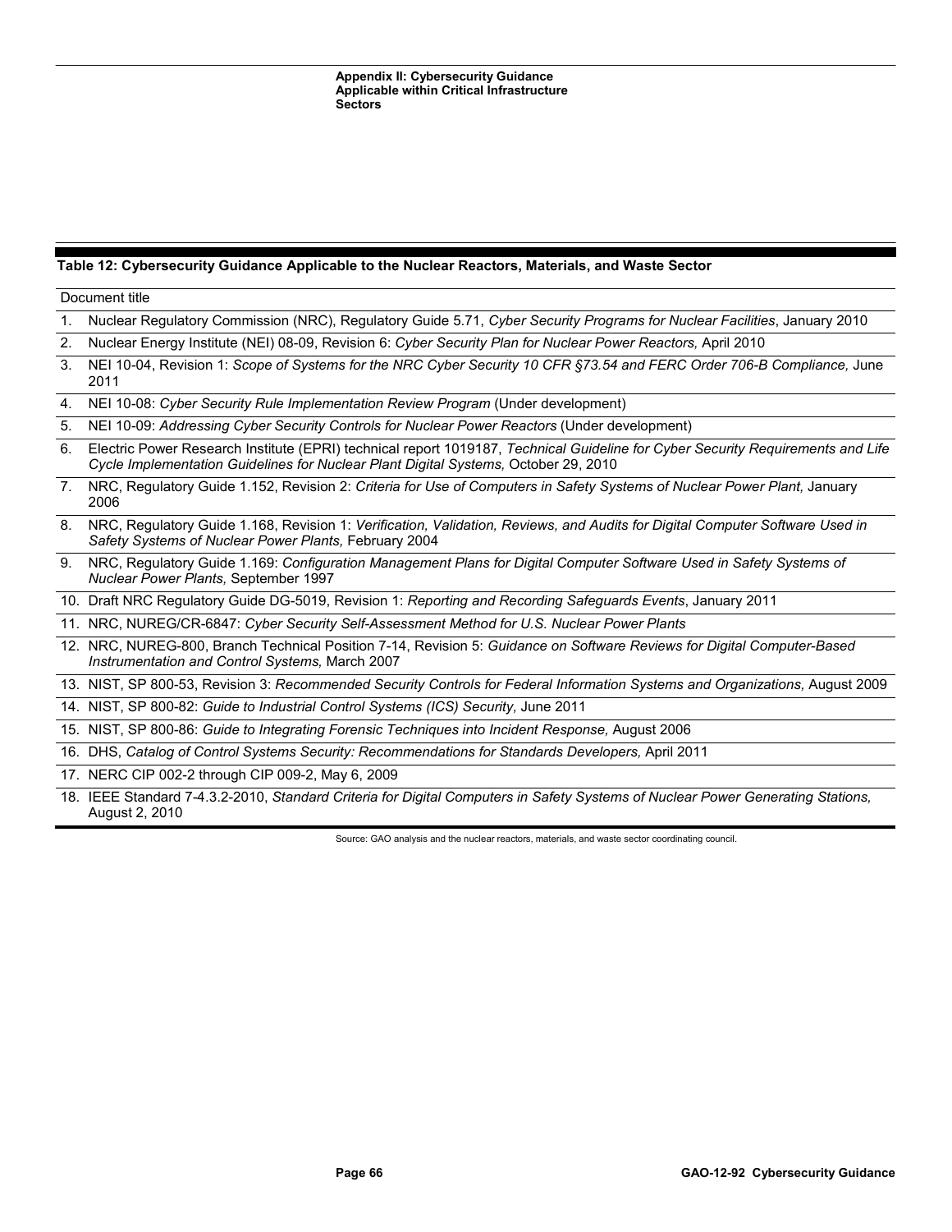**Table 12: Cybersecurity Guidance Applicable to the Nuclear Reactors, Materials, and Waste Sector**

| | Document title |
|---|---|
| 1. | Nuclear Regulatory Commission (NRC), Regulatory Guide 5.71, *Cyber Security Programs for Nuclear Facilities*, January 2010 |
| 2. | Nuclear Energy Institute (NEI) 08-09, Revision 6: *Cyber Security Plan for Nuclear Power Reactors,* April 2010 |
| 3. | NEI 10-04, Revision 1: *Scope of Systems for the NRC Cyber Security 10 CFR §73.54 and FERC Order 706-B Compliance,* June 2011 |
| 4. | NEI 10-08: *Cyber Security Rule Implementation Review Program* (Under development) |
| 5. | NEI 10-09: *Addressing Cyber Security Controls for Nuclear Power Reactors* (Under development) |
| 6. | Electric Power Research Institute (EPRI) technical report 1019187, *Technical Guideline for Cyber Security Requirements and Life Cycle Implementation Guidelines for Nuclear Plant Digital Systems,* October 29, 2010 |
| 7. | NRC, Regulatory Guide 1.152, Revision 2: *Criteria for Use of Computers in Safety Systems of Nuclear Power Plant,* January 2006 |
| 8. | NRC, Regulatory Guide 1.168, Revision 1: *Verification, Validation, Reviews, and Audits for Digital Computer Software Used in Safety Systems of Nuclear Power Plants,* February 2004 |
| 9. | NRC, Regulatory Guide 1.169: *Configuration Management Plans for Digital Computer Software Used in Safety Systems of Nuclear Power Plants,* September 1997 |
| 10. | Draft NRC Regulatory Guide DG-5019, Revision 1: *Reporting and Recording Safeguards Events*, January 2011 |
| 11. | NRC, NUREG/CR-6847: *Cyber Security Self-Assessment Method for U.S. Nuclear Power Plants* |
| 12. | NRC, NUREG-800, Branch Technical Position 7-14, Revision 5: *Guidance on Software Reviews for Digital Computer-Based Instrumentation and Control Systems,* March 2007 |
| 13. | NIST, SP 800-53, Revision 3: *Recommended Security Controls for Federal Information Systems and Organizations,* August 2009 |
| 14. | NIST, SP 800-82: *Guide to Industrial Control Systems (ICS) Security,* June 2011 |
| 15. | NIST, SP 800-86: *Guide to Integrating Forensic Techniques into Incident Response,* August 2006 |
| 16. | DHS, *Catalog of Control Systems Security: Recommendations for Standards Developers,* April 2011 |
| 17. | NERC CIP 002-2 through CIP 009-2, May 6, 2009 |
| 18. | IEEE Standard 7-4.3.2-2010, *Standard Criteria for Digital Computers in Safety Systems of Nuclear Power Generating Stations,* August 2, 2010 |

Source: GAO analysis and the nuclear reactors, materials, and waste sector coordinating council.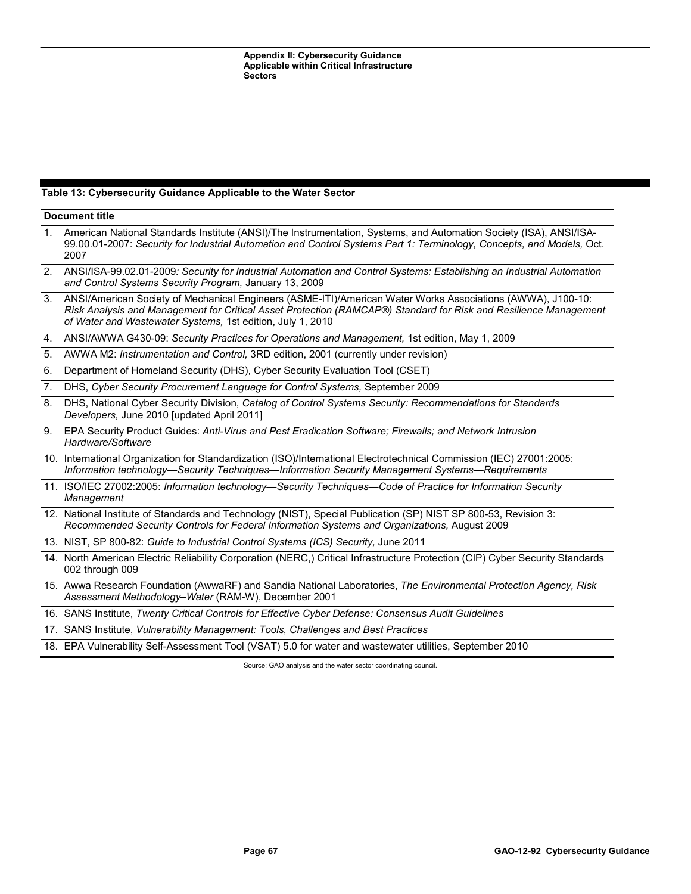**Table 13: Cybersecurity Guidance Applicable to the Water Sector**

| Document title |
|---|
| 1. American National Standards Institute (ANSI)/The Instrumentation, Systems, and Automation Society (ISA), ANSI/ISA-99.00.01-2007: *Security for Industrial Automation and Control Systems Part 1: Terminology, Concepts, and Models,* Oct. 2007 |
| 2. ANSI/ISA-99.02.01-2009*: Security for Industrial Automation and Control Systems: Establishing an Industrial Automation and Control Systems Security Program,* January 13, 2009 |
| 3. ANSI/American Society of Mechanical Engineers (ASME-ITI)/American Water Works Associations (AWWA), J100-10: *Risk Analysis and Management for Critical Asset Protection (RAMCAP®) Standard for Risk and Resilience Management of Water and Wastewater Systems,* 1st edition, July 1, 2010 |
| 4. ANSI/AWWA G430-09: *Security Practices for Operations and Management,* 1st edition, May 1, 2009 |
| 5. AWWA M2: *Instrumentation and Control,* 3RD edition, 2001 (currently under revision) |
| 6. Department of Homeland Security (DHS), Cyber Security Evaluation Tool (CSET) |
| 7. DHS, *Cyber Security Procurement Language for Control Systems,* September 2009 |
| 8. DHS, National Cyber Security Division, *Catalog of Control Systems Security: Recommendations for Standards Developers,* June 2010 [updated April 2011] |
| 9. EPA Security Product Guides: *Anti-Virus and Pest Eradication Software; Firewalls; and Network Intrusion Hardware/Software* |
| 10. International Organization for Standardization (ISO)/International Electrotechnical Commission (IEC) 27001:2005: *Information technology—Security Techniques—Information Security Management Systems—Requirements* |
| 11. ISO/IEC 27002:2005: *Information technology—Security Techniques—Code of Practice for Information Security Management* |
| 12. National Institute of Standards and Technology (NIST), Special Publication (SP) NIST SP 800-53, Revision 3: *Recommended Security Controls for Federal Information Systems and Organizations,* August 2009 |
| 13. NIST, SP 800-82: *Guide to Industrial Control Systems (ICS) Security,* June 2011 |
| 14. North American Electric Reliability Corporation (NERC,) Critical Infrastructure Protection (CIP) Cyber Security Standards 002 through 009 |
| 15. Awwa Research Foundation (AwwaRF) and Sandia National Laboratories, *The Environmental Protection Agency, Risk Assessment Methodology–Water* (RAM-W), December 2001 |
| 16. SANS Institute, *Twenty Critical Controls for Effective Cyber Defense: Consensus Audit Guidelines* |
| 17. SANS Institute, *Vulnerability Management: Tools, Challenges and Best Practices* |
| 18. EPA Vulnerability Self-Assessment Tool (VSAT) 5.0 for water and wastewater utilities, September 2010 |

Source: GAO analysis and the water sector coordinating council.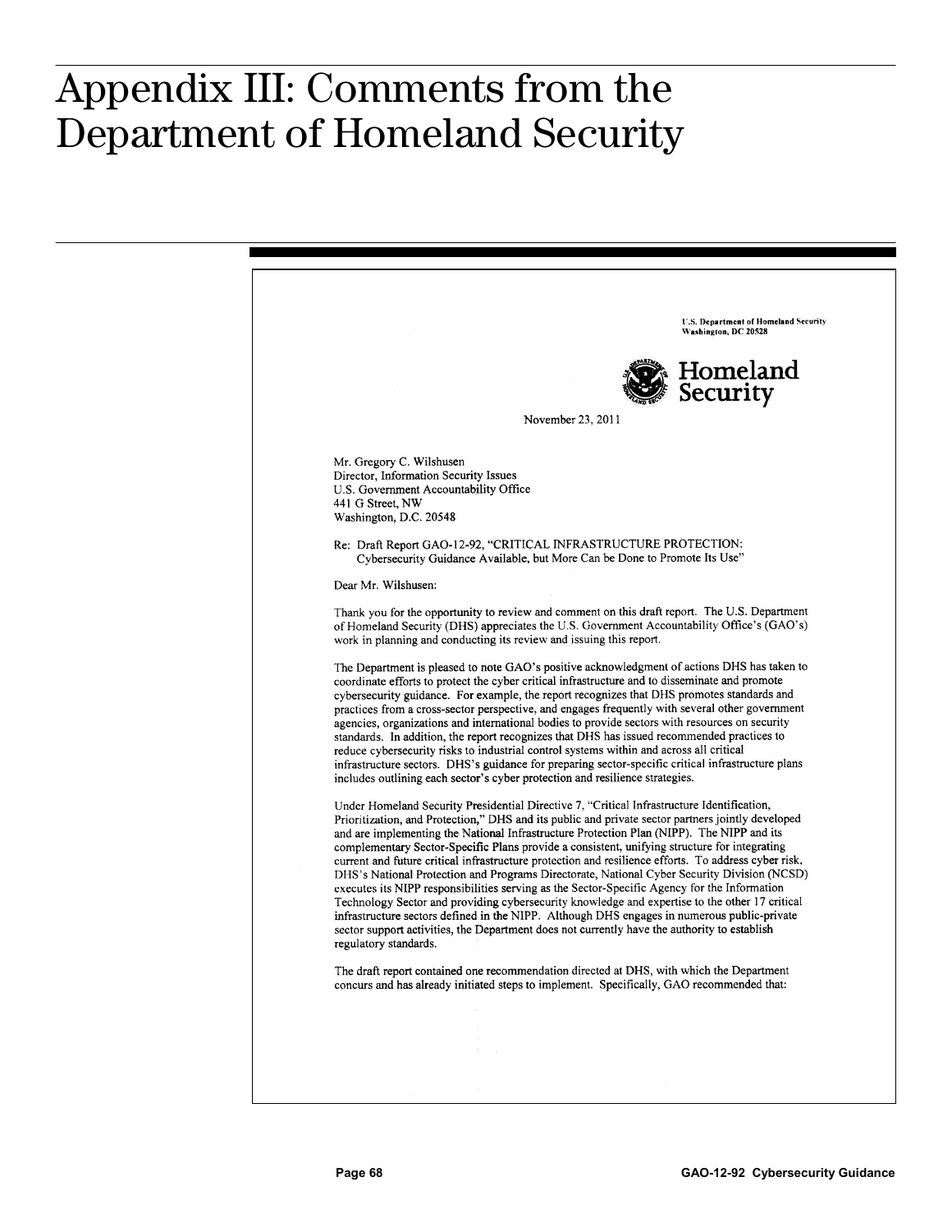# Appendix III: Comments from the Department of Homeland Security

U.S. Department of Homeland Security
Washington, DC 20528

Homeland Security

November 23, 2011

Mr. Gregory C. Wilshusen
Director, Information Security Issues
U.S. Government Accountability Office
441 G Street, NW
Washington, D.C. 20548

Re: Draft Report GAO-12-92, "CRITICAL INFRASTRUCTURE PROTECTION: Cybersecurity Guidance Available, but More Can be Done to Promote Its Use"

Dear Mr. Wilshusen:

Thank you for the opportunity to review and comment on this draft report. The U.S. Department of Homeland Security (DHS) appreciates the U.S. Government Accountability Office's (GAO's) work in planning and conducting its review and issuing this report.

The Department is pleased to note GAO's positive acknowledgment of actions DHS has taken to coordinate efforts to protect the cyber critical infrastructure and to disseminate and promote cybersecurity guidance. For example, the report recognizes that DHS promotes standards and practices from a cross-sector perspective, and engages frequently with several other government agencies, organizations and international bodies to provide sectors with resources on security standards. In addition, the report recognizes that DHS has issued recommended practices to reduce cybersecurity risks to industrial control systems within and across all critical infrastructure sectors. DHS's guidance for preparing sector-specific critical infrastructure plans includes outlining each sector's cyber protection and resilience strategies.

Under Homeland Security Presidential Directive 7, "Critical Infrastructure Identification, Prioritization, and Protection," DHS and its public and private sector partners jointly developed and are implementing the National Infrastructure Protection Plan (NIPP). The NIPP and its complementary Sector-Specific Plans provide a consistent, unifying structure for integrating current and future critical infrastructure protection and resilience efforts. To address cyber risk, DHS's National Protection and Programs Directorate, National Cyber Security Division (NCSD) executes its NIPP responsibilities serving as the Sector-Specific Agency for the Information Technology Sector and providing cybersecurity knowledge and expertise to the other 17 critical infrastructure sectors defined in the NIPP. Although DHS engages in numerous public-private sector support activities, the Department does not currently have the authority to establish regulatory standards.

The draft report contained one recommendation directed at DHS, with which the Department concurs and has already initiated steps to implement. Specifically, GAO recommended that: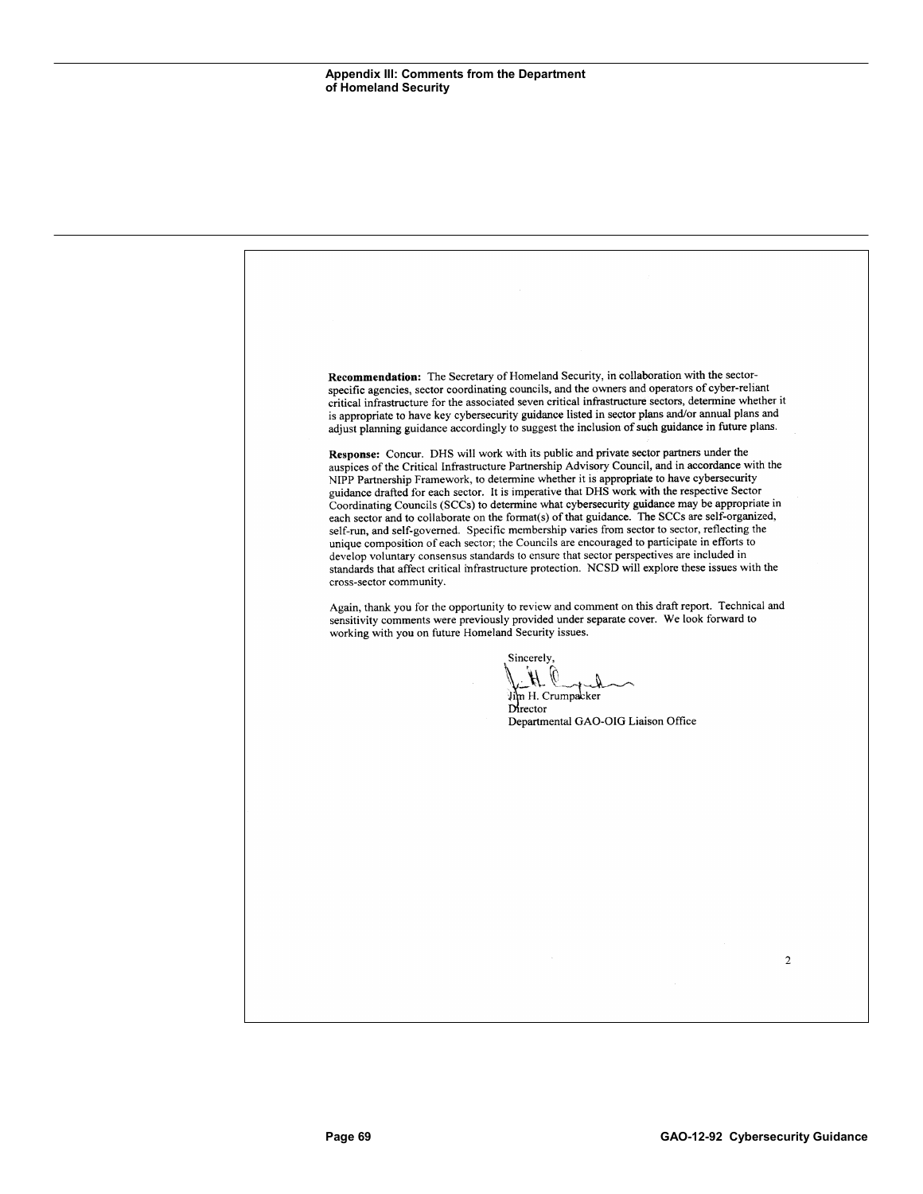**Appendix III: Comments from the Department of Homeland Security**

**Recommendation:** The Secretary of Homeland Security, in collaboration with the sector-specific agencies, sector coordinating councils, and the owners and operators of cyber-reliant critical infrastructure for the associated seven critical infrastructure sectors, determine whether it is appropriate to have key cybersecurity guidance listed in sector plans and/or annual plans and adjust planning guidance accordingly to suggest the inclusion of such guidance in future plans.

**Response:** Concur. DHS will work with its public and private sector partners under the auspices of the Critical Infrastructure Partnership Advisory Council, and in accordance with the NIPP Partnership Framework, to determine whether it is appropriate to have cybersecurity guidance drafted for each sector. It is imperative that DHS work with the respective Sector Coordinating Councils (SCCs) to determine what cybersecurity guidance may be appropriate in each sector and to collaborate on the format(s) of that guidance. The SCCs are self-organized, self-run, and self-governed. Specific membership varies from sector to sector, reflecting the unique composition of each sector; the Councils are encouraged to participate in efforts to develop voluntary consensus standards to ensure that sector perspectives are included in standards that affect critical infrastructure protection. NCSD will explore these issues with the cross-sector community.

Again, thank you for the opportunity to review and comment on this draft report. Technical and sensitivity comments were previously provided under separate cover. We look forward to working with you on future Homeland Security issues.

Sincerely,

Jim H. Crumpacker
Director
Departmental GAO-OIG Liaison Office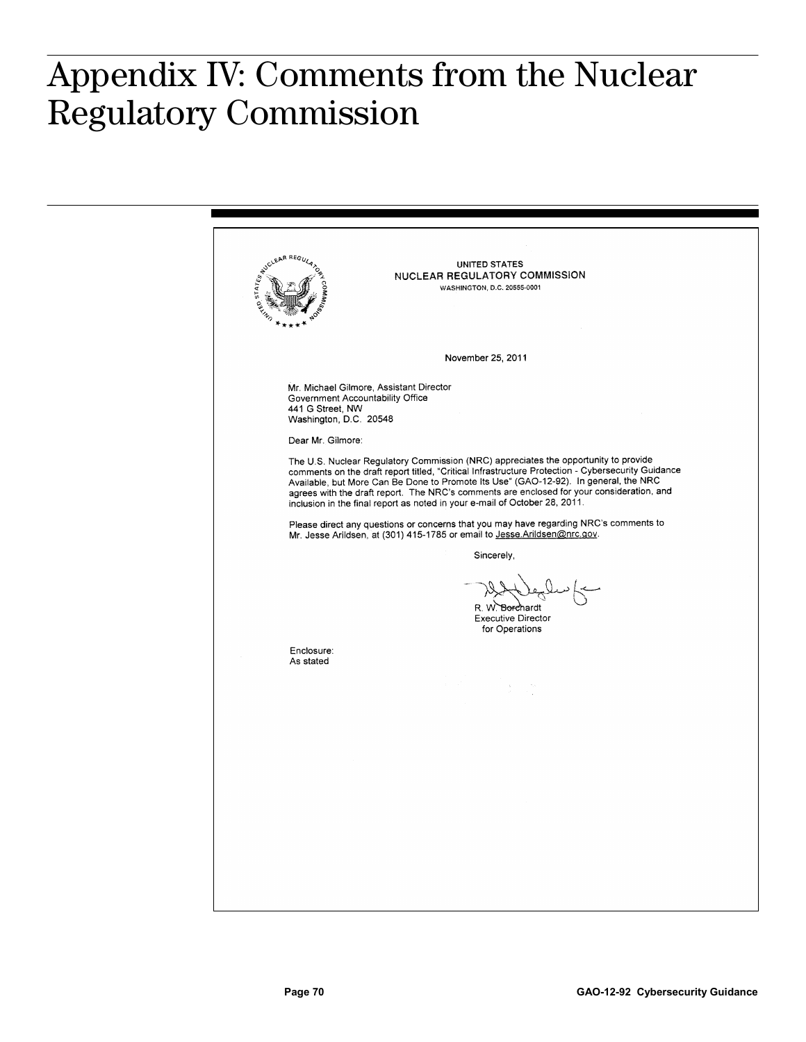# Appendix IV: Comments from the Nuclear Regulatory Commission

UNITED STATES
NUCLEAR REGULATORY COMMISSION
WASHINGTON, D.C. 20555-0001

November 25, 2011

Mr. Michael Gilmore, Assistant Director
Government Accountability Office
441 G Street, NW
Washington, D.C. 20548

Dear Mr. Gilmore:

The U.S. Nuclear Regulatory Commission (NRC) appreciates the opportunity to provide comments on the draft report titled, "Critical Infrastructure Protection - Cybersecurity Guidance Available, but More Can Be Done to Promote Its Use" (GAO-12-92). In general, the NRC agrees with the draft report. The NRC's comments are enclosed for your consideration, and inclusion in the final report as noted in your e-mail of October 28, 2011.

Please direct any questions or concerns that you may have regarding NRC's comments to Mr. Jesse Arildsen, at (301) 415-1785 or email to Jesse.Arildsen@nrc.gov.

Sincerely,

R. W. Borchardt
Executive Director
for Operations

Enclosure:
As stated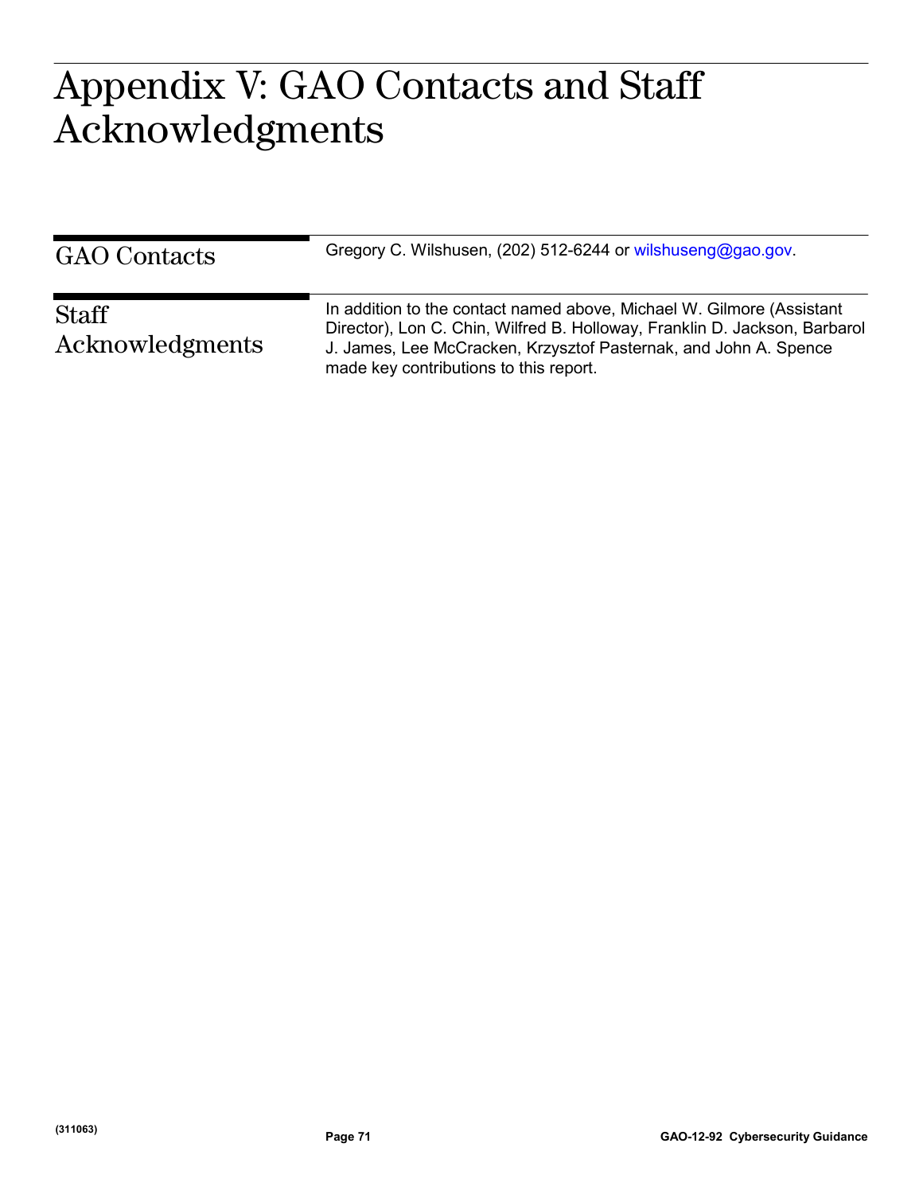# Appendix V: GAO Contacts and Staff Acknowledgments

## GAO Contacts

Gregory C. Wilshusen, (202) 512-6244 or wilshuseng@gao.gov.

## Staff Acknowledgments

In addition to the contact named above, Michael W. Gilmore (Assistant Director), Lon C. Chin, Wilfred B. Holloway, Franklin D. Jackson, Barbarol J. James, Lee McCracken, Krzysztof Pasternak, and John A. Spence made key contributions to this report.

(311063)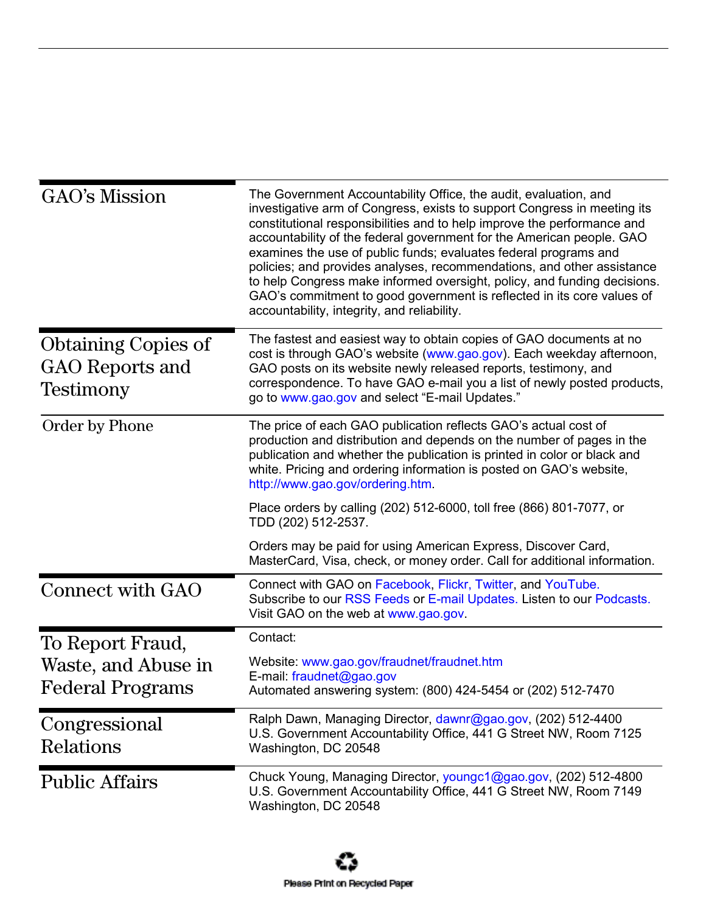## GAO's Mission

The Government Accountability Office, the audit, evaluation, and investigative arm of Congress, exists to support Congress in meeting its constitutional responsibilities and to help improve the performance and accountability of the federal government for the American people. GAO examines the use of public funds; evaluates federal programs and policies; and provides analyses, recommendations, and other assistance to help Congress make informed oversight, policy, and funding decisions. GAO's commitment to good government is reflected in its core values of accountability, integrity, and reliability.

## Obtaining Copies of GAO Reports and Testimony

The fastest and easiest way to obtain copies of GAO documents at no cost is through GAO's website (www.gao.gov). Each weekday afternoon, GAO posts on its website newly released reports, testimony, and correspondence. To have GAO e-mail you a list of newly posted products, go to www.gao.gov and select "E-mail Updates."

### Order by Phone

The price of each GAO publication reflects GAO's actual cost of production and distribution and depends on the number of pages in the publication and whether the publication is printed in color or black and white. Pricing and ordering information is posted on GAO's website, http://www.gao.gov/ordering.htm.

Place orders by calling (202) 512-6000, toll free (866) 801-7077, or TDD (202) 512-2537.

Orders may be paid for using American Express, Discover Card, MasterCard, Visa, check, or money order. Call for additional information.

## Connect with GAO

Connect with GAO on Facebook, Flickr, Twitter, and YouTube. Subscribe to our RSS Feeds or E-mail Updates. Listen to our Podcasts. Visit GAO on the web at www.gao.gov.

## To Report Fraud, Waste, and Abuse in Federal Programs

Contact:

Website: www.gao.gov/fraudnet/fraudnet.htm
E-mail: fraudnet@gao.gov
Automated answering system: (800) 424-5454 or (202) 512-7470

## Congressional Relations

Ralph Dawn, Managing Director, dawnr@gao.gov, (202) 512-4400
U.S. Government Accountability Office, 441 G Street NW, Room 7125
Washington, DC 20548

## Public Affairs

Chuck Young, Managing Director, youngc1@gao.gov, (202) 512-4800
U.S. Government Accountability Office, 441 G Street NW, Room 7149
Washington, DC 20548

Please Print on Recycled Paper